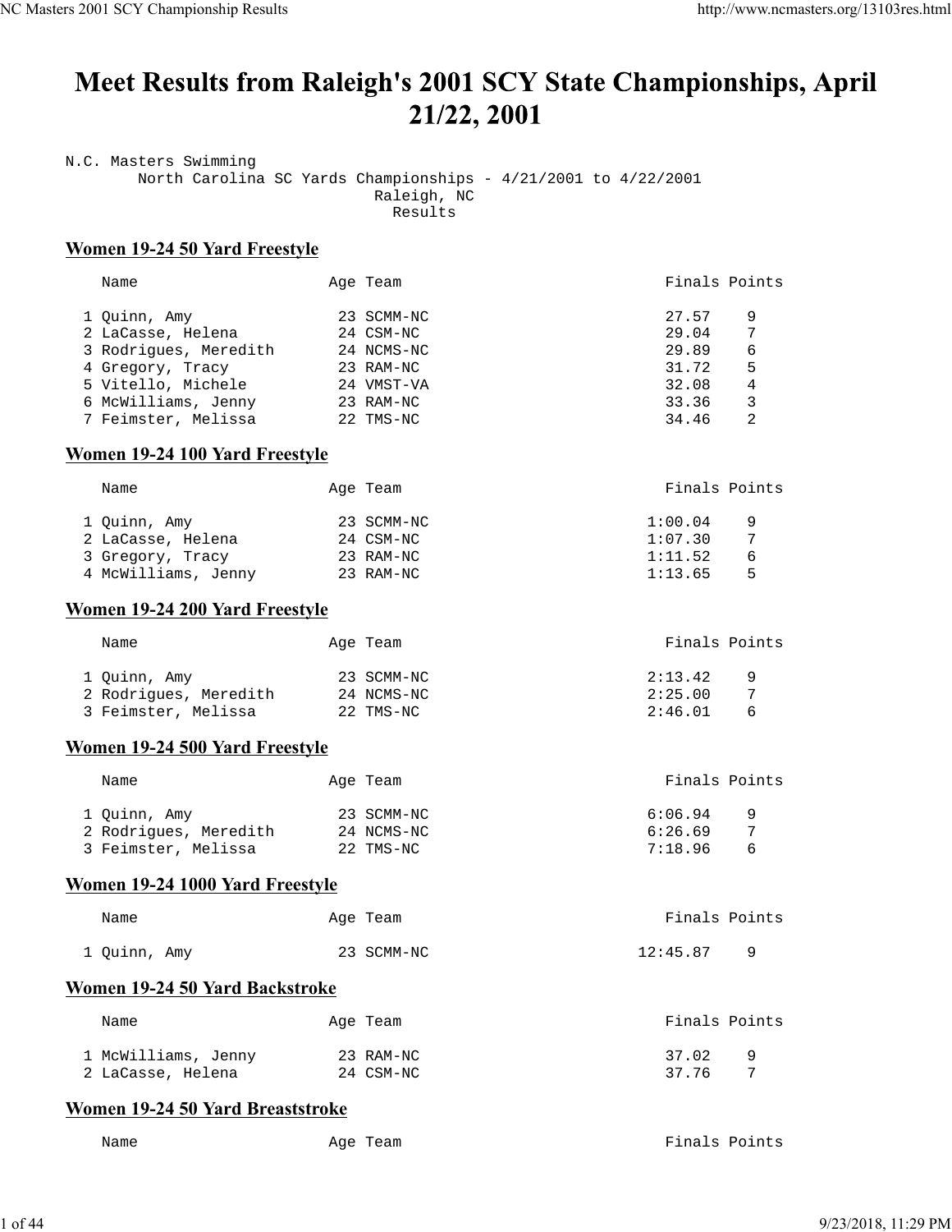# Meet Results from Raleigh's 2001 SCY State Championships, April 21/22, 2001

N.C. Masters Swimming
North Carolina SC Yards Championships - 4/21/2001 to 4/22/2001
Raleigh, NC
Results

## Women 19-24 50 Yard Freestyle

| | Name | Age | Team | Finals | Points |
|---|---|---|---|---|---|
| 1 | Quinn, Amy | 23 | SCMM-NC | 27.57 | 9 |
| 2 | LaCasse, Helena | 24 | CSM-NC | 29.04 | 7 |
| 3 | Rodrigues, Meredith | 24 | NCMS-NC | 29.89 | 6 |
| 4 | Gregory, Tracy | 23 | RAM-NC | 31.72 | 5 |
| 5 | Vitello, Michele | 24 | VMST-VA | 32.08 | 4 |
| 6 | McWilliams, Jenny | 23 | RAM-NC | 33.36 | 3 |
| 7 | Feimster, Melissa | 22 | TMS-NC | 34.46 | 2 |

## Women 19-24 100 Yard Freestyle

| | Name | Age | Team | Finals | Points |
|---|---|---|---|---|---|
| 1 | Quinn, Amy | 23 | SCMM-NC | 1:00.04 | 9 |
| 2 | LaCasse, Helena | 24 | CSM-NC | 1:07.30 | 7 |
| 3 | Gregory, Tracy | 23 | RAM-NC | 1:11.52 | 6 |
| 4 | McWilliams, Jenny | 23 | RAM-NC | 1:13.65 | 5 |

## Women 19-24 200 Yard Freestyle

| | Name | Age | Team | Finals | Points |
|---|---|---|---|---|---|
| 1 | Quinn, Amy | 23 | SCMM-NC | 2:13.42 | 9 |
| 2 | Rodrigues, Meredith | 24 | NCMS-NC | 2:25.00 | 7 |
| 3 | Feimster, Melissa | 22 | TMS-NC | 2:46.01 | 6 |

## Women 19-24 500 Yard Freestyle

| | Name | Age | Team | Finals | Points |
|---|---|---|---|---|---|
| 1 | Quinn, Amy | 23 | SCMM-NC | 6:06.94 | 9 |
| 2 | Rodrigues, Meredith | 24 | NCMS-NC | 6:26.69 | 7 |
| 3 | Feimster, Melissa | 22 | TMS-NC | 7:18.96 | 6 |

## Women 19-24 1000 Yard Freestyle

| | Name | Age | Team | Finals | Points |
|---|---|---|---|---|---|
| 1 | Quinn, Amy | 23 | SCMM-NC | 12:45.87 | 9 |

## Women 19-24 50 Yard Backstroke

| | Name | Age | Team | Finals | Points |
|---|---|---|---|---|---|
| 1 | McWilliams, Jenny | 23 | RAM-NC | 37.02 | 9 |
| 2 | LaCasse, Helena | 24 | CSM-NC | 37.76 | 7 |

## Women 19-24 50 Yard Breaststroke

| | Name | Age | Team | Finals | Points |
|---|---|---|---|---|---|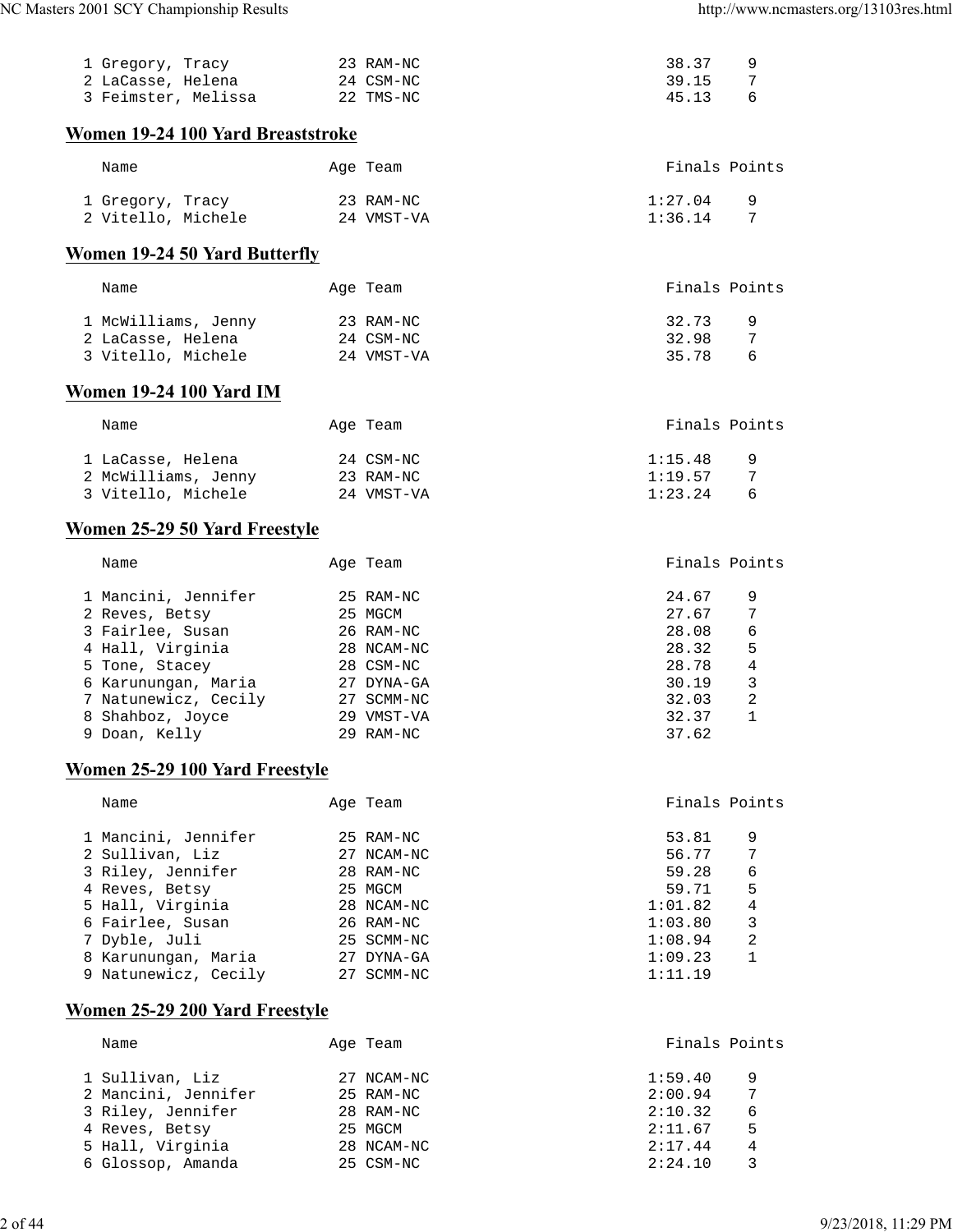| | Name | Age | Team | Finals | Points |
|---|---|---|---|---|---|
| 1 | Gregory, Tracy | 23 | RAM-NC | 38.37 | 9 |
| 2 | LaCasse, Helena | 24 | CSM-NC | 39.15 | 7 |
| 3 | Feimster, Melissa | 22 | TMS-NC | 45.13 | 6 |

## Women 19-24 100 Yard Breaststroke

| | Name | Age | Team | Finals | Points |
|---|---|---|---|---|---|
| 1 | Gregory, Tracy | 23 | RAM-NC | 1:27.04 | 9 |
| 2 | Vitello, Michele | 24 | VMST-VA | 1:36.14 | 7 |

## Women 19-24 50 Yard Butterfly

| | Name | Age | Team | Finals | Points |
|---|---|---|---|---|---|
| 1 | McWilliams, Jenny | 23 | RAM-NC | 32.73 | 9 |
| 2 | LaCasse, Helena | 24 | CSM-NC | 32.98 | 7 |
| 3 | Vitello, Michele | 24 | VMST-VA | 35.78 | 6 |

## Women 19-24 100 Yard IM

| | Name | Age | Team | Finals | Points |
|---|---|---|---|---|---|
| 1 | LaCasse, Helena | 24 | CSM-NC | 1:15.48 | 9 |
| 2 | McWilliams, Jenny | 23 | RAM-NC | 1:19.57 | 7 |
| 3 | Vitello, Michele | 24 | VMST-VA | 1:23.24 | 6 |

## Women 25-29 50 Yard Freestyle

| | Name | Age | Team | Finals | Points |
|---|---|---|---|---|---|
| 1 | Mancini, Jennifer | 25 | RAM-NC | 24.67 | 9 |
| 2 | Reves, Betsy | 25 | MGCM | 27.67 | 7 |
| 3 | Fairlee, Susan | 26 | RAM-NC | 28.08 | 6 |
| 4 | Hall, Virginia | 28 | NCAM-NC | 28.32 | 5 |
| 5 | Tone, Stacey | 28 | CSM-NC | 28.78 | 4 |
| 6 | Karunungan, Maria | 27 | DYNA-GA | 30.19 | 3 |
| 7 | Natunewicz, Cecily | 27 | SCMM-NC | 32.03 | 2 |
| 8 | Shahboz, Joyce | 29 | VMST-VA | 32.37 | 1 |
| 9 | Doan, Kelly | 29 | RAM-NC | 37.62 | |

## Women 25-29 100 Yard Freestyle

| | Name | Age | Team | Finals | Points |
|---|---|---|---|---|---|
| 1 | Mancini, Jennifer | 25 | RAM-NC | 53.81 | 9 |
| 2 | Sullivan, Liz | 27 | NCAM-NC | 56.77 | 7 |
| 3 | Riley, Jennifer | 28 | RAM-NC | 59.28 | 6 |
| 4 | Reves, Betsy | 25 | MGCM | 59.71 | 5 |
| 5 | Hall, Virginia | 28 | NCAM-NC | 1:01.82 | 4 |
| 6 | Fairlee, Susan | 26 | RAM-NC | 1:03.80 | 3 |
| 7 | Dyble, Juli | 25 | SCMM-NC | 1:08.94 | 2 |
| 8 | Karunungan, Maria | 27 | DYNA-GA | 1:09.23 | 1 |
| 9 | Natunewicz, Cecily | 27 | SCMM-NC | 1:11.19 | |

## Women 25-29 200 Yard Freestyle

| | Name | Age | Team | Finals | Points |
|---|---|---|---|---|---|
| 1 | Sullivan, Liz | 27 | NCAM-NC | 1:59.40 | 9 |
| 2 | Mancini, Jennifer | 25 | RAM-NC | 2:00.94 | 7 |
| 3 | Riley, Jennifer | 28 | RAM-NC | 2:10.32 | 6 |
| 4 | Reves, Betsy | 25 | MGCM | 2:11.67 | 5 |
| 5 | Hall, Virginia | 28 | NCAM-NC | 2:17.44 | 4 |
| 6 | Glossop, Amanda | 25 | CSM-NC | 2:24.10 | 3 |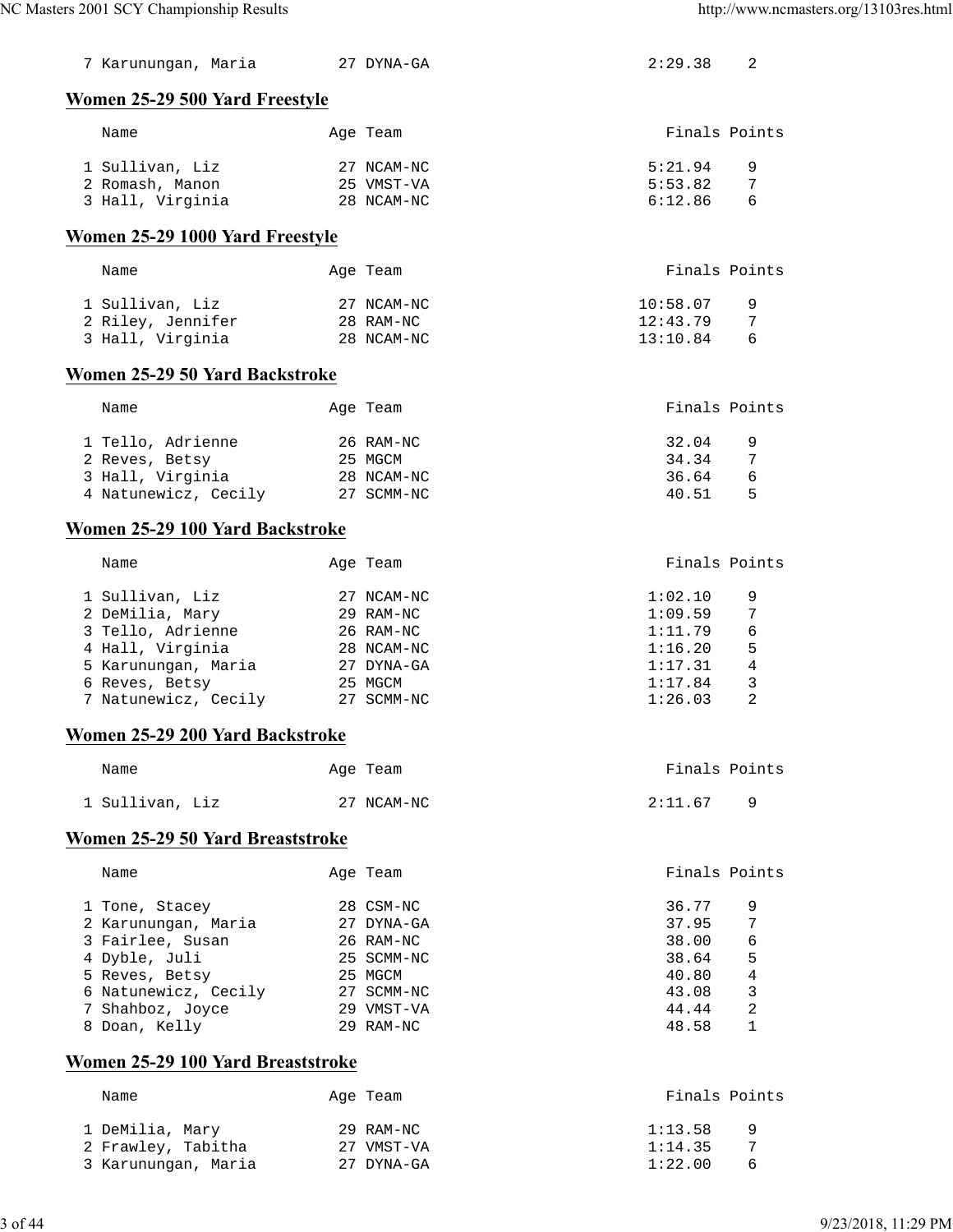| | Name | Age | Team | Finals | Points |
|---|---|---|---|---|---|
| 7 | Karunungan, Maria | 27 | DYNA-GA | 2:29.38 | 2 |

## Women 25-29 500 Yard Freestyle

| | Name | Age | Team | Finals | Points |
|---|---|---|---|---|---|
| 1 | Sullivan, Liz | 27 | NCAM-NC | 5:21.94 | 9 |
| 2 | Romash, Manon | 25 | VMST-VA | 5:53.82 | 7 |
| 3 | Hall, Virginia | 28 | NCAM-NC | 6:12.86 | 6 |

## Women 25-29 1000 Yard Freestyle

| | Name | Age | Team | Finals | Points |
|---|---|---|---|---|---|
| 1 | Sullivan, Liz | 27 | NCAM-NC | 10:58.07 | 9 |
| 2 | Riley, Jennifer | 28 | RAM-NC | 12:43.79 | 7 |
| 3 | Hall, Virginia | 28 | NCAM-NC | 13:10.84 | 6 |

## Women 25-29 50 Yard Backstroke

| | Name | Age | Team | Finals | Points |
|---|---|---|---|---|---|
| 1 | Tello, Adrienne | 26 | RAM-NC | 32.04 | 9 |
| 2 | Reves, Betsy | 25 | MGCM | 34.34 | 7 |
| 3 | Hall, Virginia | 28 | NCAM-NC | 36.64 | 6 |
| 4 | Natunewicz, Cecily | 27 | SCMM-NC | 40.51 | 5 |

## Women 25-29 100 Yard Backstroke

| | Name | Age | Team | Finals | Points |
|---|---|---|---|---|---|
| 1 | Sullivan, Liz | 27 | NCAM-NC | 1:02.10 | 9 |
| 2 | DeMilia, Mary | 29 | RAM-NC | 1:09.59 | 7 |
| 3 | Tello, Adrienne | 26 | RAM-NC | 1:11.79 | 6 |
| 4 | Hall, Virginia | 28 | NCAM-NC | 1:16.20 | 5 |
| 5 | Karunungan, Maria | 27 | DYNA-GA | 1:17.31 | 4 |
| 6 | Reves, Betsy | 25 | MGCM | 1:17.84 | 3 |
| 7 | Natunewicz, Cecily | 27 | SCMM-NC | 1:26.03 | 2 |

## Women 25-29 200 Yard Backstroke

| | Name | Age | Team | Finals | Points |
|---|---|---|---|---|---|
| 1 | Sullivan, Liz | 27 | NCAM-NC | 2:11.67 | 9 |

## Women 25-29 50 Yard Breaststroke

| | Name | Age | Team | Finals | Points |
|---|---|---|---|---|---|
| 1 | Tone, Stacey | 28 | CSM-NC | 36.77 | 9 |
| 2 | Karunungan, Maria | 27 | DYNA-GA | 37.95 | 7 |
| 3 | Fairlee, Susan | 26 | RAM-NC | 38.00 | 6 |
| 4 | Dyble, Juli | 25 | SCMM-NC | 38.64 | 5 |
| 5 | Reves, Betsy | 25 | MGCM | 40.80 | 4 |
| 6 | Natunewicz, Cecily | 27 | SCMM-NC | 43.08 | 3 |
| 7 | Shahboz, Joyce | 29 | VMST-VA | 44.44 | 2 |
| 8 | Doan, Kelly | 29 | RAM-NC | 48.58 | 1 |

## Women 25-29 100 Yard Breaststroke

| | Name | Age | Team | Finals | Points |
|---|---|---|---|---|---|
| 1 | DeMilia, Mary | 29 | RAM-NC | 1:13.58 | 9 |
| 2 | Frawley, Tabitha | 27 | VMST-VA | 1:14.35 | 7 |
| 3 | Karunungan, Maria | 27 | DYNA-GA | 1:22.00 | 6 |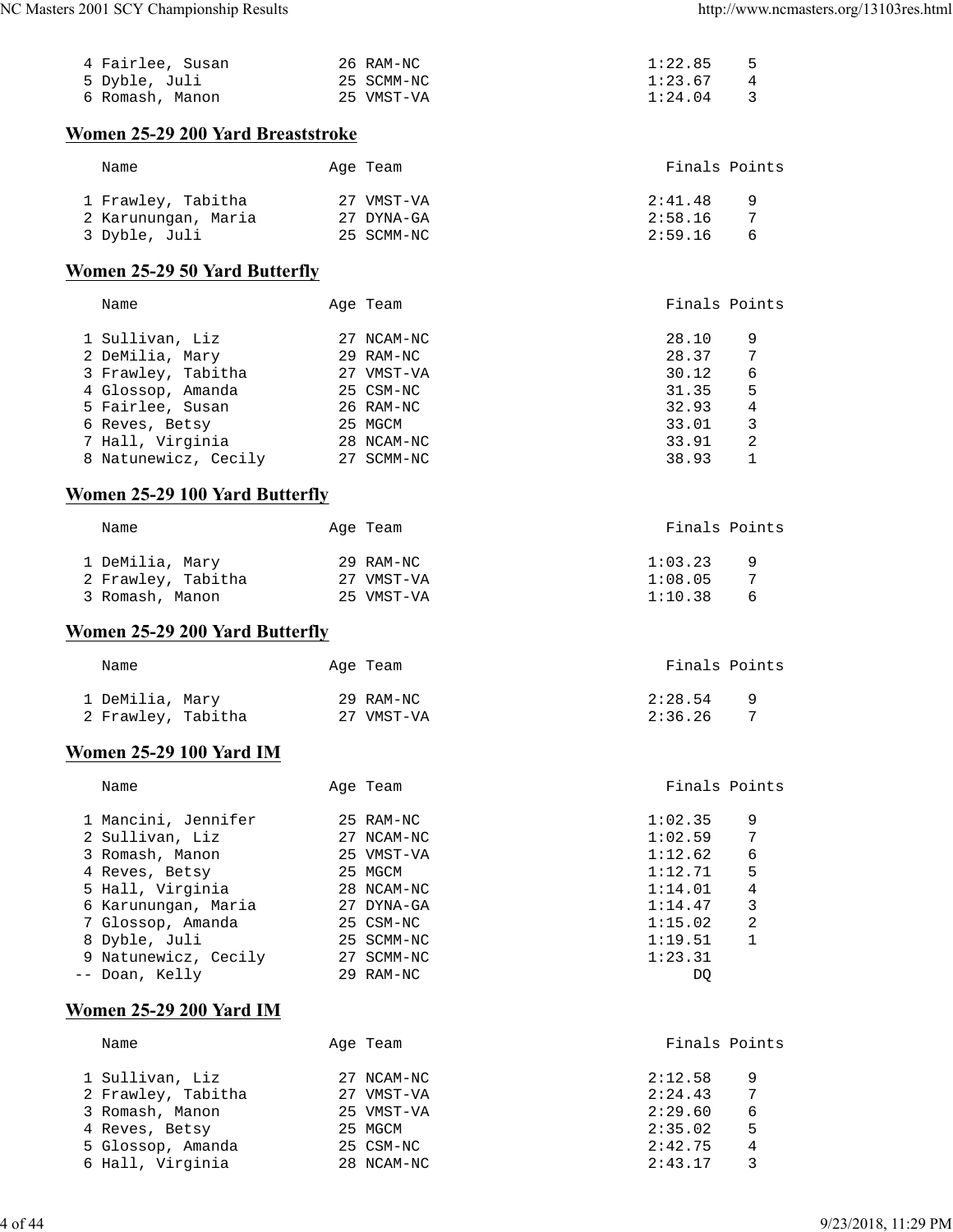| | Name | Age | Team | Finals | Points |
|---|---|---|---|---|---|
| 4 | Fairlee, Susan | 26 | RAM-NC | 1:22.85 | 5 |
| 5 | Dyble, Juli | 25 | SCMM-NC | 1:23.67 | 4 |
| 6 | Romash, Manon | 25 | VMST-VA | 1:24.04 | 3 |

## Women 25-29 200 Yard Breaststroke

| | Name | Age | Team | Finals | Points |
|---|---|---|---|---|---|
| 1 | Frawley, Tabitha | 27 | VMST-VA | 2:41.48 | 9 |
| 2 | Karunungan, Maria | 27 | DYNA-GA | 2:58.16 | 7 |
| 3 | Dyble, Juli | 25 | SCMM-NC | 2:59.16 | 6 |

## Women 25-29 50 Yard Butterfly

| | Name | Age | Team | Finals | Points |
|---|---|---|---|---|---|
| 1 | Sullivan, Liz | 27 | NCAM-NC | 28.10 | 9 |
| 2 | DeMilia, Mary | 29 | RAM-NC | 28.37 | 7 |
| 3 | Frawley, Tabitha | 27 | VMST-VA | 30.12 | 6 |
| 4 | Glossop, Amanda | 25 | CSM-NC | 31.35 | 5 |
| 5 | Fairlee, Susan | 26 | RAM-NC | 32.93 | 4 |
| 6 | Reves, Betsy | 25 | MGCM | 33.01 | 3 |
| 7 | Hall, Virginia | 28 | NCAM-NC | 33.91 | 2 |
| 8 | Natunewicz, Cecily | 27 | SCMM-NC | 38.93 | 1 |

## Women 25-29 100 Yard Butterfly

| | Name | Age | Team | Finals | Points |
|---|---|---|---|---|---|
| 1 | DeMilia, Mary | 29 | RAM-NC | 1:03.23 | 9 |
| 2 | Frawley, Tabitha | 27 | VMST-VA | 1:08.05 | 7 |
| 3 | Romash, Manon | 25 | VMST-VA | 1:10.38 | 6 |

## Women 25-29 200 Yard Butterfly

| | Name | Age | Team | Finals | Points |
|---|---|---|---|---|---|
| 1 | DeMilia, Mary | 29 | RAM-NC | 2:28.54 | 9 |
| 2 | Frawley, Tabitha | 27 | VMST-VA | 2:36.26 | 7 |

## Women 25-29 100 Yard IM

| | Name | Age | Team | Finals | Points |
|---|---|---|---|---|---|
| 1 | Mancini, Jennifer | 25 | RAM-NC | 1:02.35 | 9 |
| 2 | Sullivan, Liz | 27 | NCAM-NC | 1:02.59 | 7 |
| 3 | Romash, Manon | 25 | VMST-VA | 1:12.62 | 6 |
| 4 | Reves, Betsy | 25 | MGCM | 1:12.71 | 5 |
| 5 | Hall, Virginia | 28 | NCAM-NC | 1:14.01 | 4 |
| 6 | Karunungan, Maria | 27 | DYNA-GA | 1:14.47 | 3 |
| 7 | Glossop, Amanda | 25 | CSM-NC | 1:15.02 | 2 |
| 8 | Dyble, Juli | 25 | SCMM-NC | 1:19.51 | 1 |
| 9 | Natunewicz, Cecily | 27 | SCMM-NC | 1:23.31 | |
| -- | Doan, Kelly | 29 | RAM-NC | DQ | |

## Women 25-29 200 Yard IM

| | Name | Age | Team | Finals | Points |
|---|---|---|---|---|---|
| 1 | Sullivan, Liz | 27 | NCAM-NC | 2:12.58 | 9 |
| 2 | Frawley, Tabitha | 27 | VMST-VA | 2:24.43 | 7 |
| 3 | Romash, Manon | 25 | VMST-VA | 2:29.60 | 6 |
| 4 | Reves, Betsy | 25 | MGCM | 2:35.02 | 5 |
| 5 | Glossop, Amanda | 25 | CSM-NC | 2:42.75 | 4 |
| 6 | Hall, Virginia | 28 | NCAM-NC | 2:43.17 | 3 |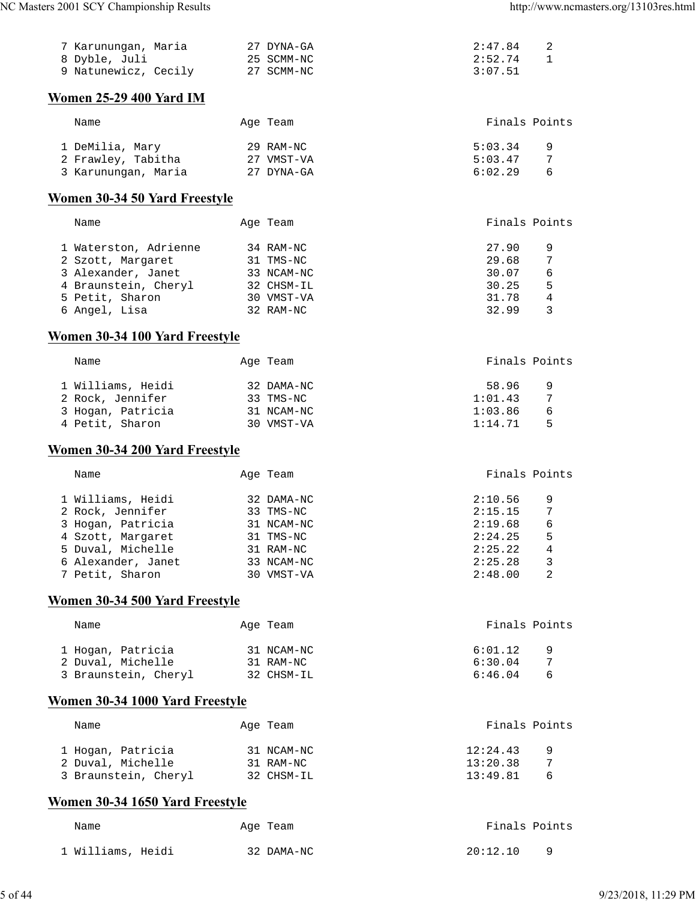| Name | Age | Team | Finals | Points |
|---|---|---|---|---|
| 7 Karunungan, Maria | 27 | DYNA-GA | 2:47.84 | 2 |
| 8 Dyble, Juli | 25 | SCMM-NC | 2:52.74 | 1 |
| 9 Natunewicz, Cecily | 27 | SCMM-NC | 3:07.51 | |

## Women 25-29 400 Yard IM

| Name | Age | Team | Finals | Points |
|---|---|---|---|---|
| 1 DeMilia, Mary | 29 | RAM-NC | 5:03.34 | 9 |
| 2 Frawley, Tabitha | 27 | VMST-VA | 5:03.47 | 7 |
| 3 Karunungan, Maria | 27 | DYNA-GA | 6:02.29 | 6 |

## Women 30-34 50 Yard Freestyle

| Name | Age | Team | Finals | Points |
|---|---|---|---|---|
| 1 Waterston, Adrienne | 34 | RAM-NC | 27.90 | 9 |
| 2 Szott, Margaret | 31 | TMS-NC | 29.68 | 7 |
| 3 Alexander, Janet | 33 | NCAM-NC | 30.07 | 6 |
| 4 Braunstein, Cheryl | 32 | CHSM-IL | 30.25 | 5 |
| 5 Petit, Sharon | 30 | VMST-VA | 31.78 | 4 |
| 6 Angel, Lisa | 32 | RAM-NC | 32.99 | 3 |

## Women 30-34 100 Yard Freestyle

| Name | Age | Team | Finals | Points |
|---|---|---|---|---|
| 1 Williams, Heidi | 32 | DAMA-NC | 58.96 | 9 |
| 2 Rock, Jennifer | 33 | TMS-NC | 1:01.43 | 7 |
| 3 Hogan, Patricia | 31 | NCAM-NC | 1:03.86 | 6 |
| 4 Petit, Sharon | 30 | VMST-VA | 1:14.71 | 5 |

## Women 30-34 200 Yard Freestyle

| Name | Age | Team | Finals | Points |
|---|---|---|---|---|
| 1 Williams, Heidi | 32 | DAMA-NC | 2:10.56 | 9 |
| 2 Rock, Jennifer | 33 | TMS-NC | 2:15.15 | 7 |
| 3 Hogan, Patricia | 31 | NCAM-NC | 2:19.68 | 6 |
| 4 Szott, Margaret | 31 | TMS-NC | 2:24.25 | 5 |
| 5 Duval, Michelle | 31 | RAM-NC | 2:25.22 | 4 |
| 6 Alexander, Janet | 33 | NCAM-NC | 2:25.28 | 3 |
| 7 Petit, Sharon | 30 | VMST-VA | 2:48.00 | 2 |

## Women 30-34 500 Yard Freestyle

| Name | Age | Team | Finals | Points |
|---|---|---|---|---|
| 1 Hogan, Patricia | 31 | NCAM-NC | 6:01.12 | 9 |
| 2 Duval, Michelle | 31 | RAM-NC | 6:30.04 | 7 |
| 3 Braunstein, Cheryl | 32 | CHSM-IL | 6:46.04 | 6 |

## Women 30-34 1000 Yard Freestyle

| Name | Age | Team | Finals | Points |
|---|---|---|---|---|
| 1 Hogan, Patricia | 31 | NCAM-NC | 12:24.43 | 9 |
| 2 Duval, Michelle | 31 | RAM-NC | 13:20.38 | 7 |
| 3 Braunstein, Cheryl | 32 | CHSM-IL | 13:49.81 | 6 |

## Women 30-34 1650 Yard Freestyle

| Name | Age | Team | Finals | Points |
|---|---|---|---|---|
| 1 Williams, Heidi | 32 | DAMA-NC | 20:12.10 | 9 |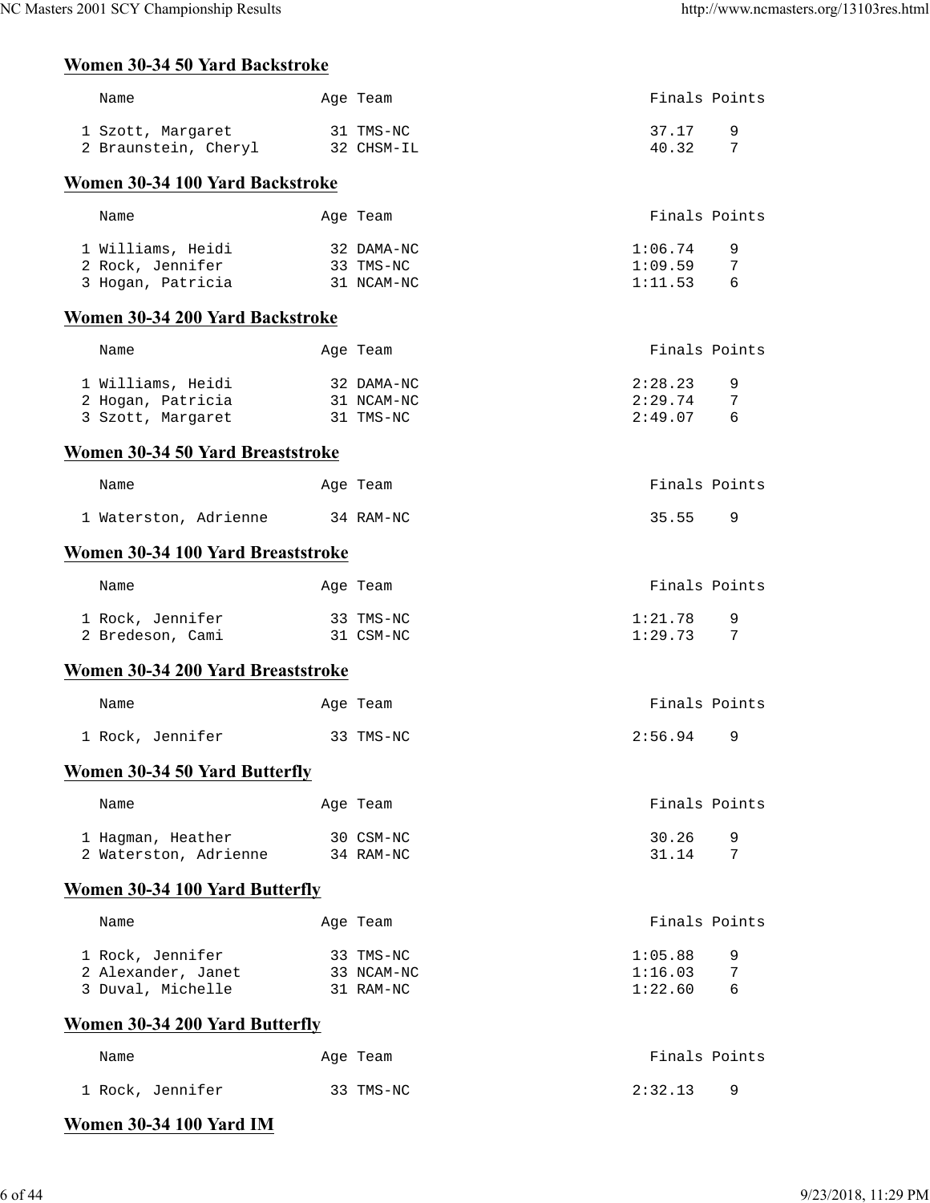## Women 30-34 50 Yard Backstroke

| | Name | Age | Team | Finals | Points |
|---|---|---|---|---|---|
| 1 | Szott, Margaret | 31 | TMS-NC | 37.17 | 9 |
| 2 | Braunstein, Cheryl | 32 | CHSM-IL | 40.32 | 7 |

## Women 30-34 100 Yard Backstroke

| | Name | Age | Team | Finals | Points |
|---|---|---|---|---|---|
| 1 | Williams, Heidi | 32 | DAMA-NC | 1:06.74 | 9 |
| 2 | Rock, Jennifer | 33 | TMS-NC | 1:09.59 | 7 |
| 3 | Hogan, Patricia | 31 | NCAM-NC | 1:11.53 | 6 |

## Women 30-34 200 Yard Backstroke

| | Name | Age | Team | Finals | Points |
|---|---|---|---|---|---|
| 1 | Williams, Heidi | 32 | DAMA-NC | 2:28.23 | 9 |
| 2 | Hogan, Patricia | 31 | NCAM-NC | 2:29.74 | 7 |
| 3 | Szott, Margaret | 31 | TMS-NC | 2:49.07 | 6 |

## Women 30-34 50 Yard Breaststroke

| | Name | Age | Team | Finals | Points |
|---|---|---|---|---|---|
| 1 | Waterston, Adrienne | 34 | RAM-NC | 35.55 | 9 |

## Women 30-34 100 Yard Breaststroke

| | Name | Age | Team | Finals | Points |
|---|---|---|---|---|---|
| 1 | Rock, Jennifer | 33 | TMS-NC | 1:21.78 | 9 |
| 2 | Bredeson, Cami | 31 | CSM-NC | 1:29.73 | 7 |

## Women 30-34 200 Yard Breaststroke

| | Name | Age | Team | Finals | Points |
|---|---|---|---|---|---|
| 1 | Rock, Jennifer | 33 | TMS-NC | 2:56.94 | 9 |

## Women 30-34 50 Yard Butterfly

| | Name | Age | Team | Finals | Points |
|---|---|---|---|---|---|
| 1 | Hagman, Heather | 30 | CSM-NC | 30.26 | 9 |
| 2 | Waterston, Adrienne | 34 | RAM-NC | 31.14 | 7 |

## Women 30-34 100 Yard Butterfly

| | Name | Age | Team | Finals | Points |
|---|---|---|---|---|---|
| 1 | Rock, Jennifer | 33 | TMS-NC | 1:05.88 | 9 |
| 2 | Alexander, Janet | 33 | NCAM-NC | 1:16.03 | 7 |
| 3 | Duval, Michelle | 31 | RAM-NC | 1:22.60 | 6 |

## Women 30-34 200 Yard Butterfly

| | Name | Age | Team | Finals | Points |
|---|---|---|---|---|---|
| 1 | Rock, Jennifer | 33 | TMS-NC | 2:32.13 | 9 |

## Women 30-34 100 Yard IM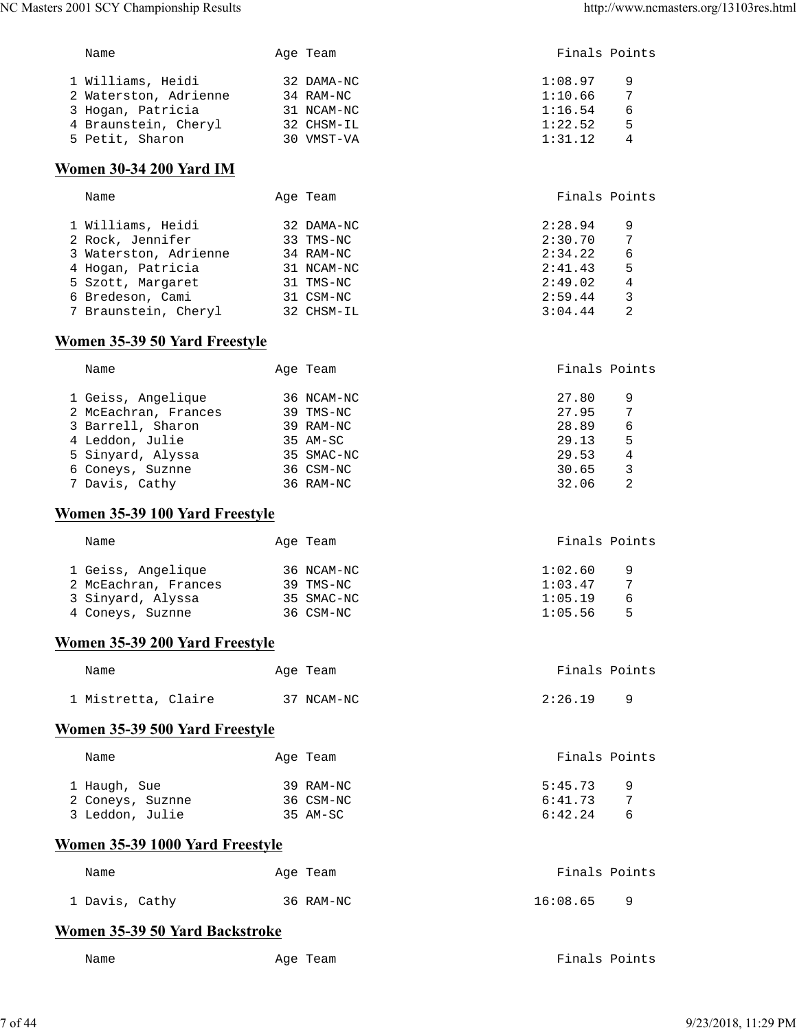| | Name | Age | Team | Finals | Points |
|---|---|---|---|---|---|
| 1 | Williams, Heidi | 32 | DAMA-NC | 1:08.97 | 9 |
| 2 | Waterston, Adrienne | 34 | RAM-NC | 1:10.66 | 7 |
| 3 | Hogan, Patricia | 31 | NCAM-NC | 1:16.54 | 6 |
| 4 | Braunstein, Cheryl | 32 | CHSM-IL | 1:22.52 | 5 |
| 5 | Petit, Sharon | 30 | VMST-VA | 1:31.12 | 4 |

## Women 30-34 200 Yard IM

| | Name | Age | Team | Finals | Points |
|---|---|---|---|---|---|
| 1 | Williams, Heidi | 32 | DAMA-NC | 2:28.94 | 9 |
| 2 | Rock, Jennifer | 33 | TMS-NC | 2:30.70 | 7 |
| 3 | Waterston, Adrienne | 34 | RAM-NC | 2:34.22 | 6 |
| 4 | Hogan, Patricia | 31 | NCAM-NC | 2:41.43 | 5 |
| 5 | Szott, Margaret | 31 | TMS-NC | 2:49.02 | 4 |
| 6 | Bredeson, Cami | 31 | CSM-NC | 2:59.44 | 3 |
| 7 | Braunstein, Cheryl | 32 | CHSM-IL | 3:04.44 | 2 |

## Women 35-39 50 Yard Freestyle

| | Name | Age | Team | Finals | Points |
|---|---|---|---|---|---|
| 1 | Geiss, Angelique | 36 | NCAM-NC | 27.80 | 9 |
| 2 | McEachran, Frances | 39 | TMS-NC | 27.95 | 7 |
| 3 | Barrell, Sharon | 39 | RAM-NC | 28.89 | 6 |
| 4 | Leddon, Julie | 35 | AM-SC | 29.13 | 5 |
| 5 | Sinyard, Alyssa | 35 | SMAC-NC | 29.53 | 4 |
| 6 | Coneys, Suznne | 36 | CSM-NC | 30.65 | 3 |
| 7 | Davis, Cathy | 36 | RAM-NC | 32.06 | 2 |

## Women 35-39 100 Yard Freestyle

| | Name | Age | Team | Finals | Points |
|---|---|---|---|---|---|
| 1 | Geiss, Angelique | 36 | NCAM-NC | 1:02.60 | 9 |
| 2 | McEachran, Frances | 39 | TMS-NC | 1:03.47 | 7 |
| 3 | Sinyard, Alyssa | 35 | SMAC-NC | 1:05.19 | 6 |
| 4 | Coneys, Suznne | 36 | CSM-NC | 1:05.56 | 5 |

## Women 35-39 200 Yard Freestyle

| | Name | Age | Team | Finals | Points |
|---|---|---|---|---|---|
| 1 | Mistretta, Claire | 37 | NCAM-NC | 2:26.19 | 9 |

## Women 35-39 500 Yard Freestyle

| | Name | Age | Team | Finals | Points |
|---|---|---|---|---|---|
| 1 | Haugh, Sue | 39 | RAM-NC | 5:45.73 | 9 |
| 2 | Coneys, Suznne | 36 | CSM-NC | 6:41.73 | 7 |
| 3 | Leddon, Julie | 35 | AM-SC | 6:42.24 | 6 |

## Women 35-39 1000 Yard Freestyle

| | Name | Age | Team | Finals | Points |
|---|---|---|---|---|---|
| 1 | Davis, Cathy | 36 | RAM-NC | 16:08.65 | 9 |

## Women 35-39 50 Yard Backstroke

| | Name | Age | Team | Finals | Points |
|---|---|---|---|---|---|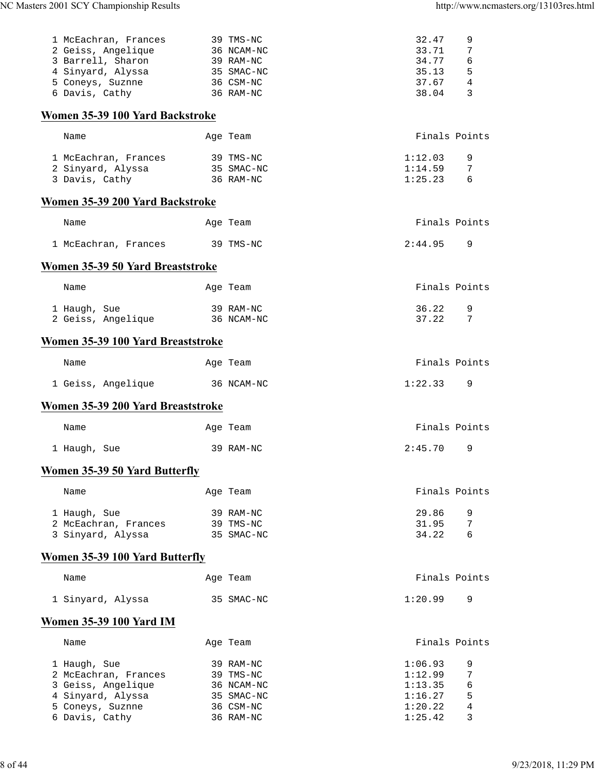| Name | Age | Team | Finals | Points |
|---|---|---|---|---|
| 1 McEachran, Frances | 39 | TMS-NC | 32.47 | 9 |
| 2 Geiss, Angelique | 36 | NCAM-NC | 33.71 | 7 |
| 3 Barrell, Sharon | 39 | RAM-NC | 34.77 | 6 |
| 4 Sinyard, Alyssa | 35 | SMAC-NC | 35.13 | 5 |
| 5 Coneys, Suznne | 36 | CSM-NC | 37.67 | 4 |
| 6 Davis, Cathy | 36 | RAM-NC | 38.04 | 3 |

## Women 35-39 100 Yard Backstroke

| Name | Age | Team | Finals | Points |
|---|---|---|---|---|
| 1 McEachran, Frances | 39 | TMS-NC | 1:12.03 | 9 |
| 2 Sinyard, Alyssa | 35 | SMAC-NC | 1:14.59 | 7 |
| 3 Davis, Cathy | 36 | RAM-NC | 1:25.23 | 6 |

## Women 35-39 200 Yard Backstroke

| Name | Age | Team | Finals | Points |
|---|---|---|---|---|
| 1 McEachran, Frances | 39 | TMS-NC | 2:44.95 | 9 |

## Women 35-39 50 Yard Breaststroke

| Name | Age | Team | Finals | Points |
|---|---|---|---|---|
| 1 Haugh, Sue | 39 | RAM-NC | 36.22 | 9 |
| 2 Geiss, Angelique | 36 | NCAM-NC | 37.22 | 7 |

## Women 35-39 100 Yard Breaststroke

| Name | Age | Team | Finals | Points |
|---|---|---|---|---|
| 1 Geiss, Angelique | 36 | NCAM-NC | 1:22.33 | 9 |

## Women 35-39 200 Yard Breaststroke

| Name | Age | Team | Finals | Points |
|---|---|---|---|---|
| 1 Haugh, Sue | 39 | RAM-NC | 2:45.70 | 9 |

## Women 35-39 50 Yard Butterfly

| Name | Age | Team | Finals | Points |
|---|---|---|---|---|
| 1 Haugh, Sue | 39 | RAM-NC | 29.86 | 9 |
| 2 McEachran, Frances | 39 | TMS-NC | 31.95 | 7 |
| 3 Sinyard, Alyssa | 35 | SMAC-NC | 34.22 | 6 |

## Women 35-39 100 Yard Butterfly

| Name | Age | Team | Finals | Points |
|---|---|---|---|---|
| 1 Sinyard, Alyssa | 35 | SMAC-NC | 1:20.99 | 9 |

## Women 35-39 100 Yard IM

| Name | Age | Team | Finals | Points |
|---|---|---|---|---|
| 1 Haugh, Sue | 39 | RAM-NC | 1:06.93 | 9 |
| 2 McEachran, Frances | 39 | TMS-NC | 1:12.99 | 7 |
| 3 Geiss, Angelique | 36 | NCAM-NC | 1:13.35 | 6 |
| 4 Sinyard, Alyssa | 35 | SMAC-NC | 1:16.27 | 5 |
| 5 Coneys, Suznne | 36 | CSM-NC | 1:20.22 | 4 |
| 6 Davis, Cathy | 36 | RAM-NC | 1:25.42 | 3 |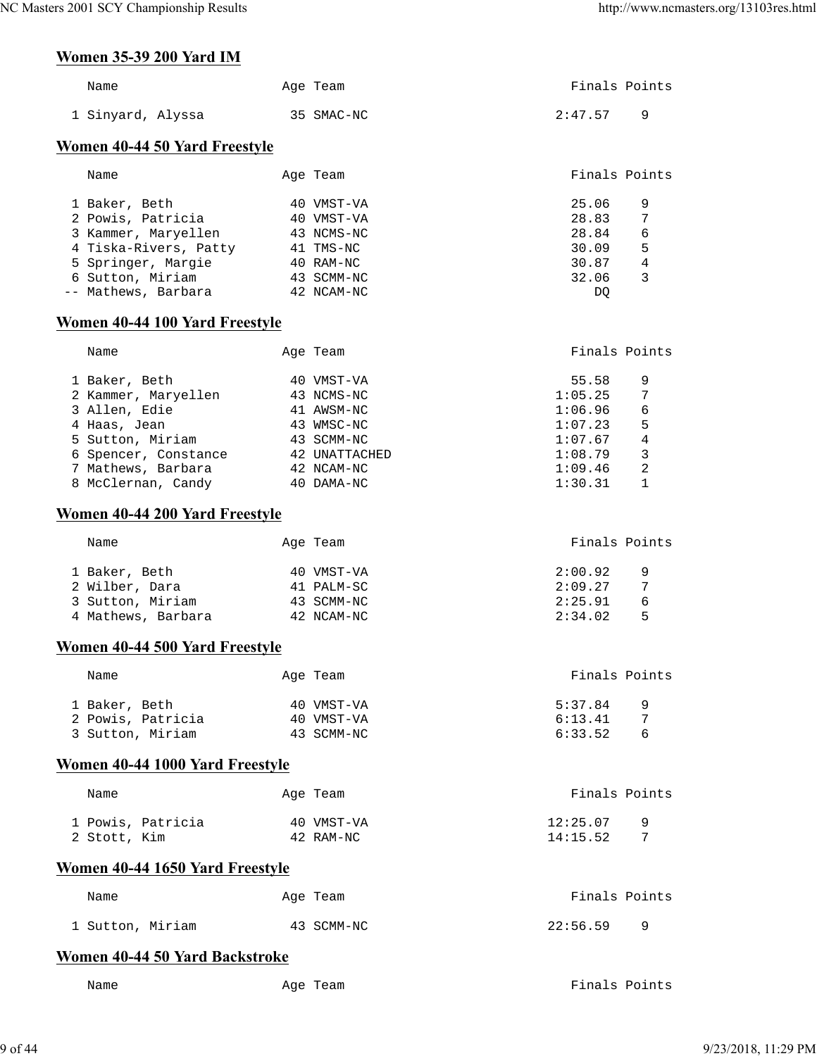### Women 35-39 200 Yard IM

| | Name | Age | Team | Finals | Points |
|---|---|---|---|---|---|
| 1 | Sinyard, Alyssa | 35 | SMAC-NC | 2:47.57 | 9 |

### Women 40-44 50 Yard Freestyle

| | Name | Age | Team | Finals | Points |
|---|---|---|---|---|---|
| 1 | Baker, Beth | 40 | VMST-VA | 25.06 | 9 |
| 2 | Powis, Patricia | 40 | VMST-VA | 28.83 | 7 |
| 3 | Kammer, Maryellen | 43 | NCMS-NC | 28.84 | 6 |
| 4 | Tiska-Rivers, Patty | 41 | TMS-NC | 30.09 | 5 |
| 5 | Springer, Margie | 40 | RAM-NC | 30.87 | 4 |
| 6 | Sutton, Miriam | 43 | SCMM-NC | 32.06 | 3 |
| -- | Mathews, Barbara | 42 | NCAM-NC | DQ | |

### Women 40-44 100 Yard Freestyle

| | Name | Age | Team | Finals | Points |
|---|---|---|---|---|---|
| 1 | Baker, Beth | 40 | VMST-VA | 55.58 | 9 |
| 2 | Kammer, Maryellen | 43 | NCMS-NC | 1:05.25 | 7 |
| 3 | Allen, Edie | 41 | AWSM-NC | 1:06.96 | 6 |
| 4 | Haas, Jean | 43 | WMSC-NC | 1:07.23 | 5 |
| 5 | Sutton, Miriam | 43 | SCMM-NC | 1:07.67 | 4 |
| 6 | Spencer, Constance | 42 | UNATTACHED | 1:08.79 | 3 |
| 7 | Mathews, Barbara | 42 | NCAM-NC | 1:09.46 | 2 |
| 8 | McClernan, Candy | 40 | DAMA-NC | 1:30.31 | 1 |

### Women 40-44 200 Yard Freestyle

| | Name | Age | Team | Finals | Points |
|---|---|---|---|---|---|
| 1 | Baker, Beth | 40 | VMST-VA | 2:00.92 | 9 |
| 2 | Wilber, Dara | 41 | PALM-SC | 2:09.27 | 7 |
| 3 | Sutton, Miriam | 43 | SCMM-NC | 2:25.91 | 6 |
| 4 | Mathews, Barbara | 42 | NCAM-NC | 2:34.02 | 5 |

### Women 40-44 500 Yard Freestyle

| | Name | Age | Team | Finals | Points |
|---|---|---|---|---|---|
| 1 | Baker, Beth | 40 | VMST-VA | 5:37.84 | 9 |
| 2 | Powis, Patricia | 40 | VMST-VA | 6:13.41 | 7 |
| 3 | Sutton, Miriam | 43 | SCMM-NC | 6:33.52 | 6 |

### Women 40-44 1000 Yard Freestyle

| | Name | Age | Team | Finals | Points |
|---|---|---|---|---|---|
| 1 | Powis, Patricia | 40 | VMST-VA | 12:25.07 | 9 |
| 2 | Stott, Kim | 42 | RAM-NC | 14:15.52 | 7 |

### Women 40-44 1650 Yard Freestyle

| | Name | Age | Team | Finals | Points |
|---|---|---|---|---|---|
| 1 | Sutton, Miriam | 43 | SCMM-NC | 22:56.59 | 9 |

### Women 40-44 50 Yard Backstroke

| | Name | Age | Team | Finals | Points |
|---|---|---|---|---|---|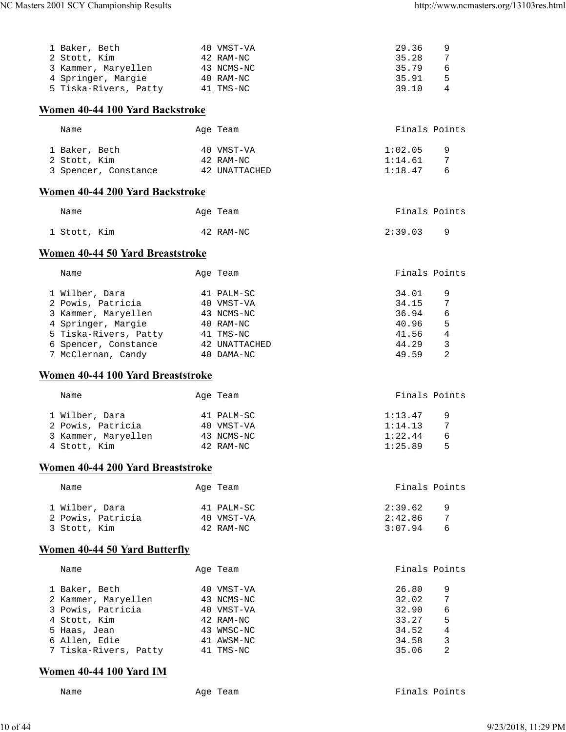| Place | Name | Age | Team | Finals | Points |
|---|---|---|---|---|---|
| 1 | Baker, Beth | 40 | VMST-VA | 29.36 | 9 |
| 2 | Stott, Kim | 42 | RAM-NC | 35.28 | 7 |
| 3 | Kammer, Maryellen | 43 | NCMS-NC | 35.79 | 6 |
| 4 | Springer, Margie | 40 | RAM-NC | 35.91 | 5 |
| 5 | Tiska-Rivers, Patty | 41 | TMS-NC | 39.10 | 4 |

## Women 40-44 100 Yard Backstroke

| Place | Name | Age | Team | Finals | Points |
|---|---|---|---|---|---|
| 1 | Baker, Beth | 40 | VMST-VA | 1:02.05 | 9 |
| 2 | Stott, Kim | 42 | RAM-NC | 1:14.61 | 7 |
| 3 | Spencer, Constance | 42 | UNATTACHED | 1:18.47 | 6 |

## Women 40-44 200 Yard Backstroke

| Place | Name | Age | Team | Finals | Points |
|---|---|---|---|---|---|
| 1 | Stott, Kim | 42 | RAM-NC | 2:39.03 | 9 |

## Women 40-44 50 Yard Breaststroke

| Place | Name | Age | Team | Finals | Points |
|---|---|---|---|---|---|
| 1 | Wilber, Dara | 41 | PALM-SC | 34.01 | 9 |
| 2 | Powis, Patricia | 40 | VMST-VA | 34.15 | 7 |
| 3 | Kammer, Maryellen | 43 | NCMS-NC | 36.94 | 6 |
| 4 | Springer, Margie | 40 | RAM-NC | 40.96 | 5 |
| 5 | Tiska-Rivers, Patty | 41 | TMS-NC | 41.56 | 4 |
| 6 | Spencer, Constance | 42 | UNATTACHED | 44.29 | 3 |
| 7 | McClernan, Candy | 40 | DAMA-NC | 49.59 | 2 |

## Women 40-44 100 Yard Breaststroke

| Place | Name | Age | Team | Finals | Points |
|---|---|---|---|---|---|
| 1 | Wilber, Dara | 41 | PALM-SC | 1:13.47 | 9 |
| 2 | Powis, Patricia | 40 | VMST-VA | 1:14.13 | 7 |
| 3 | Kammer, Maryellen | 43 | NCMS-NC | 1:22.44 | 6 |
| 4 | Stott, Kim | 42 | RAM-NC | 1:25.89 | 5 |

## Women 40-44 200 Yard Breaststroke

| Place | Name | Age | Team | Finals | Points |
|---|---|---|---|---|---|
| 1 | Wilber, Dara | 41 | PALM-SC | 2:39.62 | 9 |
| 2 | Powis, Patricia | 40 | VMST-VA | 2:42.86 | 7 |
| 3 | Stott, Kim | 42 | RAM-NC | 3:07.94 | 6 |

## Women 40-44 50 Yard Butterfly

| Place | Name | Age | Team | Finals | Points |
|---|---|---|---|---|---|
| 1 | Baker, Beth | 40 | VMST-VA | 26.80 | 9 |
| 2 | Kammer, Maryellen | 43 | NCMS-NC | 32.02 | 7 |
| 3 | Powis, Patricia | 40 | VMST-VA | 32.90 | 6 |
| 4 | Stott, Kim | 42 | RAM-NC | 33.27 | 5 |
| 5 | Haas, Jean | 43 | WMSC-NC | 34.52 | 4 |
| 6 | Allen, Edie | 41 | AWSM-NC | 34.58 | 3 |
| 7 | Tiska-Rivers, Patty | 41 | TMS-NC | 35.06 | 2 |

## Women 40-44 100 Yard IM

| Place | Name | Age | Team | Finals | Points |
|---|---|---|---|---|---|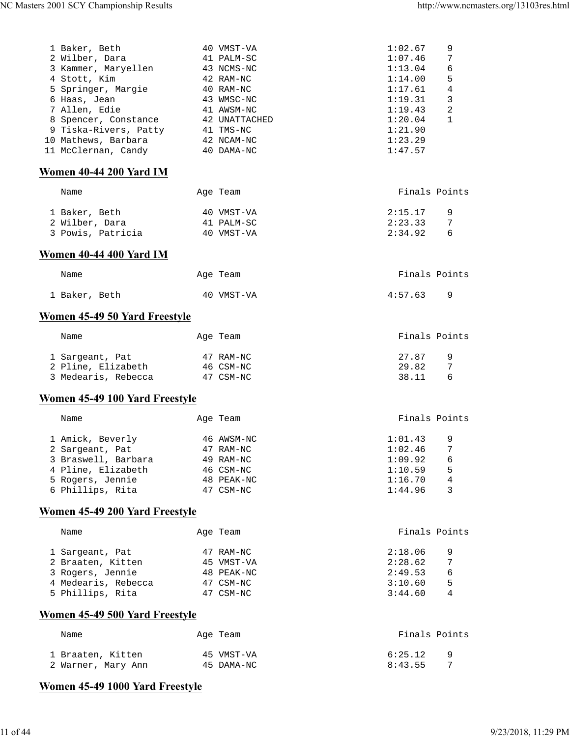| | Name | Age | Team | Finals | Points |
|---|---|---|---|---|---|
| 1 | Baker, Beth | 40 | VMST-VA | 1:02.67 | 9 |
| 2 | Wilber, Dara | 41 | PALM-SC | 1:07.46 | 7 |
| 3 | Kammer, Maryellen | 43 | NCMS-NC | 1:13.04 | 6 |
| 4 | Stott, Kim | 42 | RAM-NC | 1:14.00 | 5 |
| 5 | Springer, Margie | 40 | RAM-NC | 1:17.61 | 4 |
| 6 | Haas, Jean | 43 | WMSC-NC | 1:19.31 | 3 |
| 7 | Allen, Edie | 41 | AWSM-NC | 1:19.43 | 2 |
| 8 | Spencer, Constance | 42 | UNATTACHED | 1:20.04 | 1 |
| 9 | Tiska-Rivers, Patty | 41 | TMS-NC | 1:21.90 | |
| 10 | Mathews, Barbara | 42 | NCAM-NC | 1:23.29 | |
| 11 | McClernan, Candy | 40 | DAMA-NC | 1:47.57 | |

## Women 40-44 200 Yard IM

| | Name | Age | Team | Finals | Points |
|---|---|---|---|---|---|
| 1 | Baker, Beth | 40 | VMST-VA | 2:15.17 | 9 |
| 2 | Wilber, Dara | 41 | PALM-SC | 2:23.33 | 7 |
| 3 | Powis, Patricia | 40 | VMST-VA | 2:34.92 | 6 |

## Women 40-44 400 Yard IM

| | Name | Age | Team | Finals | Points |
|---|---|---|---|---|---|
| 1 | Baker, Beth | 40 | VMST-VA | 4:57.63 | 9 |

## Women 45-49 50 Yard Freestyle

| | Name | Age | Team | Finals | Points |
|---|---|---|---|---|---|
| 1 | Sargeant, Pat | 47 | RAM-NC | 27.87 | 9 |
| 2 | Pline, Elizabeth | 46 | CSM-NC | 29.82 | 7 |
| 3 | Medearis, Rebecca | 47 | CSM-NC | 38.11 | 6 |

## Women 45-49 100 Yard Freestyle

| | Name | Age | Team | Finals | Points |
|---|---|---|---|---|---|
| 1 | Amick, Beverly | 46 | AWSM-NC | 1:01.43 | 9 |
| 2 | Sargeant, Pat | 47 | RAM-NC | 1:02.46 | 7 |
| 3 | Braswell, Barbara | 49 | RAM-NC | 1:09.92 | 6 |
| 4 | Pline, Elizabeth | 46 | CSM-NC | 1:10.59 | 5 |
| 5 | Rogers, Jennie | 48 | PEAK-NC | 1:16.70 | 4 |
| 6 | Phillips, Rita | 47 | CSM-NC | 1:44.96 | 3 |

## Women 45-49 200 Yard Freestyle

| | Name | Age | Team | Finals | Points |
|---|---|---|---|---|---|
| 1 | Sargeant, Pat | 47 | RAM-NC | 2:18.06 | 9 |
| 2 | Braaten, Kitten | 45 | VMST-VA | 2:28.62 | 7 |
| 3 | Rogers, Jennie | 48 | PEAK-NC | 2:49.53 | 6 |
| 4 | Medearis, Rebecca | 47 | CSM-NC | 3:10.60 | 5 |
| 5 | Phillips, Rita | 47 | CSM-NC | 3:44.60 | 4 |

## Women 45-49 500 Yard Freestyle

| | Name | Age | Team | Finals | Points |
|---|---|---|---|---|---|
| 1 | Braaten, Kitten | 45 | VMST-VA | 6:25.12 | 9 |
| 2 | Warner, Mary Ann | 45 | DAMA-NC | 8:43.55 | 7 |

## Women 45-49 1000 Yard Freestyle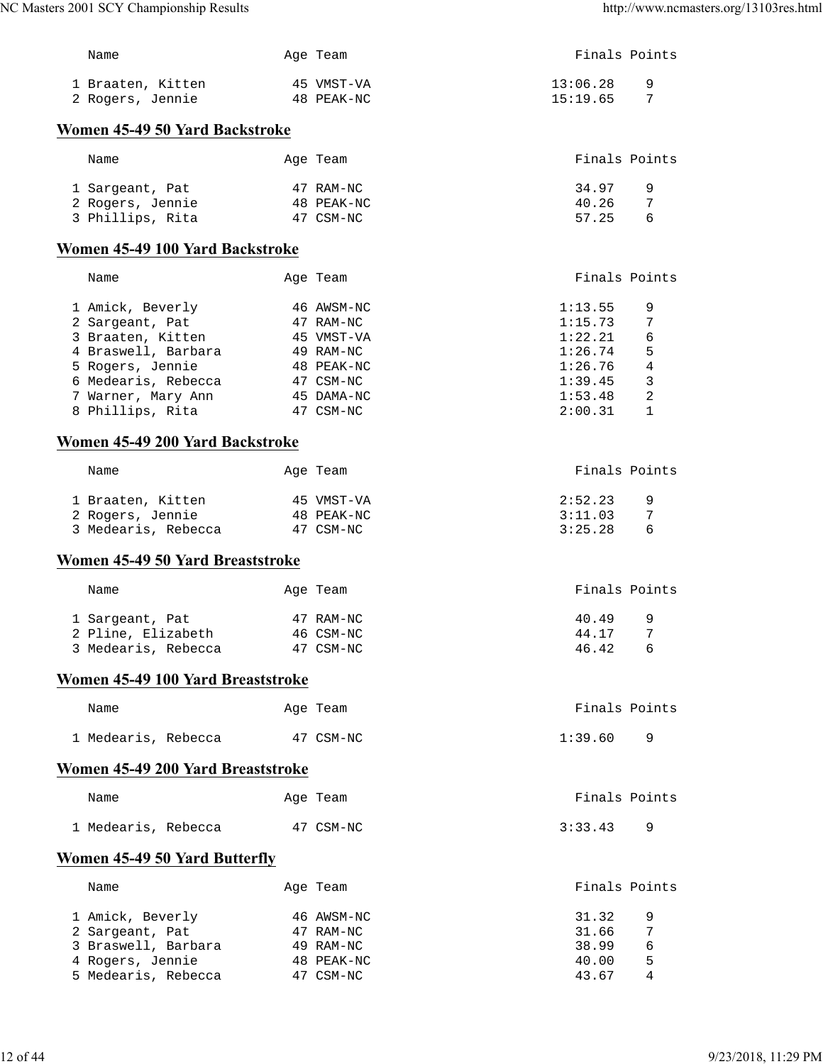| | Name | Age | Team | Finals | Points |
|---|---|---|---|---|---|
| 1 | Braaten, Kitten | 45 | VMST-VA | 13:06.28 | 9 |
| 2 | Rogers, Jennie | 48 | PEAK-NC | 15:19.65 | 7 |

## Women 45-49 50 Yard Backstroke

| | Name | Age | Team | Finals | Points |
|---|---|---|---|---|---|
| 1 | Sargeant, Pat | 47 | RAM-NC | 34.97 | 9 |
| 2 | Rogers, Jennie | 48 | PEAK-NC | 40.26 | 7 |
| 3 | Phillips, Rita | 47 | CSM-NC | 57.25 | 6 |

## Women 45-49 100 Yard Backstroke

| | Name | Age | Team | Finals | Points |
|---|---|---|---|---|---|
| 1 | Amick, Beverly | 46 | AWSM-NC | 1:13.55 | 9 |
| 2 | Sargeant, Pat | 47 | RAM-NC | 1:15.73 | 7 |
| 3 | Braaten, Kitten | 45 | VMST-VA | 1:22.21 | 6 |
| 4 | Braswell, Barbara | 49 | RAM-NC | 1:26.74 | 5 |
| 5 | Rogers, Jennie | 48 | PEAK-NC | 1:26.76 | 4 |
| 6 | Medearis, Rebecca | 47 | CSM-NC | 1:39.45 | 3 |
| 7 | Warner, Mary Ann | 45 | DAMA-NC | 1:53.48 | 2 |
| 8 | Phillips, Rita | 47 | CSM-NC | 2:00.31 | 1 |

## Women 45-49 200 Yard Backstroke

| | Name | Age | Team | Finals | Points |
|---|---|---|---|---|---|
| 1 | Braaten, Kitten | 45 | VMST-VA | 2:52.23 | 9 |
| 2 | Rogers, Jennie | 48 | PEAK-NC | 3:11.03 | 7 |
| 3 | Medearis, Rebecca | 47 | CSM-NC | 3:25.28 | 6 |

## Women 45-49 50 Yard Breaststroke

| | Name | Age | Team | Finals | Points |
|---|---|---|---|---|---|
| 1 | Sargeant, Pat | 47 | RAM-NC | 40.49 | 9 |
| 2 | Pline, Elizabeth | 46 | CSM-NC | 44.17 | 7 |
| 3 | Medearis, Rebecca | 47 | CSM-NC | 46.42 | 6 |

## Women 45-49 100 Yard Breaststroke

| | Name | Age | Team | Finals | Points |
|---|---|---|---|---|---|
| 1 | Medearis, Rebecca | 47 | CSM-NC | 1:39.60 | 9 |

## Women 45-49 200 Yard Breaststroke

| | Name | Age | Team | Finals | Points |
|---|---|---|---|---|---|
| 1 | Medearis, Rebecca | 47 | CSM-NC | 3:33.43 | 9 |

## Women 45-49 50 Yard Butterfly

| | Name | Age | Team | Finals | Points |
|---|---|---|---|---|---|
| 1 | Amick, Beverly | 46 | AWSM-NC | 31.32 | 9 |
| 2 | Sargeant, Pat | 47 | RAM-NC | 31.66 | 7 |
| 3 | Braswell, Barbara | 49 | RAM-NC | 38.99 | 6 |
| 4 | Rogers, Jennie | 48 | PEAK-NC | 40.00 | 5 |
| 5 | Medearis, Rebecca | 47 | CSM-NC | 43.67 | 4 |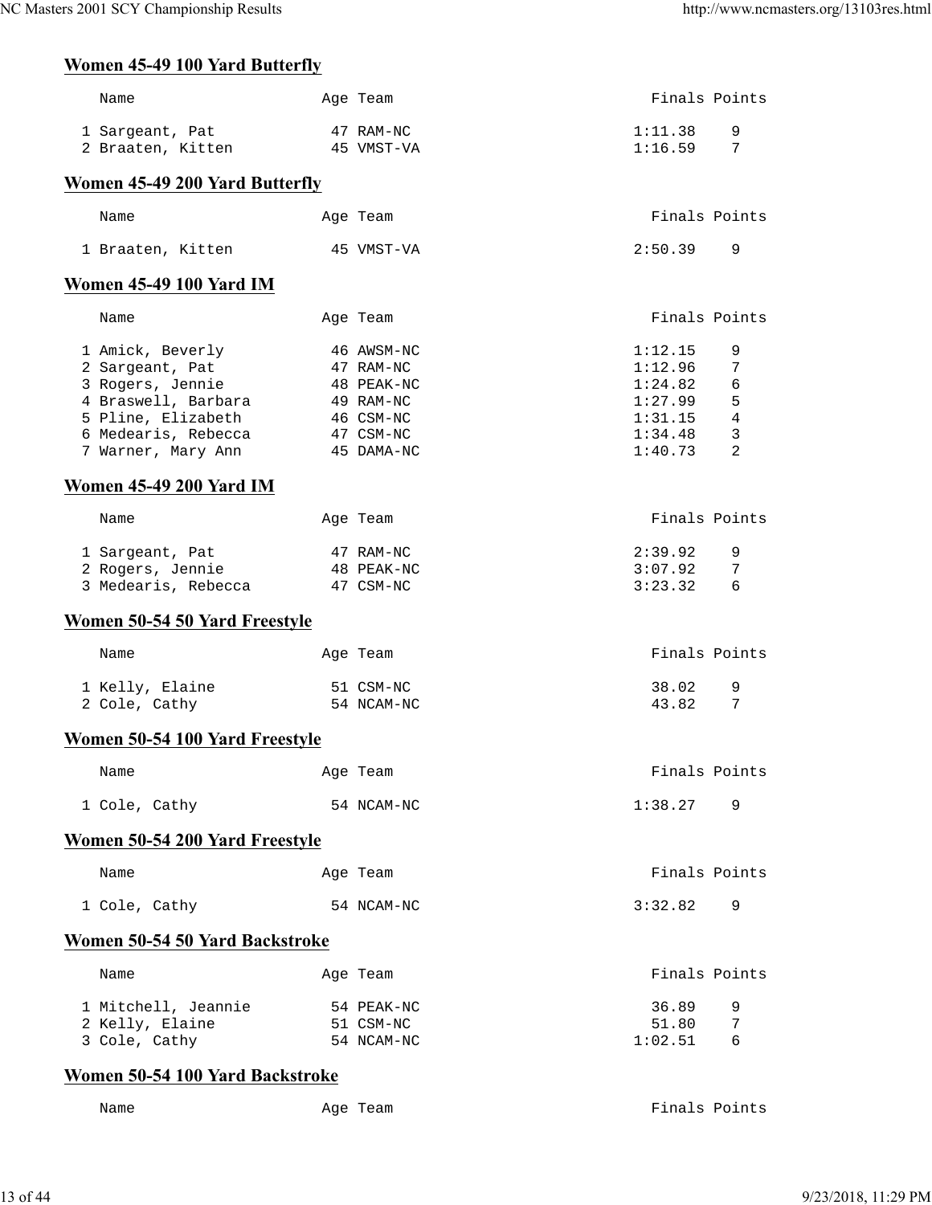## Women 45-49 100 Yard Butterfly

| | Name | Age | Team | Finals | Points |
|---|---|---|---|---|---|
| 1 | Sargeant, Pat | 47 | RAM-NC | 1:11.38 | 9 |
| 2 | Braaten, Kitten | 45 | VMST-VA | 1:16.59 | 7 |

## Women 45-49 200 Yard Butterfly

| | Name | Age | Team | Finals | Points |
|---|---|---|---|---|---|
| 1 | Braaten, Kitten | 45 | VMST-VA | 2:50.39 | 9 |

## Women 45-49 100 Yard IM

| | Name | Age | Team | Finals | Points |
|---|---|---|---|---|---|
| 1 | Amick, Beverly | 46 | AWSM-NC | 1:12.15 | 9 |
| 2 | Sargeant, Pat | 47 | RAM-NC | 1:12.96 | 7 |
| 3 | Rogers, Jennie | 48 | PEAK-NC | 1:24.82 | 6 |
| 4 | Braswell, Barbara | 49 | RAM-NC | 1:27.99 | 5 |
| 5 | Pline, Elizabeth | 46 | CSM-NC | 1:31.15 | 4 |
| 6 | Medearis, Rebecca | 47 | CSM-NC | 1:34.48 | 3 |
| 7 | Warner, Mary Ann | 45 | DAMA-NC | 1:40.73 | 2 |

## Women 45-49 200 Yard IM

| | Name | Age | Team | Finals | Points |
|---|---|---|---|---|---|
| 1 | Sargeant, Pat | 47 | RAM-NC | 2:39.92 | 9 |
| 2 | Rogers, Jennie | 48 | PEAK-NC | 3:07.92 | 7 |
| 3 | Medearis, Rebecca | 47 | CSM-NC | 3:23.32 | 6 |

## Women 50-54 50 Yard Freestyle

| | Name | Age | Team | Finals | Points |
|---|---|---|---|---|---|
| 1 | Kelly, Elaine | 51 | CSM-NC | 38.02 | 9 |
| 2 | Cole, Cathy | 54 | NCAM-NC | 43.82 | 7 |

## Women 50-54 100 Yard Freestyle

| | Name | Age | Team | Finals | Points |
|---|---|---|---|---|---|
| 1 | Cole, Cathy | 54 | NCAM-NC | 1:38.27 | 9 |

## Women 50-54 200 Yard Freestyle

| | Name | Age | Team | Finals | Points |
|---|---|---|---|---|---|
| 1 | Cole, Cathy | 54 | NCAM-NC | 3:32.82 | 9 |

## Women 50-54 50 Yard Backstroke

| | Name | Age | Team | Finals | Points |
|---|---|---|---|---|---|
| 1 | Mitchell, Jeannie | 54 | PEAK-NC | 36.89 | 9 |
| 2 | Kelly, Elaine | 51 | CSM-NC | 51.80 | 7 |
| 3 | Cole, Cathy | 54 | NCAM-NC | 1:02.51 | 6 |

## Women 50-54 100 Yard Backstroke

| | Name | Age | Team | Finals | Points |
|---|---|---|---|---|---|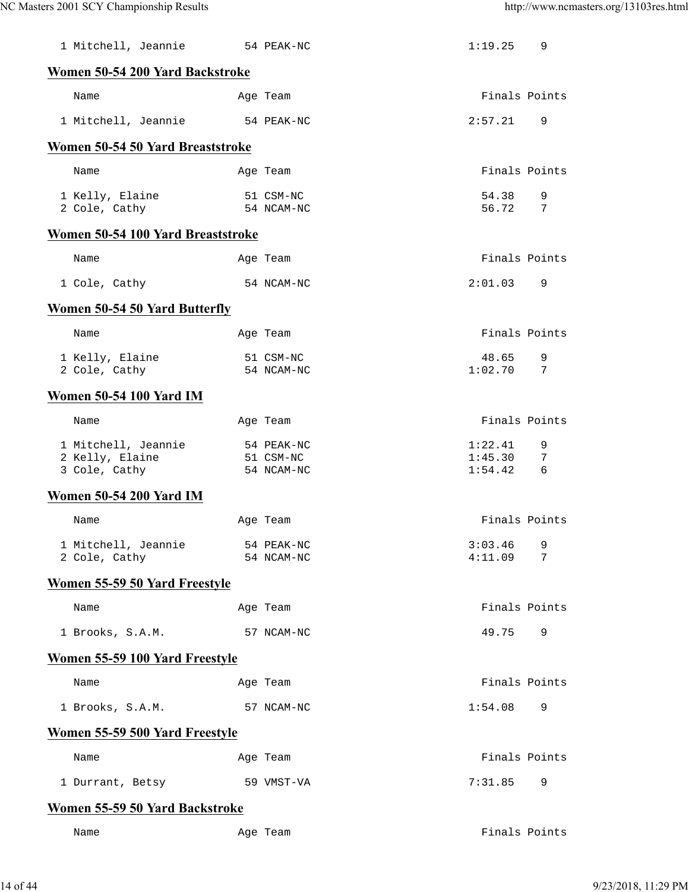| | Name | Age | Team | Finals | Points |
|---|---|---|---|---|---|
| 1 | Mitchell, Jeannie | 54 | PEAK-NC | 1:19.25 | 9 |

## Women 50-54 200 Yard Backstroke

| | Name | Age | Team | Finals | Points |
|---|---|---|---|---|---|
| 1 | Mitchell, Jeannie | 54 | PEAK-NC | 2:57.21 | 9 |

## Women 50-54 50 Yard Breaststroke

| | Name | Age | Team | Finals | Points |
|---|---|---|---|---|---|
| 1 | Kelly, Elaine | 51 | CSM-NC | 54.38 | 9 |
| 2 | Cole, Cathy | 54 | NCAM-NC | 56.72 | 7 |

## Women 50-54 100 Yard Breaststroke

| | Name | Age | Team | Finals | Points |
|---|---|---|---|---|---|
| 1 | Cole, Cathy | 54 | NCAM-NC | 2:01.03 | 9 |

## Women 50-54 50 Yard Butterfly

| | Name | Age | Team | Finals | Points |
|---|---|---|---|---|---|
| 1 | Kelly, Elaine | 51 | CSM-NC | 48.65 | 9 |
| 2 | Cole, Cathy | 54 | NCAM-NC | 1:02.70 | 7 |

## Women 50-54 100 Yard IM

| | Name | Age | Team | Finals | Points |
|---|---|---|---|---|---|
| 1 | Mitchell, Jeannie | 54 | PEAK-NC | 1:22.41 | 9 |
| 2 | Kelly, Elaine | 51 | CSM-NC | 1:45.30 | 7 |
| 3 | Cole, Cathy | 54 | NCAM-NC | 1:54.42 | 6 |

## Women 50-54 200 Yard IM

| | Name | Age | Team | Finals | Points |
|---|---|---|---|---|---|
| 1 | Mitchell, Jeannie | 54 | PEAK-NC | 3:03.46 | 9 |
| 2 | Cole, Cathy | 54 | NCAM-NC | 4:11.09 | 7 |

## Women 55-59 50 Yard Freestyle

| | Name | Age | Team | Finals | Points |
|---|---|---|---|---|---|
| 1 | Brooks, S.A.M. | 57 | NCAM-NC | 49.75 | 9 |

## Women 55-59 100 Yard Freestyle

| | Name | Age | Team | Finals | Points |
|---|---|---|---|---|---|
| 1 | Brooks, S.A.M. | 57 | NCAM-NC | 1:54.08 | 9 |

## Women 55-59 500 Yard Freestyle

| | Name | Age | Team | Finals | Points |
|---|---|---|---|---|---|
| 1 | Durrant, Betsy | 59 | VMST-VA | 7:31.85 | 9 |

## Women 55-59 50 Yard Backstroke

| | Name | Age | Team | Finals | Points |
|---|---|---|---|---|---|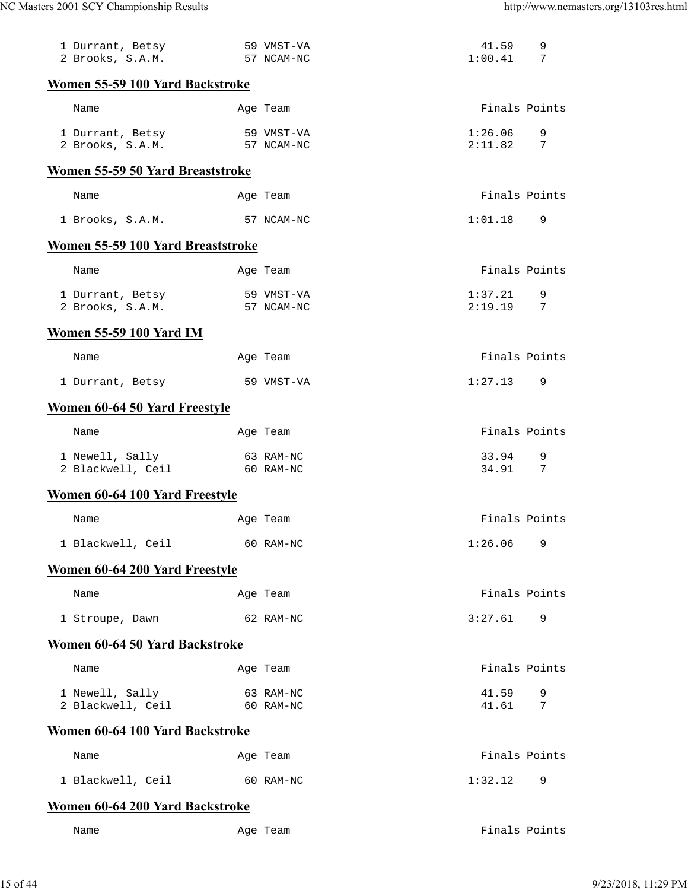| | Name | Age | Team | Finals | Points |
|---|---|---|---|---|---|
| 1 | Durrant, Betsy | 59 | VMST-VA | 41.59 | 9 |
| 2 | Brooks, S.A.M. | 57 | NCAM-NC | 1:00.41 | 7 |

## Women 55-59 100 Yard Backstroke

| | Name | Age | Team | Finals | Points |
|---|---|---|---|---|---|
| 1 | Durrant, Betsy | 59 | VMST-VA | 1:26.06 | 9 |
| 2 | Brooks, S.A.M. | 57 | NCAM-NC | 2:11.82 | 7 |

## Women 55-59 50 Yard Breaststroke

| | Name | Age | Team | Finals | Points |
|---|---|---|---|---|---|
| 1 | Brooks, S.A.M. | 57 | NCAM-NC | 1:01.18 | 9 |

## Women 55-59 100 Yard Breaststroke

| | Name | Age | Team | Finals | Points |
|---|---|---|---|---|---|
| 1 | Durrant, Betsy | 59 | VMST-VA | 1:37.21 | 9 |
| 2 | Brooks, S.A.M. | 57 | NCAM-NC | 2:19.19 | 7 |

## Women 55-59 100 Yard IM

| | Name | Age | Team | Finals | Points |
|---|---|---|---|---|---|
| 1 | Durrant, Betsy | 59 | VMST-VA | 1:27.13 | 9 |

## Women 60-64 50 Yard Freestyle

| | Name | Age | Team | Finals | Points |
|---|---|---|---|---|---|
| 1 | Newell, Sally | 63 | RAM-NC | 33.94 | 9 |
| 2 | Blackwell, Ceil | 60 | RAM-NC | 34.91 | 7 |

## Women 60-64 100 Yard Freestyle

| | Name | Age | Team | Finals | Points |
|---|---|---|---|---|---|
| 1 | Blackwell, Ceil | 60 | RAM-NC | 1:26.06 | 9 |

## Women 60-64 200 Yard Freestyle

| | Name | Age | Team | Finals | Points |
|---|---|---|---|---|---|
| 1 | Stroupe, Dawn | 62 | RAM-NC | 3:27.61 | 9 |

## Women 60-64 50 Yard Backstroke

| | Name | Age | Team | Finals | Points |
|---|---|---|---|---|---|
| 1 | Newell, Sally | 63 | RAM-NC | 41.59 | 9 |
| 2 | Blackwell, Ceil | 60 | RAM-NC | 41.61 | 7 |

## Women 60-64 100 Yard Backstroke

| | Name | Age | Team | Finals | Points |
|---|---|---|---|---|---|
| 1 | Blackwell, Ceil | 60 | RAM-NC | 1:32.12 | 9 |

## Women 60-64 200 Yard Backstroke

| | Name | Age | Team | Finals | Points |
|---|---|---|---|---|---|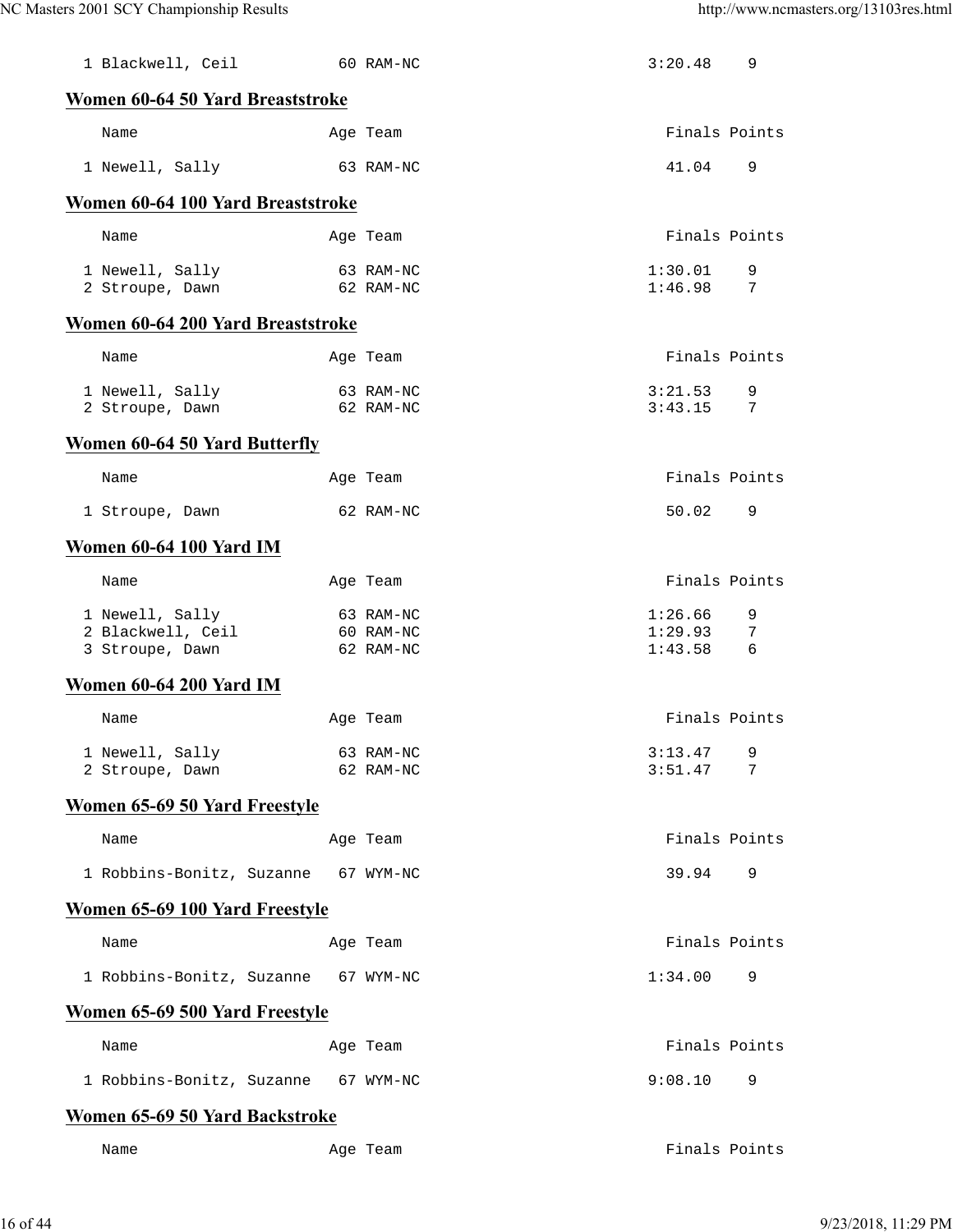| | Name | Age | Team | Finals | Points |
|---|---|---|---|---|---|
| 1 | Blackwell, Ceil | 60 | RAM-NC | 3:20.48 | 9 |

### Women 60-64 50 Yard Breaststroke

| | Name | Age | Team | Finals | Points |
|---|---|---|---|---|---|
| 1 | Newell, Sally | 63 | RAM-NC | 41.04 | 9 |

### Women 60-64 100 Yard Breaststroke

| | Name | Age | Team | Finals | Points |
|---|---|---|---|---|---|
| 1 | Newell, Sally | 63 | RAM-NC | 1:30.01 | 9 |
| 2 | Stroupe, Dawn | 62 | RAM-NC | 1:46.98 | 7 |

### Women 60-64 200 Yard Breaststroke

| | Name | Age | Team | Finals | Points |
|---|---|---|---|---|---|
| 1 | Newell, Sally | 63 | RAM-NC | 3:21.53 | 9 |
| 2 | Stroupe, Dawn | 62 | RAM-NC | 3:43.15 | 7 |

### Women 60-64 50 Yard Butterfly

| | Name | Age | Team | Finals | Points |
|---|---|---|---|---|---|
| 1 | Stroupe, Dawn | 62 | RAM-NC | 50.02 | 9 |

### Women 60-64 100 Yard IM

| | Name | Age | Team | Finals | Points |
|---|---|---|---|---|---|
| 1 | Newell, Sally | 63 | RAM-NC | 1:26.66 | 9 |
| 2 | Blackwell, Ceil | 60 | RAM-NC | 1:29.93 | 7 |
| 3 | Stroupe, Dawn | 62 | RAM-NC | 1:43.58 | 6 |

### Women 60-64 200 Yard IM

| | Name | Age | Team | Finals | Points |
|---|---|---|---|---|---|
| 1 | Newell, Sally | 63 | RAM-NC | 3:13.47 | 9 |
| 2 | Stroupe, Dawn | 62 | RAM-NC | 3:51.47 | 7 |

### Women 65-69 50 Yard Freestyle

| | Name | Age | Team | Finals | Points |
|---|---|---|---|---|---|
| 1 | Robbins-Bonitz, Suzanne | 67 | WYM-NC | 39.94 | 9 |

### Women 65-69 100 Yard Freestyle

| | Name | Age | Team | Finals | Points |
|---|---|---|---|---|---|
| 1 | Robbins-Bonitz, Suzanne | 67 | WYM-NC | 1:34.00 | 9 |

### Women 65-69 500 Yard Freestyle

| | Name | Age | Team | Finals | Points |
|---|---|---|---|---|---|
| 1 | Robbins-Bonitz, Suzanne | 67 | WYM-NC | 9:08.10 | 9 |

### Women 65-69 50 Yard Backstroke

| | Name | Age | Team | Finals | Points |
|---|---|---|---|---|---|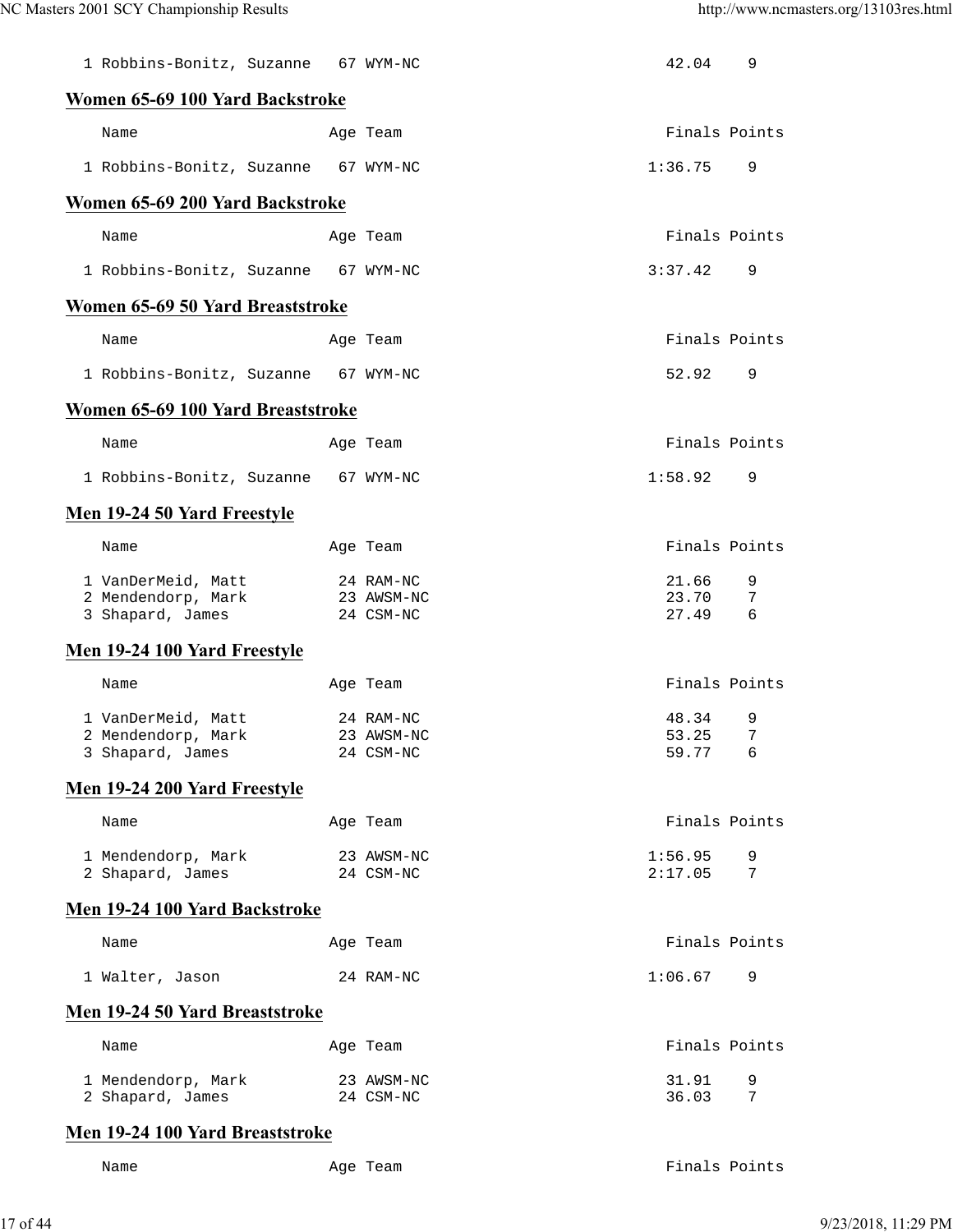| | Name | Age | Team | Finals | Points |
|---|---|---|---|---|---|
| 1 | Robbins-Bonitz, Suzanne | 67 | WYM-NC | 42.04 | 9 |

## Women 65-69 100 Yard Backstroke

| | Name | Age | Team | Finals | Points |
|---|---|---|---|---|---|
| 1 | Robbins-Bonitz, Suzanne | 67 | WYM-NC | 1:36.75 | 9 |

## Women 65-69 200 Yard Backstroke

| | Name | Age | Team | Finals | Points |
|---|---|---|---|---|---|
| 1 | Robbins-Bonitz, Suzanne | 67 | WYM-NC | 3:37.42 | 9 |

## Women 65-69 50 Yard Breaststroke

| | Name | Age | Team | Finals | Points |
|---|---|---|---|---|---|
| 1 | Robbins-Bonitz, Suzanne | 67 | WYM-NC | 52.92 | 9 |

## Women 65-69 100 Yard Breaststroke

| | Name | Age | Team | Finals | Points |
|---|---|---|---|---|---|
| 1 | Robbins-Bonitz, Suzanne | 67 | WYM-NC | 1:58.92 | 9 |

## Men 19-24 50 Yard Freestyle

| | Name | Age | Team | Finals | Points |
|---|---|---|---|---|---|
| 1 | VanDerMeid, Matt | 24 | RAM-NC | 21.66 | 9 |
| 2 | Mendendorp, Mark | 23 | AWSM-NC | 23.70 | 7 |
| 3 | Shapard, James | 24 | CSM-NC | 27.49 | 6 |

## Men 19-24 100 Yard Freestyle

| | Name | Age | Team | Finals | Points |
|---|---|---|---|---|---|
| 1 | VanDerMeid, Matt | 24 | RAM-NC | 48.34 | 9 |
| 2 | Mendendorp, Mark | 23 | AWSM-NC | 53.25 | 7 |
| 3 | Shapard, James | 24 | CSM-NC | 59.77 | 6 |

## Men 19-24 200 Yard Freestyle

| | Name | Age | Team | Finals | Points |
|---|---|---|---|---|---|
| 1 | Mendendorp, Mark | 23 | AWSM-NC | 1:56.95 | 9 |
| 2 | Shapard, James | 24 | CSM-NC | 2:17.05 | 7 |

## Men 19-24 100 Yard Backstroke

| | Name | Age | Team | Finals | Points |
|---|---|---|---|---|---|
| 1 | Walter, Jason | 24 | RAM-NC | 1:06.67 | 9 |

## Men 19-24 50 Yard Breaststroke

| | Name | Age | Team | Finals | Points |
|---|---|---|---|---|---|
| 1 | Mendendorp, Mark | 23 | AWSM-NC | 31.91 | 9 |
| 2 | Shapard, James | 24 | CSM-NC | 36.03 | 7 |

## Men 19-24 100 Yard Breaststroke

| | Name | Age | Team | Finals | Points |
|---|---|---|---|---|---|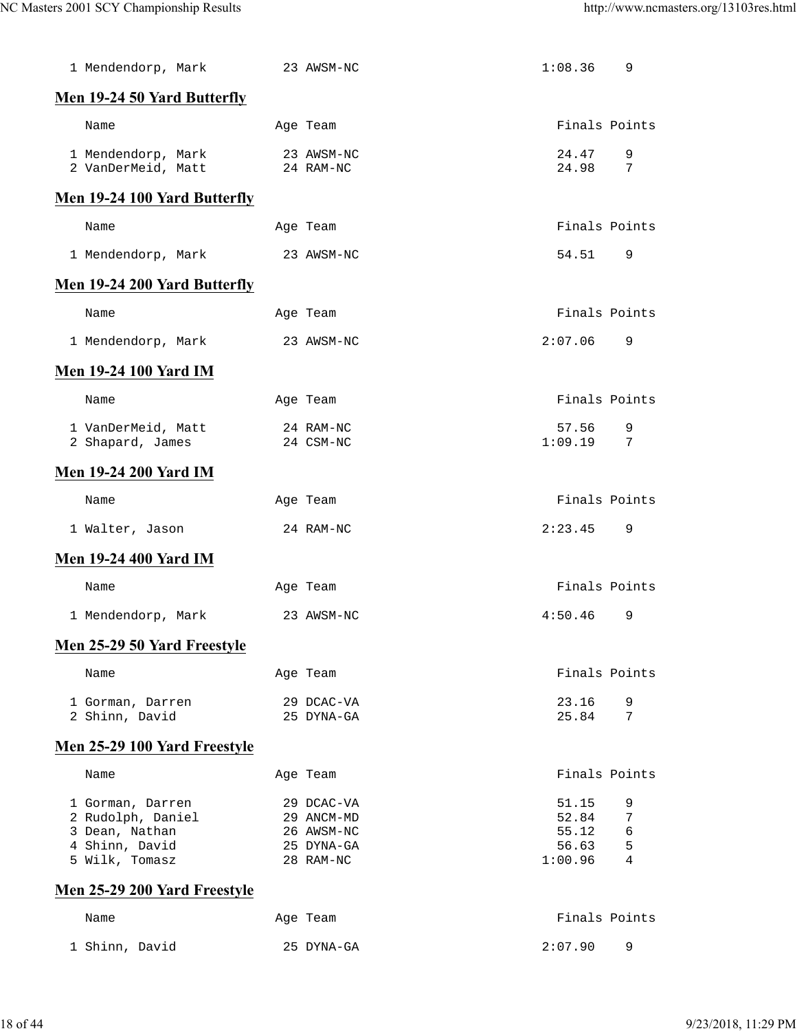| | Name | Age | Team | Finals | Points |
|---|---|---|---|---|---|
| 1 | Mendendorp, Mark | 23 | AWSM-NC | 1:08.36 | 9 |

## Men 19-24 50 Yard Butterfly

| | Name | Age | Team | Finals | Points |
|---|---|---|---|---|---|
| 1 | Mendendorp, Mark | 23 | AWSM-NC | 24.47 | 9 |
| 2 | VanDerMeid, Matt | 24 | RAM-NC | 24.98 | 7 |

## Men 19-24 100 Yard Butterfly

| | Name | Age | Team | Finals | Points |
|---|---|---|---|---|---|
| 1 | Mendendorp, Mark | 23 | AWSM-NC | 54.51 | 9 |

## Men 19-24 200 Yard Butterfly

| | Name | Age | Team | Finals | Points |
|---|---|---|---|---|---|
| 1 | Mendendorp, Mark | 23 | AWSM-NC | 2:07.06 | 9 |

## Men 19-24 100 Yard IM

| | Name | Age | Team | Finals | Points |
|---|---|---|---|---|---|
| 1 | VanDerMeid, Matt | 24 | RAM-NC | 57.56 | 9 |
| 2 | Shapard, James | 24 | CSM-NC | 1:09.19 | 7 |

## Men 19-24 200 Yard IM

| | Name | Age | Team | Finals | Points |
|---|---|---|---|---|---|
| 1 | Walter, Jason | 24 | RAM-NC | 2:23.45 | 9 |

## Men 19-24 400 Yard IM

| | Name | Age | Team | Finals | Points |
|---|---|---|---|---|---|
| 1 | Mendendorp, Mark | 23 | AWSM-NC | 4:50.46 | 9 |

## Men 25-29 50 Yard Freestyle

| | Name | Age | Team | Finals | Points |
|---|---|---|---|---|---|
| 1 | Gorman, Darren | 29 | DCAC-VA | 23.16 | 9 |
| 2 | Shinn, David | 25 | DYNA-GA | 25.84 | 7 |

## Men 25-29 100 Yard Freestyle

| | Name | Age | Team | Finals | Points |
|---|---|---|---|---|---|
| 1 | Gorman, Darren | 29 | DCAC-VA | 51.15 | 9 |
| 2 | Rudolph, Daniel | 29 | ANCM-MD | 52.84 | 7 |
| 3 | Dean, Nathan | 26 | AWSM-NC | 55.12 | 6 |
| 4 | Shinn, David | 25 | DYNA-GA | 56.63 | 5 |
| 5 | Wilk, Tomasz | 28 | RAM-NC | 1:00.96 | 4 |

## Men 25-29 200 Yard Freestyle

| | Name | Age | Team | Finals | Points |
|---|---|---|---|---|---|
| 1 | Shinn, David | 25 | DYNA-GA | 2:07.90 | 9 |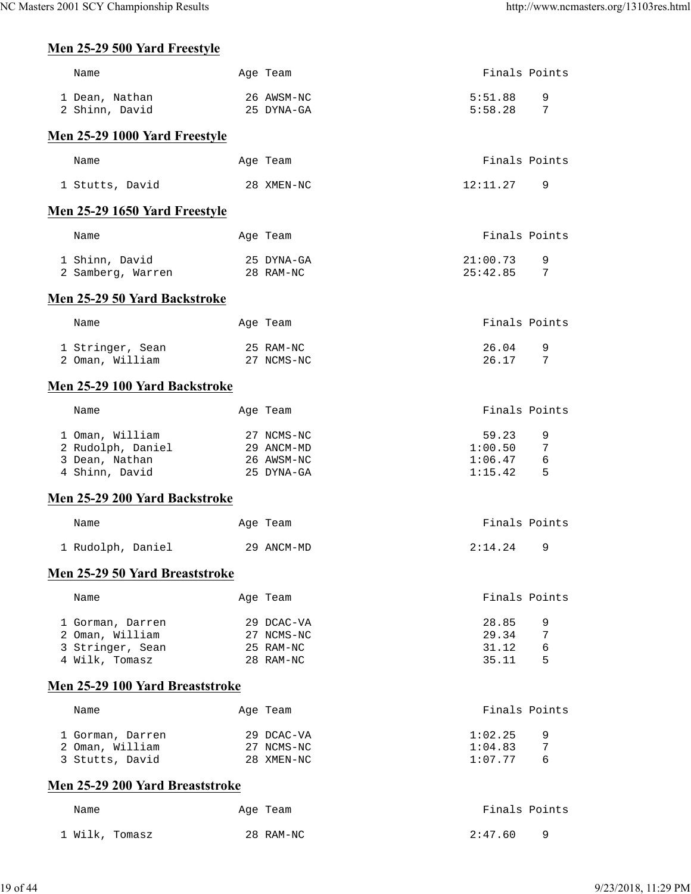## Men 25-29 500 Yard Freestyle

| | Name | Age | Team | Finals | Points |
|---|---|---|---|---|---|
| 1 | Dean, Nathan | 26 | AWSM-NC | 5:51.88 | 9 |
| 2 | Shinn, David | 25 | DYNA-GA | 5:58.28 | 7 |

## Men 25-29 1000 Yard Freestyle

| | Name | Age | Team | Finals | Points |
|---|---|---|---|---|---|
| 1 | Stutts, David | 28 | XMEN-NC | 12:11.27 | 9 |

## Men 25-29 1650 Yard Freestyle

| | Name | Age | Team | Finals | Points |
|---|---|---|---|---|---|
| 1 | Shinn, David | 25 | DYNA-GA | 21:00.73 | 9 |
| 2 | Samberg, Warren | 28 | RAM-NC | 25:42.85 | 7 |

## Men 25-29 50 Yard Backstroke

| | Name | Age | Team | Finals | Points |
|---|---|---|---|---|---|
| 1 | Stringer, Sean | 25 | RAM-NC | 26.04 | 9 |
| 2 | Oman, William | 27 | NCMS-NC | 26.17 | 7 |

## Men 25-29 100 Yard Backstroke

| | Name | Age | Team | Finals | Points |
|---|---|---|---|---|---|
| 1 | Oman, William | 27 | NCMS-NC | 59.23 | 9 |
| 2 | Rudolph, Daniel | 29 | ANCM-MD | 1:00.50 | 7 |
| 3 | Dean, Nathan | 26 | AWSM-NC | 1:06.47 | 6 |
| 4 | Shinn, David | 25 | DYNA-GA | 1:15.42 | 5 |

## Men 25-29 200 Yard Backstroke

| | Name | Age | Team | Finals | Points |
|---|---|---|---|---|---|
| 1 | Rudolph, Daniel | 29 | ANCM-MD | 2:14.24 | 9 |

## Men 25-29 50 Yard Breaststroke

| | Name | Age | Team | Finals | Points |
|---|---|---|---|---|---|
| 1 | Gorman, Darren | 29 | DCAC-VA | 28.85 | 9 |
| 2 | Oman, William | 27 | NCMS-NC | 29.34 | 7 |
| 3 | Stringer, Sean | 25 | RAM-NC | 31.12 | 6 |
| 4 | Wilk, Tomasz | 28 | RAM-NC | 35.11 | 5 |

## Men 25-29 100 Yard Breaststroke

| | Name | Age | Team | Finals | Points |
|---|---|---|---|---|---|
| 1 | Gorman, Darren | 29 | DCAC-VA | 1:02.25 | 9 |
| 2 | Oman, William | 27 | NCMS-NC | 1:04.83 | 7 |
| 3 | Stutts, David | 28 | XMEN-NC | 1:07.77 | 6 |

## Men 25-29 200 Yard Breaststroke

| | Name | Age | Team | Finals | Points |
|---|---|---|---|---|---|
| 1 | Wilk, Tomasz | 28 | RAM-NC | 2:47.60 | 9 |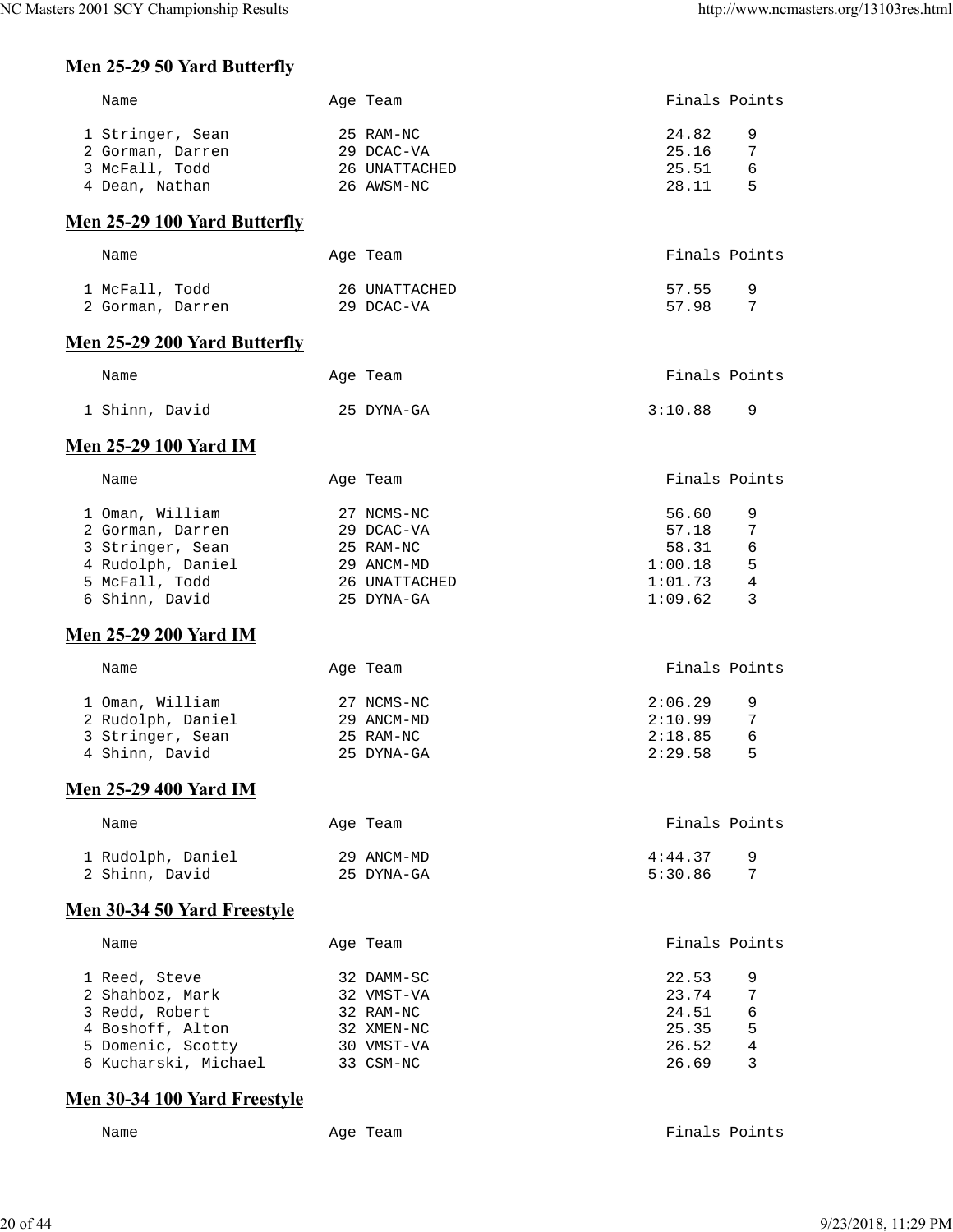## Men 25-29 50 Yard Butterfly

| | Name | Age | Team | Finals | Points |
|---|---|---|---|---|---|
| 1 | Stringer, Sean | 25 | RAM-NC | 24.82 | 9 |
| 2 | Gorman, Darren | 29 | DCAC-VA | 25.16 | 7 |
| 3 | McFall, Todd | 26 | UNATTACHED | 25.51 | 6 |
| 4 | Dean, Nathan | 26 | AWSM-NC | 28.11 | 5 |

## Men 25-29 100 Yard Butterfly

| | Name | Age | Team | Finals | Points |
|---|---|---|---|---|---|
| 1 | McFall, Todd | 26 | UNATTACHED | 57.55 | 9 |
| 2 | Gorman, Darren | 29 | DCAC-VA | 57.98 | 7 |

## Men 25-29 200 Yard Butterfly

| | Name | Age | Team | Finals | Points |
|---|---|---|---|---|---|
| 1 | Shinn, David | 25 | DYNA-GA | 3:10.88 | 9 |

## Men 25-29 100 Yard IM

| | Name | Age | Team | Finals | Points |
|---|---|---|---|---|---|
| 1 | Oman, William | 27 | NCMS-NC | 56.60 | 9 |
| 2 | Gorman, Darren | 29 | DCAC-VA | 57.18 | 7 |
| 3 | Stringer, Sean | 25 | RAM-NC | 58.31 | 6 |
| 4 | Rudolph, Daniel | 29 | ANCM-MD | 1:00.18 | 5 |
| 5 | McFall, Todd | 26 | UNATTACHED | 1:01.73 | 4 |
| 6 | Shinn, David | 25 | DYNA-GA | 1:09.62 | 3 |

## Men 25-29 200 Yard IM

| | Name | Age | Team | Finals | Points |
|---|---|---|---|---|---|
| 1 | Oman, William | 27 | NCMS-NC | 2:06.29 | 9 |
| 2 | Rudolph, Daniel | 29 | ANCM-MD | 2:10.99 | 7 |
| 3 | Stringer, Sean | 25 | RAM-NC | 2:18.85 | 6 |
| 4 | Shinn, David | 25 | DYNA-GA | 2:29.58 | 5 |

## Men 25-29 400 Yard IM

| | Name | Age | Team | Finals | Points |
|---|---|---|---|---|---|
| 1 | Rudolph, Daniel | 29 | ANCM-MD | 4:44.37 | 9 |
| 2 | Shinn, David | 25 | DYNA-GA | 5:30.86 | 7 |

## Men 30-34 50 Yard Freestyle

| | Name | Age | Team | Finals | Points |
|---|---|---|---|---|---|
| 1 | Reed, Steve | 32 | DAMM-SC | 22.53 | 9 |
| 2 | Shahboz, Mark | 32 | VMST-VA | 23.74 | 7 |
| 3 | Redd, Robert | 32 | RAM-NC | 24.51 | 6 |
| 4 | Boshoff, Alton | 32 | XMEN-NC | 25.35 | 5 |
| 5 | Domenic, Scotty | 30 | VMST-VA | 26.52 | 4 |
| 6 | Kucharski, Michael | 33 | CSM-NC | 26.69 | 3 |

## Men 30-34 100 Yard Freestyle

| | Name | Age | Team | Finals | Points |
|---|---|---|---|---|---|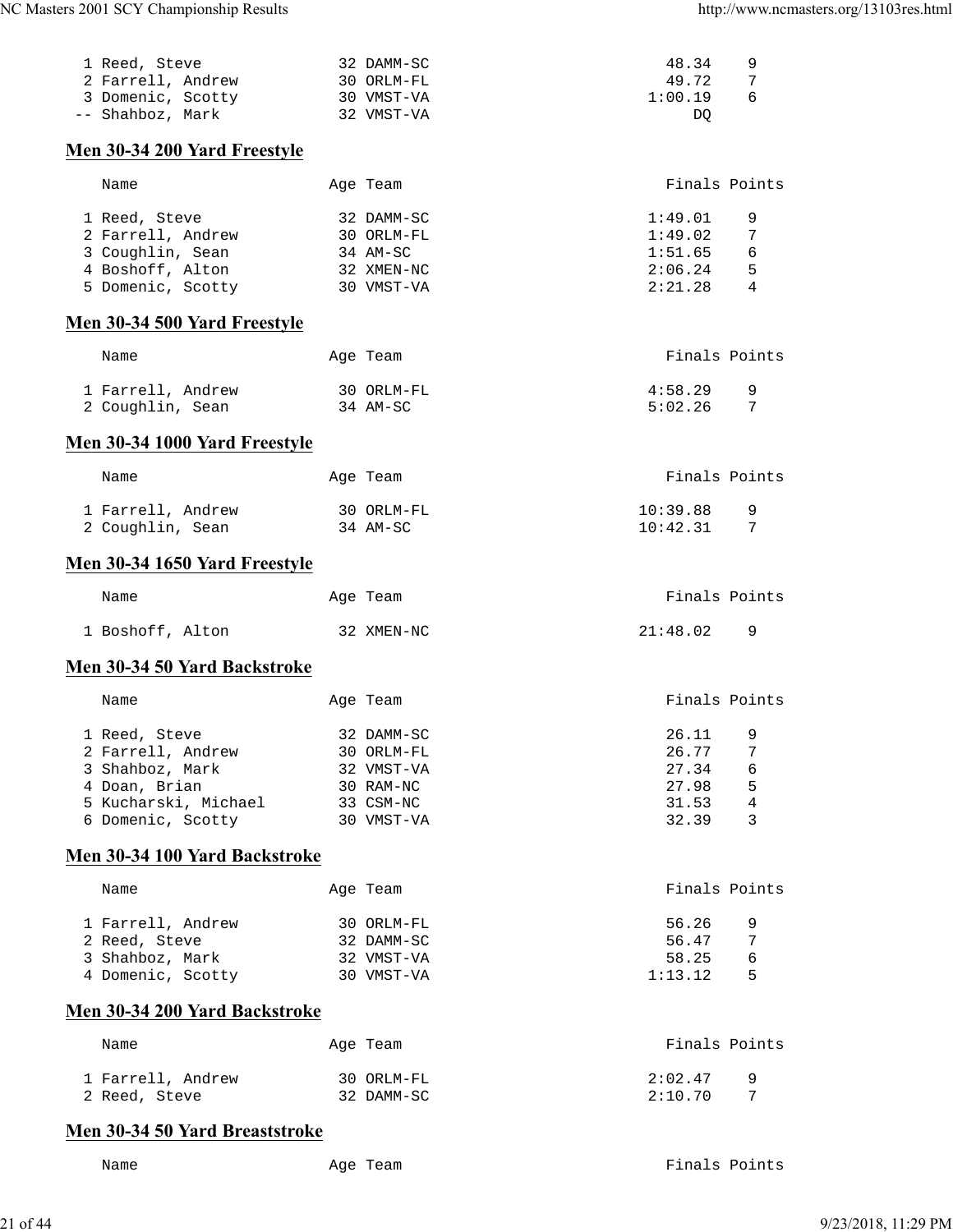| Place | Name | Age | Team | Finals | Points |
|---|---|---|---|---|---|
| 1 | Reed, Steve | 32 | DAMM-SC | 48.34 | 9 |
| 2 | Farrell, Andrew | 30 | ORLM-FL | 49.72 | 7 |
| 3 | Domenic, Scotty | 30 | VMST-VA | 1:00.19 | 6 |
| -- | Shahboz, Mark | 32 | VMST-VA | DQ | |

## Men 30-34 200 Yard Freestyle

| Place | Name | Age | Team | Finals | Points |
|---|---|---|---|---|---|
| 1 | Reed, Steve | 32 | DAMM-SC | 1:49.01 | 9 |
| 2 | Farrell, Andrew | 30 | ORLM-FL | 1:49.02 | 7 |
| 3 | Coughlin, Sean | 34 | AM-SC | 1:51.65 | 6 |
| 4 | Boshoff, Alton | 32 | XMEN-NC | 2:06.24 | 5 |
| 5 | Domenic, Scotty | 30 | VMST-VA | 2:21.28 | 4 |

## Men 30-34 500 Yard Freestyle

| Place | Name | Age | Team | Finals | Points |
|---|---|---|---|---|---|
| 1 | Farrell, Andrew | 30 | ORLM-FL | 4:58.29 | 9 |
| 2 | Coughlin, Sean | 34 | AM-SC | 5:02.26 | 7 |

## Men 30-34 1000 Yard Freestyle

| Place | Name | Age | Team | Finals | Points |
|---|---|---|---|---|---|
| 1 | Farrell, Andrew | 30 | ORLM-FL | 10:39.88 | 9 |
| 2 | Coughlin, Sean | 34 | AM-SC | 10:42.31 | 7 |

## Men 30-34 1650 Yard Freestyle

| Place | Name | Age | Team | Finals | Points |
|---|---|---|---|---|---|
| 1 | Boshoff, Alton | 32 | XMEN-NC | 21:48.02 | 9 |

## Men 30-34 50 Yard Backstroke

| Place | Name | Age | Team | Finals | Points |
|---|---|---|---|---|---|
| 1 | Reed, Steve | 32 | DAMM-SC | 26.11 | 9 |
| 2 | Farrell, Andrew | 30 | ORLM-FL | 26.77 | 7 |
| 3 | Shahboz, Mark | 32 | VMST-VA | 27.34 | 6 |
| 4 | Doan, Brian | 30 | RAM-NC | 27.98 | 5 |
| 5 | Kucharski, Michael | 33 | CSM-NC | 31.53 | 4 |
| 6 | Domenic, Scotty | 30 | VMST-VA | 32.39 | 3 |

## Men 30-34 100 Yard Backstroke

| Place | Name | Age | Team | Finals | Points |
|---|---|---|---|---|---|
| 1 | Farrell, Andrew | 30 | ORLM-FL | 56.26 | 9 |
| 2 | Reed, Steve | 32 | DAMM-SC | 56.47 | 7 |
| 3 | Shahboz, Mark | 32 | VMST-VA | 58.25 | 6 |
| 4 | Domenic, Scotty | 30 | VMST-VA | 1:13.12 | 5 |

## Men 30-34 200 Yard Backstroke

| Place | Name | Age | Team | Finals | Points |
|---|---|---|---|---|---|
| 1 | Farrell, Andrew | 30 | ORLM-FL | 2:02.47 | 9 |
| 2 | Reed, Steve | 32 | DAMM-SC | 2:10.70 | 7 |

## Men 30-34 50 Yard Breaststroke

| Place | Name | Age | Team | Finals | Points |
|---|---|---|---|---|---|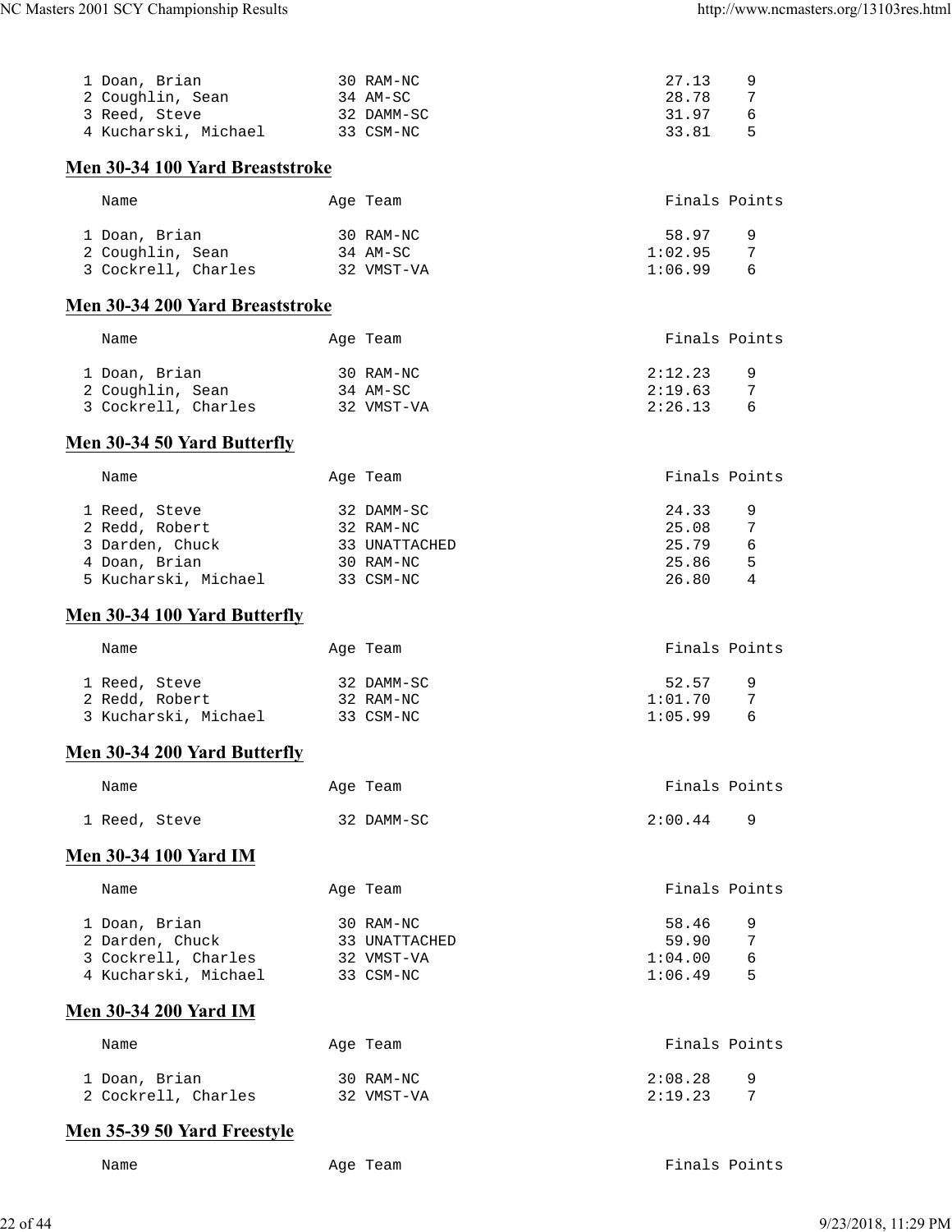| Name | Age | Team | Finals | Points |
| --- | --- | --- | --- | --- |
| 1 Doan, Brian | 30 | RAM-NC | 27.13 | 9 |
| 2 Coughlin, Sean | 34 | AM-SC | 28.78 | 7 |
| 3 Reed, Steve | 32 | DAMM-SC | 31.97 | 6 |
| 4 Kucharski, Michael | 33 | CSM-NC | 33.81 | 5 |

## Men 30-34 100 Yard Breaststroke

| Name | Age | Team | Finals | Points |
| --- | --- | --- | --- | --- |
| 1 Doan, Brian | 30 | RAM-NC | 58.97 | 9 |
| 2 Coughlin, Sean | 34 | AM-SC | 1:02.95 | 7 |
| 3 Cockrell, Charles | 32 | VMST-VA | 1:06.99 | 6 |

## Men 30-34 200 Yard Breaststroke

| Name | Age | Team | Finals | Points |
| --- | --- | --- | --- | --- |
| 1 Doan, Brian | 30 | RAM-NC | 2:12.23 | 9 |
| 2 Coughlin, Sean | 34 | AM-SC | 2:19.63 | 7 |
| 3 Cockrell, Charles | 32 | VMST-VA | 2:26.13 | 6 |

## Men 30-34 50 Yard Butterfly

| Name | Age | Team | Finals | Points |
| --- | --- | --- | --- | --- |
| 1 Reed, Steve | 32 | DAMM-SC | 24.33 | 9 |
| 2 Redd, Robert | 32 | RAM-NC | 25.08 | 7 |
| 3 Darden, Chuck | 33 | UNATTACHED | 25.79 | 6 |
| 4 Doan, Brian | 30 | RAM-NC | 25.86 | 5 |
| 5 Kucharski, Michael | 33 | CSM-NC | 26.80 | 4 |

## Men 30-34 100 Yard Butterfly

| Name | Age | Team | Finals | Points |
| --- | --- | --- | --- | --- |
| 1 Reed, Steve | 32 | DAMM-SC | 52.57 | 9 |
| 2 Redd, Robert | 32 | RAM-NC | 1:01.70 | 7 |
| 3 Kucharski, Michael | 33 | CSM-NC | 1:05.99 | 6 |

## Men 30-34 200 Yard Butterfly

| Name | Age | Team | Finals | Points |
| --- | --- | --- | --- | --- |
| 1 Reed, Steve | 32 | DAMM-SC | 2:00.44 | 9 |

## Men 30-34 100 Yard IM

| Name | Age | Team | Finals | Points |
| --- | --- | --- | --- | --- |
| 1 Doan, Brian | 30 | RAM-NC | 58.46 | 9 |
| 2 Darden, Chuck | 33 | UNATTACHED | 59.90 | 7 |
| 3 Cockrell, Charles | 32 | VMST-VA | 1:04.00 | 6 |
| 4 Kucharski, Michael | 33 | CSM-NC | 1:06.49 | 5 |

## Men 30-34 200 Yard IM

| Name | Age | Team | Finals | Points |
| --- | --- | --- | --- | --- |
| 1 Doan, Brian | 30 | RAM-NC | 2:08.28 | 9 |
| 2 Cockrell, Charles | 32 | VMST-VA | 2:19.23 | 7 |

## Men 35-39 50 Yard Freestyle

| Name | Age | Team | Finals | Points |
| --- | --- | --- | --- | --- |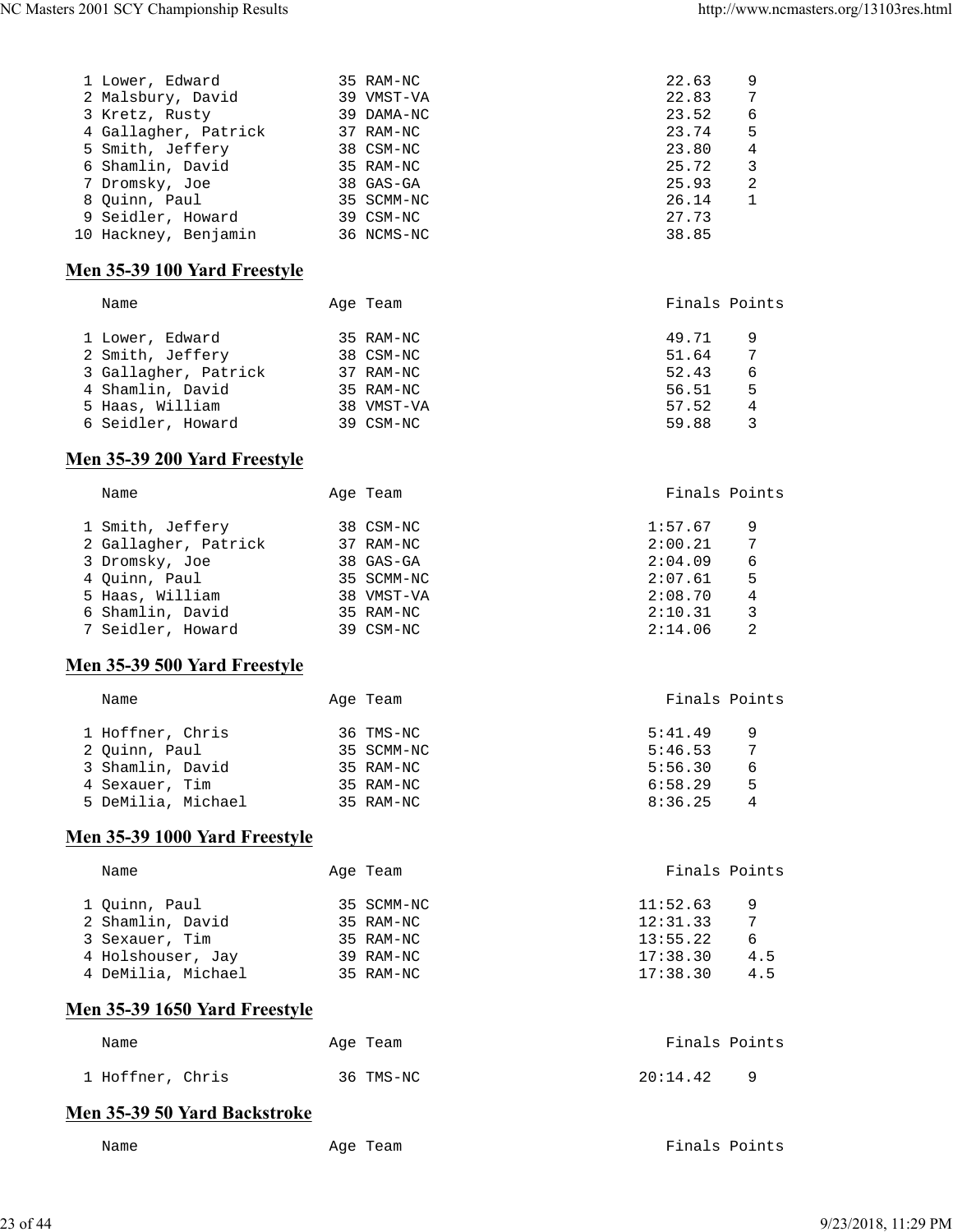| | Name | Age | Team | Finals | Points |
|---|---|---|---|---|---|
| 1 | Lower, Edward | 35 | RAM-NC | 22.63 | 9 |
| 2 | Malsbury, David | 39 | VMST-VA | 22.83 | 7 |
| 3 | Kretz, Rusty | 39 | DAMA-NC | 23.52 | 6 |
| 4 | Gallagher, Patrick | 37 | RAM-NC | 23.74 | 5 |
| 5 | Smith, Jeffery | 38 | CSM-NC | 23.80 | 4 |
| 6 | Shamlin, David | 35 | RAM-NC | 25.72 | 3 |
| 7 | Dromsky, Joe | 38 | GAS-GA | 25.93 | 2 |
| 8 | Quinn, Paul | 35 | SCMM-NC | 26.14 | 1 |
| 9 | Seidler, Howard | 39 | CSM-NC | 27.73 | |
| 10 | Hackney, Benjamin | 36 | NCMS-NC | 38.85 | |

## Men 35-39 100 Yard Freestyle

| | Name | Age | Team | Finals | Points |
|---|---|---|---|---|---|
| 1 | Lower, Edward | 35 | RAM-NC | 49.71 | 9 |
| 2 | Smith, Jeffery | 38 | CSM-NC | 51.64 | 7 |
| 3 | Gallagher, Patrick | 37 | RAM-NC | 52.43 | 6 |
| 4 | Shamlin, David | 35 | RAM-NC | 56.51 | 5 |
| 5 | Haas, William | 38 | VMST-VA | 57.52 | 4 |
| 6 | Seidler, Howard | 39 | CSM-NC | 59.88 | 3 |

## Men 35-39 200 Yard Freestyle

| | Name | Age | Team | Finals | Points |
|---|---|---|---|---|---|
| 1 | Smith, Jeffery | 38 | CSM-NC | 1:57.67 | 9 |
| 2 | Gallagher, Patrick | 37 | RAM-NC | 2:00.21 | 7 |
| 3 | Dromsky, Joe | 38 | GAS-GA | 2:04.09 | 6 |
| 4 | Quinn, Paul | 35 | SCMM-NC | 2:07.61 | 5 |
| 5 | Haas, William | 38 | VMST-VA | 2:08.70 | 4 |
| 6 | Shamlin, David | 35 | RAM-NC | 2:10.31 | 3 |
| 7 | Seidler, Howard | 39 | CSM-NC | 2:14.06 | 2 |

## Men 35-39 500 Yard Freestyle

| | Name | Age | Team | Finals | Points |
|---|---|---|---|---|---|
| 1 | Hoffner, Chris | 36 | TMS-NC | 5:41.49 | 9 |
| 2 | Quinn, Paul | 35 | SCMM-NC | 5:46.53 | 7 |
| 3 | Shamlin, David | 35 | RAM-NC | 5:56.30 | 6 |
| 4 | Sexauer, Tim | 35 | RAM-NC | 6:58.29 | 5 |
| 5 | DeMilia, Michael | 35 | RAM-NC | 8:36.25 | 4 |

## Men 35-39 1000 Yard Freestyle

| | Name | Age | Team | Finals | Points |
|---|---|---|---|---|---|
| 1 | Quinn, Paul | 35 | SCMM-NC | 11:52.63 | 9 |
| 2 | Shamlin, David | 35 | RAM-NC | 12:31.33 | 7 |
| 3 | Sexauer, Tim | 35 | RAM-NC | 13:55.22 | 6 |
| 4 | Holshouser, Jay | 39 | RAM-NC | 17:38.30 | 4.5 |
| 4 | DeMilia, Michael | 35 | RAM-NC | 17:38.30 | 4.5 |

## Men 35-39 1650 Yard Freestyle

| | Name | Age | Team | Finals | Points |
|---|---|---|---|---|---|
| 1 | Hoffner, Chris | 36 | TMS-NC | 20:14.42 | 9 |

## Men 35-39 50 Yard Backstroke

| | Name | Age | Team | Finals | Points |
|---|---|---|---|---|---|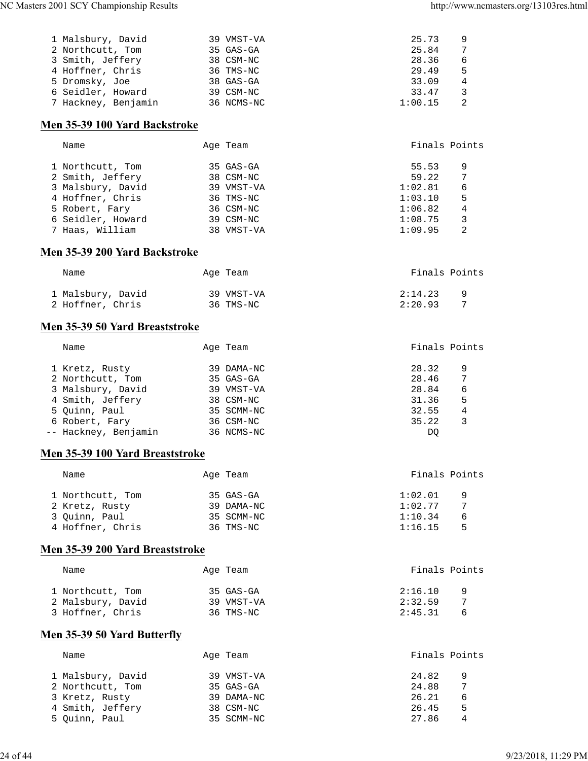| Place | Name | Age | Team | Finals | Points |
|---|---|---|---|---|---|
| 1 | Malsbury, David | 39 | VMST-VA | 25.73 | 9 |
| 2 | Northcutt, Tom | 35 | GAS-GA | 25.84 | 7 |
| 3 | Smith, Jeffery | 38 | CSM-NC | 28.36 | 6 |
| 4 | Hoffner, Chris | 36 | TMS-NC | 29.49 | 5 |
| 5 | Dromsky, Joe | 38 | GAS-GA | 33.09 | 4 |
| 6 | Seidler, Howard | 39 | CSM-NC | 33.47 | 3 |
| 7 | Hackney, Benjamin | 36 | NCMS-NC | 1:00.15 | 2 |

## Men 35-39 100 Yard Backstroke

| Place | Name | Age | Team | Finals | Points |
|---|---|---|---|---|---|
| 1 | Northcutt, Tom | 35 | GAS-GA | 55.53 | 9 |
| 2 | Smith, Jeffery | 38 | CSM-NC | 59.22 | 7 |
| 3 | Malsbury, David | 39 | VMST-VA | 1:02.81 | 6 |
| 4 | Hoffner, Chris | 36 | TMS-NC | 1:03.10 | 5 |
| 5 | Robert, Fary | 36 | CSM-NC | 1:06.82 | 4 |
| 6 | Seidler, Howard | 39 | CSM-NC | 1:08.75 | 3 |
| 7 | Haas, William | 38 | VMST-VA | 1:09.95 | 2 |

## Men 35-39 200 Yard Backstroke

| Place | Name | Age | Team | Finals | Points |
|---|---|---|---|---|---|
| 1 | Malsbury, David | 39 | VMST-VA | 2:14.23 | 9 |
| 2 | Hoffner, Chris | 36 | TMS-NC | 2:20.93 | 7 |

## Men 35-39 50 Yard Breaststroke

| Place | Name | Age | Team | Finals | Points |
|---|---|---|---|---|---|
| 1 | Kretz, Rusty | 39 | DAMA-NC | 28.32 | 9 |
| 2 | Northcutt, Tom | 35 | GAS-GA | 28.46 | 7 |
| 3 | Malsbury, David | 39 | VMST-VA | 28.84 | 6 |
| 4 | Smith, Jeffery | 38 | CSM-NC | 31.36 | 5 |
| 5 | Quinn, Paul | 35 | SCMM-NC | 32.55 | 4 |
| 6 | Robert, Fary | 36 | CSM-NC | 35.22 | 3 |
| -- | Hackney, Benjamin | 36 | NCMS-NC | DQ | |

## Men 35-39 100 Yard Breaststroke

| Place | Name | Age | Team | Finals | Points |
|---|---|---|---|---|---|
| 1 | Northcutt, Tom | 35 | GAS-GA | 1:02.01 | 9 |
| 2 | Kretz, Rusty | 39 | DAMA-NC | 1:02.77 | 7 |
| 3 | Quinn, Paul | 35 | SCMM-NC | 1:10.34 | 6 |
| 4 | Hoffner, Chris | 36 | TMS-NC | 1:16.15 | 5 |

## Men 35-39 200 Yard Breaststroke

| Place | Name | Age | Team | Finals | Points |
|---|---|---|---|---|---|
| 1 | Northcutt, Tom | 35 | GAS-GA | 2:16.10 | 9 |
| 2 | Malsbury, David | 39 | VMST-VA | 2:32.59 | 7 |
| 3 | Hoffner, Chris | 36 | TMS-NC | 2:45.31 | 6 |

## Men 35-39 50 Yard Butterfly

| Place | Name | Age | Team | Finals | Points |
|---|---|---|---|---|---|
| 1 | Malsbury, David | 39 | VMST-VA | 24.82 | 9 |
| 2 | Northcutt, Tom | 35 | GAS-GA | 24.88 | 7 |
| 3 | Kretz, Rusty | 39 | DAMA-NC | 26.21 | 6 |
| 4 | Smith, Jeffery | 38 | CSM-NC | 26.45 | 5 |
| 5 | Quinn, Paul | 35 | SCMM-NC | 27.86 | 4 |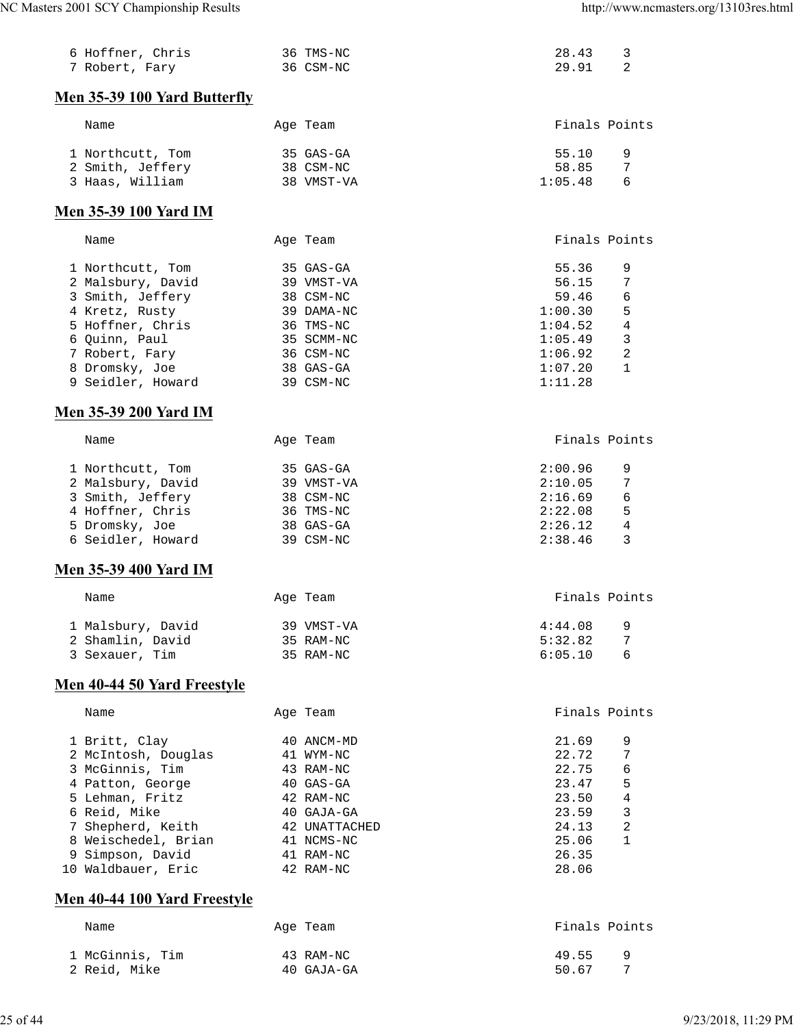| Name | Age | Team | Finals | Points |
|---|---|---|---|---|
| 6 Hoffner, Chris | 36 | TMS-NC | 28.43 | 3 |
| 7 Robert, Fary | 36 | CSM-NC | 29.91 | 2 |

## Men 35-39 100 Yard Butterfly

| Name | Age | Team | Finals | Points |
|---|---|---|---|---|
| 1 Northcutt, Tom | 35 | GAS-GA | 55.10 | 9 |
| 2 Smith, Jeffery | 38 | CSM-NC | 58.85 | 7 |
| 3 Haas, William | 38 | VMST-VA | 1:05.48 | 6 |

## Men 35-39 100 Yard IM

| Name | Age | Team | Finals | Points |
|---|---|---|---|---|
| 1 Northcutt, Tom | 35 | GAS-GA | 55.36 | 9 |
| 2 Malsbury, David | 39 | VMST-VA | 56.15 | 7 |
| 3 Smith, Jeffery | 38 | CSM-NC | 59.46 | 6 |
| 4 Kretz, Rusty | 39 | DAMA-NC | 1:00.30 | 5 |
| 5 Hoffner, Chris | 36 | TMS-NC | 1:04.52 | 4 |
| 6 Quinn, Paul | 35 | SCMM-NC | 1:05.49 | 3 |
| 7 Robert, Fary | 36 | CSM-NC | 1:06.92 | 2 |
| 8 Dromsky, Joe | 38 | GAS-GA | 1:07.20 | 1 |
| 9 Seidler, Howard | 39 | CSM-NC | 1:11.28 | |

## Men 35-39 200 Yard IM

| Name | Age | Team | Finals | Points |
|---|---|---|---|---|
| 1 Northcutt, Tom | 35 | GAS-GA | 2:00.96 | 9 |
| 2 Malsbury, David | 39 | VMST-VA | 2:10.05 | 7 |
| 3 Smith, Jeffery | 38 | CSM-NC | 2:16.69 | 6 |
| 4 Hoffner, Chris | 36 | TMS-NC | 2:22.08 | 5 |
| 5 Dromsky, Joe | 38 | GAS-GA | 2:26.12 | 4 |
| 6 Seidler, Howard | 39 | CSM-NC | 2:38.46 | 3 |

## Men 35-39 400 Yard IM

| Name | Age | Team | Finals | Points |
|---|---|---|---|---|
| 1 Malsbury, David | 39 | VMST-VA | 4:44.08 | 9 |
| 2 Shamlin, David | 35 | RAM-NC | 5:32.82 | 7 |
| 3 Sexauer, Tim | 35 | RAM-NC | 6:05.10 | 6 |

## Men 40-44 50 Yard Freestyle

| Name | Age | Team | Finals | Points |
|---|---|---|---|---|
| 1 Britt, Clay | 40 | ANCM-MD | 21.69 | 9 |
| 2 McIntosh, Douglas | 41 | WYM-NC | 22.72 | 7 |
| 3 McGinnis, Tim | 43 | RAM-NC | 22.75 | 6 |
| 4 Patton, George | 40 | GAS-GA | 23.47 | 5 |
| 5 Lehman, Fritz | 42 | RAM-NC | 23.50 | 4 |
| 6 Reid, Mike | 40 | GAJA-GA | 23.59 | 3 |
| 7 Shepherd, Keith | 42 | UNATTACHED | 24.13 | 2 |
| 8 Weischedel, Brian | 41 | NCMS-NC | 25.06 | 1 |
| 9 Simpson, David | 41 | RAM-NC | 26.35 | |
| 10 Waldbauer, Eric | 42 | RAM-NC | 28.06 | |

## Men 40-44 100 Yard Freestyle

| Name | Age | Team | Finals | Points |
|---|---|---|---|---|
| 1 McGinnis, Tim | 43 | RAM-NC | 49.55 | 9 |
| 2 Reid, Mike | 40 | GAJA-GA | 50.67 | 7 |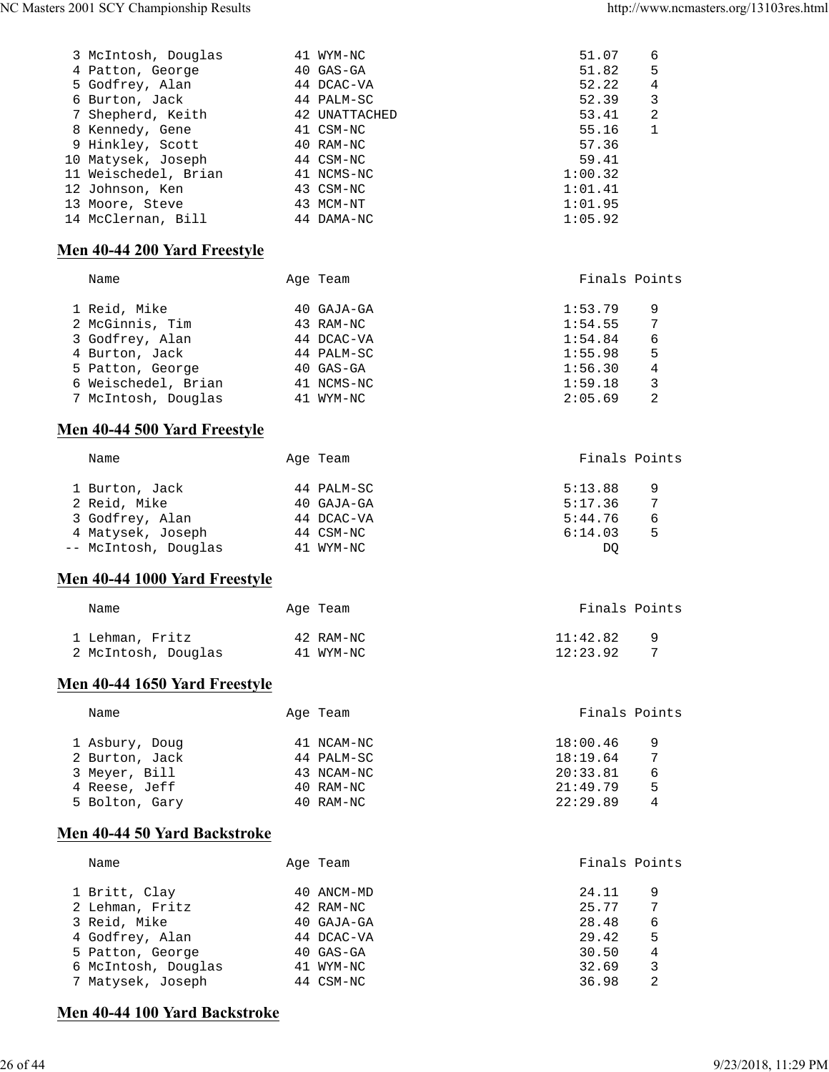| Place | Name | Age | Team | Finals | Points |
|---|---|---|---|---|---|
| 3 | McIntosh, Douglas | 41 | WYM-NC | 51.07 | 6 |
| 4 | Patton, George | 40 | GAS-GA | 51.82 | 5 |
| 5 | Godfrey, Alan | 44 | DCAC-VA | 52.22 | 4 |
| 6 | Burton, Jack | 44 | PALM-SC | 52.39 | 3 |
| 7 | Shepherd, Keith | 42 | UNATTACHED | 53.41 | 2 |
| 8 | Kennedy, Gene | 41 | CSM-NC | 55.16 | 1 |
| 9 | Hinkley, Scott | 40 | RAM-NC | 57.36 | |
| 10 | Matysek, Joseph | 44 | CSM-NC | 59.41 | |
| 11 | Weischedel, Brian | 41 | NCMS-NC | 1:00.32 | |
| 12 | Johnson, Ken | 43 | CSM-NC | 1:01.41 | |
| 13 | Moore, Steve | 43 | MCM-NT | 1:01.95 | |
| 14 | McClernan, Bill | 44 | DAMA-NC | 1:05.92 | |

## Men 40-44 200 Yard Freestyle

| Place | Name | Age | Team | Finals | Points |
|---|---|---|---|---|---|
| 1 | Reid, Mike | 40 | GAJA-GA | 1:53.79 | 9 |
| 2 | McGinnis, Tim | 43 | RAM-NC | 1:54.55 | 7 |
| 3 | Godfrey, Alan | 44 | DCAC-VA | 1:54.84 | 6 |
| 4 | Burton, Jack | 44 | PALM-SC | 1:55.98 | 5 |
| 5 | Patton, George | 40 | GAS-GA | 1:56.30 | 4 |
| 6 | Weischedel, Brian | 41 | NCMS-NC | 1:59.18 | 3 |
| 7 | McIntosh, Douglas | 41 | WYM-NC | 2:05.69 | 2 |

## Men 40-44 500 Yard Freestyle

| Place | Name | Age | Team | Finals | Points |
|---|---|---|---|---|---|
| 1 | Burton, Jack | 44 | PALM-SC | 5:13.88 | 9 |
| 2 | Reid, Mike | 40 | GAJA-GA | 5:17.36 | 7 |
| 3 | Godfrey, Alan | 44 | DCAC-VA | 5:44.76 | 6 |
| 4 | Matysek, Joseph | 44 | CSM-NC | 6:14.03 | 5 |
| -- | McIntosh, Douglas | 41 | WYM-NC | DQ | |

## Men 40-44 1000 Yard Freestyle

| Place | Name | Age | Team | Finals | Points |
|---|---|---|---|---|---|
| 1 | Lehman, Fritz | 42 | RAM-NC | 11:42.82 | 9 |
| 2 | McIntosh, Douglas | 41 | WYM-NC | 12:23.92 | 7 |

## Men 40-44 1650 Yard Freestyle

| Place | Name | Age | Team | Finals | Points |
|---|---|---|---|---|---|
| 1 | Asbury, Doug | 41 | NCAM-NC | 18:00.46 | 9 |
| 2 | Burton, Jack | 44 | PALM-SC | 18:19.64 | 7 |
| 3 | Meyer, Bill | 43 | NCAM-NC | 20:33.81 | 6 |
| 4 | Reese, Jeff | 40 | RAM-NC | 21:49.79 | 5 |
| 5 | Bolton, Gary | 40 | RAM-NC | 22:29.89 | 4 |

## Men 40-44 50 Yard Backstroke

| Place | Name | Age | Team | Finals | Points |
|---|---|---|---|---|---|
| 1 | Britt, Clay | 40 | ANCM-MD | 24.11 | 9 |
| 2 | Lehman, Fritz | 42 | RAM-NC | 25.77 | 7 |
| 3 | Reid, Mike | 40 | GAJA-GA | 28.48 | 6 |
| 4 | Godfrey, Alan | 44 | DCAC-VA | 29.42 | 5 |
| 5 | Patton, George | 40 | GAS-GA | 30.50 | 4 |
| 6 | McIntosh, Douglas | 41 | WYM-NC | 32.69 | 3 |
| 7 | Matysek, Joseph | 44 | CSM-NC | 36.98 | 2 |

## Men 40-44 100 Yard Backstroke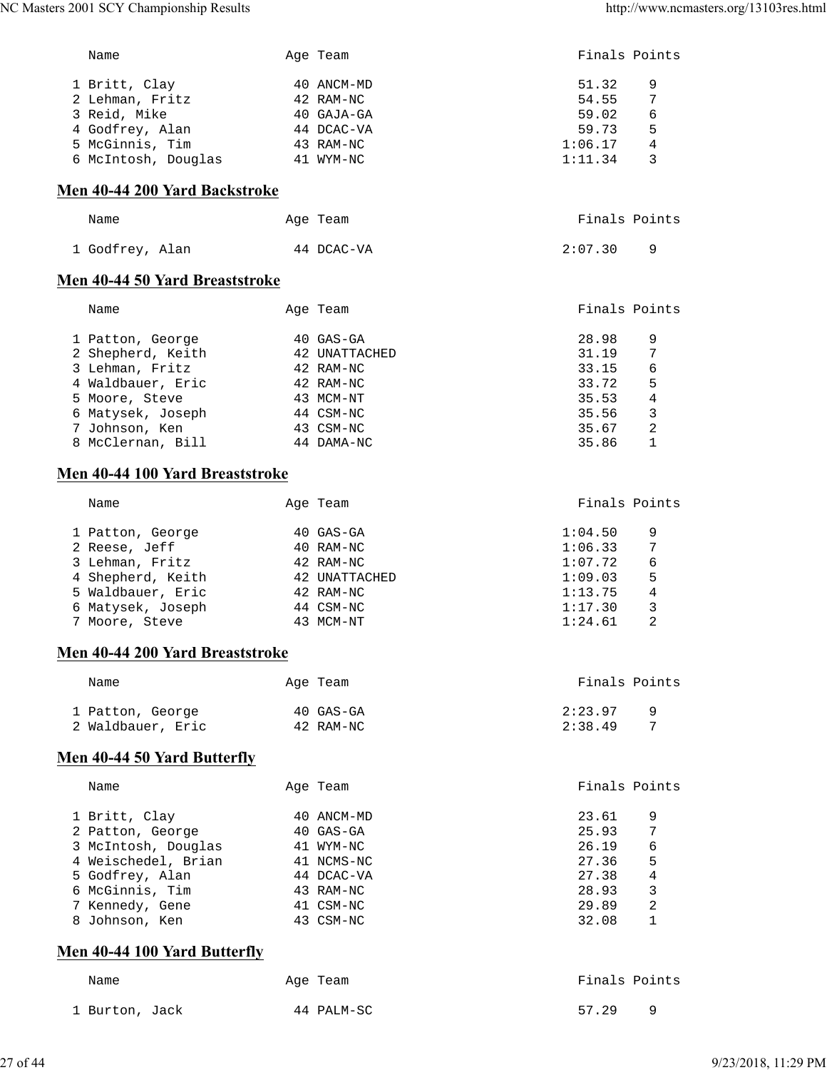| Name | Age | Team | Finals | Points |
|---|---|---|---|---|
| 1 Britt, Clay | 40 | ANCM-MD | 51.32 | 9 |
| 2 Lehman, Fritz | 42 | RAM-NC | 54.55 | 7 |
| 3 Reid, Mike | 40 | GAJA-GA | 59.02 | 6 |
| 4 Godfrey, Alan | 44 | DCAC-VA | 59.73 | 5 |
| 5 McGinnis, Tim | 43 | RAM-NC | 1:06.17 | 4 |
| 6 McIntosh, Douglas | 41 | WYM-NC | 1:11.34 | 3 |

## Men 40-44 200 Yard Backstroke

| Name | Age | Team | Finals | Points |
|---|---|---|---|---|
| 1 Godfrey, Alan | 44 | DCAC-VA | 2:07.30 | 9 |

## Men 40-44 50 Yard Breaststroke

| Name | Age | Team | Finals | Points |
|---|---|---|---|---|
| 1 Patton, George | 40 | GAS-GA | 28.98 | 9 |
| 2 Shepherd, Keith | 42 | UNATTACHED | 31.19 | 7 |
| 3 Lehman, Fritz | 42 | RAM-NC | 33.15 | 6 |
| 4 Waldbauer, Eric | 42 | RAM-NC | 33.72 | 5 |
| 5 Moore, Steve | 43 | MCM-NT | 35.53 | 4 |
| 6 Matysek, Joseph | 44 | CSM-NC | 35.56 | 3 |
| 7 Johnson, Ken | 43 | CSM-NC | 35.67 | 2 |
| 8 McClernan, Bill | 44 | DAMA-NC | 35.86 | 1 |

## Men 40-44 100 Yard Breaststroke

| Name | Age | Team | Finals | Points |
|---|---|---|---|---|
| 1 Patton, George | 40 | GAS-GA | 1:04.50 | 9 |
| 2 Reese, Jeff | 40 | RAM-NC | 1:06.33 | 7 |
| 3 Lehman, Fritz | 42 | RAM-NC | 1:07.72 | 6 |
| 4 Shepherd, Keith | 42 | UNATTACHED | 1:09.03 | 5 |
| 5 Waldbauer, Eric | 42 | RAM-NC | 1:13.75 | 4 |
| 6 Matysek, Joseph | 44 | CSM-NC | 1:17.30 | 3 |
| 7 Moore, Steve | 43 | MCM-NT | 1:24.61 | 2 |

## Men 40-44 200 Yard Breaststroke

| Name | Age | Team | Finals | Points |
|---|---|---|---|---|
| 1 Patton, George | 40 | GAS-GA | 2:23.97 | 9 |
| 2 Waldbauer, Eric | 42 | RAM-NC | 2:38.49 | 7 |

## Men 40-44 50 Yard Butterfly

| Name | Age | Team | Finals | Points |
|---|---|---|---|---|
| 1 Britt, Clay | 40 | ANCM-MD | 23.61 | 9 |
| 2 Patton, George | 40 | GAS-GA | 25.93 | 7 |
| 3 McIntosh, Douglas | 41 | WYM-NC | 26.19 | 6 |
| 4 Weischedel, Brian | 41 | NCMS-NC | 27.36 | 5 |
| 5 Godfrey, Alan | 44 | DCAC-VA | 27.38 | 4 |
| 6 McGinnis, Tim | 43 | RAM-NC | 28.93 | 3 |
| 7 Kennedy, Gene | 41 | CSM-NC | 29.89 | 2 |
| 8 Johnson, Ken | 43 | CSM-NC | 32.08 | 1 |

## Men 40-44 100 Yard Butterfly

| Name | Age | Team | Finals | Points |
|---|---|---|---|---|
| 1 Burton, Jack | 44 | PALM-SC | 57.29 | 9 |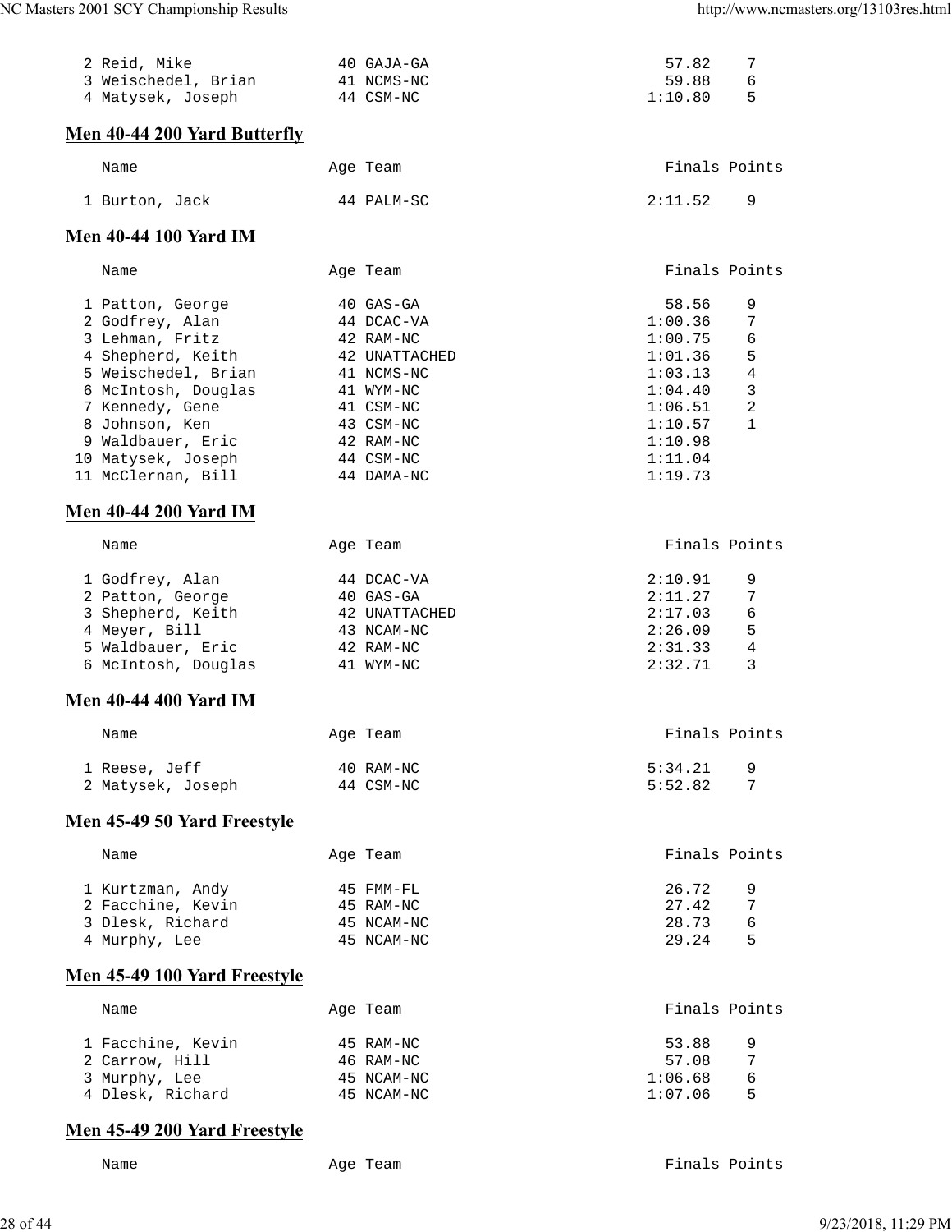| | Name | Age | Team | Finals | Points |
|---|---|---|---|---|---|
| 2 | Reid, Mike | 40 | GAJA-GA | 57.82 | 7 |
| 3 | Weischedel, Brian | 41 | NCMS-NC | 59.88 | 6 |
| 4 | Matysek, Joseph | 44 | CSM-NC | 1:10.80 | 5 |

## Men 40-44 200 Yard Butterfly

| | Name | Age | Team | Finals | Points |
|---|---|---|---|---|---|
| 1 | Burton, Jack | 44 | PALM-SC | 2:11.52 | 9 |

## Men 40-44 100 Yard IM

| | Name | Age | Team | Finals | Points |
|---|---|---|---|---|---|
| 1 | Patton, George | 40 | GAS-GA | 58.56 | 9 |
| 2 | Godfrey, Alan | 44 | DCAC-VA | 1:00.36 | 7 |
| 3 | Lehman, Fritz | 42 | RAM-NC | 1:00.75 | 6 |
| 4 | Shepherd, Keith | 42 | UNATTACHED | 1:01.36 | 5 |
| 5 | Weischedel, Brian | 41 | NCMS-NC | 1:03.13 | 4 |
| 6 | McIntosh, Douglas | 41 | WYM-NC | 1:04.40 | 3 |
| 7 | Kennedy, Gene | 41 | CSM-NC | 1:06.51 | 2 |
| 8 | Johnson, Ken | 43 | CSM-NC | 1:10.57 | 1 |
| 9 | Waldbauer, Eric | 42 | RAM-NC | 1:10.98 | |
| 10 | Matysek, Joseph | 44 | CSM-NC | 1:11.04 | |
| 11 | McClernan, Bill | 44 | DAMA-NC | 1:19.73 | |

## Men 40-44 200 Yard IM

| | Name | Age | Team | Finals | Points |
|---|---|---|---|---|---|
| 1 | Godfrey, Alan | 44 | DCAC-VA | 2:10.91 | 9 |
| 2 | Patton, George | 40 | GAS-GA | 2:11.27 | 7 |
| 3 | Shepherd, Keith | 42 | UNATTACHED | 2:17.03 | 6 |
| 4 | Meyer, Bill | 43 | NCAM-NC | 2:26.09 | 5 |
| 5 | Waldbauer, Eric | 42 | RAM-NC | 2:31.33 | 4 |
| 6 | McIntosh, Douglas | 41 | WYM-NC | 2:32.71 | 3 |

## Men 40-44 400 Yard IM

| | Name | Age | Team | Finals | Points |
|---|---|---|---|---|---|
| 1 | Reese, Jeff | 40 | RAM-NC | 5:34.21 | 9 |
| 2 | Matysek, Joseph | 44 | CSM-NC | 5:52.82 | 7 |

## Men 45-49 50 Yard Freestyle

| | Name | Age | Team | Finals | Points |
|---|---|---|---|---|---|
| 1 | Kurtzman, Andy | 45 | FMM-FL | 26.72 | 9 |
| 2 | Facchine, Kevin | 45 | RAM-NC | 27.42 | 7 |
| 3 | Dlesk, Richard | 45 | NCAM-NC | 28.73 | 6 |
| 4 | Murphy, Lee | 45 | NCAM-NC | 29.24 | 5 |

## Men 45-49 100 Yard Freestyle

| | Name | Age | Team | Finals | Points |
|---|---|---|---|---|---|
| 1 | Facchine, Kevin | 45 | RAM-NC | 53.88 | 9 |
| 2 | Carrow, Hill | 46 | RAM-NC | 57.08 | 7 |
| 3 | Murphy, Lee | 45 | NCAM-NC | 1:06.68 | 6 |
| 4 | Dlesk, Richard | 45 | NCAM-NC | 1:07.06 | 5 |

## Men 45-49 200 Yard Freestyle

| | Name | Age | Team | Finals | Points |
|---|---|---|---|---|---|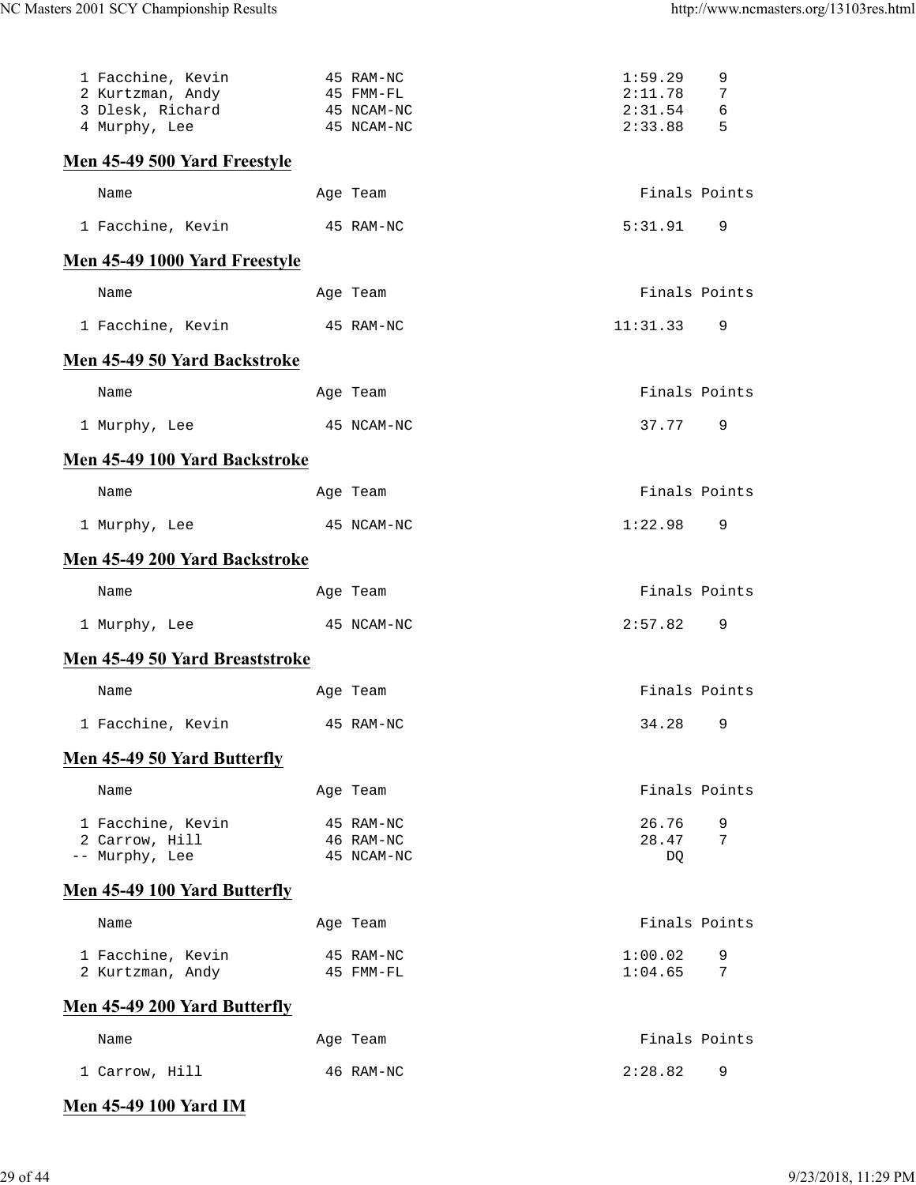| | Name | Age | Team | Finals | Points |
|---|---|---|---|---|---|
| 1 | Facchine, Kevin | 45 | RAM-NC | 1:59.29 | 9 |
| 2 | Kurtzman, Andy | 45 | FMM-FL | 2:11.78 | 7 |
| 3 | Dlesk, Richard | 45 | NCAM-NC | 2:31.54 | 6 |
| 4 | Murphy, Lee | 45 | NCAM-NC | 2:33.88 | 5 |

## Men 45-49 500 Yard Freestyle

| | Name | Age | Team | Finals | Points |
|---|---|---|---|---|---|
| 1 | Facchine, Kevin | 45 | RAM-NC | 5:31.91 | 9 |

## Men 45-49 1000 Yard Freestyle

| | Name | Age | Team | Finals | Points |
|---|---|---|---|---|---|
| 1 | Facchine, Kevin | 45 | RAM-NC | 11:31.33 | 9 |

## Men 45-49 50 Yard Backstroke

| | Name | Age | Team | Finals | Points |
|---|---|---|---|---|---|
| 1 | Murphy, Lee | 45 | NCAM-NC | 37.77 | 9 |

## Men 45-49 100 Yard Backstroke

| | Name | Age | Team | Finals | Points |
|---|---|---|---|---|---|
| 1 | Murphy, Lee | 45 | NCAM-NC | 1:22.98 | 9 |

## Men 45-49 200 Yard Backstroke

| | Name | Age | Team | Finals | Points |
|---|---|---|---|---|---|
| 1 | Murphy, Lee | 45 | NCAM-NC | 2:57.82 | 9 |

## Men 45-49 50 Yard Breaststroke

| | Name | Age | Team | Finals | Points |
|---|---|---|---|---|---|
| 1 | Facchine, Kevin | 45 | RAM-NC | 34.28 | 9 |

## Men 45-49 50 Yard Butterfly

| | Name | Age | Team | Finals | Points |
|---|---|---|---|---|---|
| 1 | Facchine, Kevin | 45 | RAM-NC | 26.76 | 9 |
| 2 | Carrow, Hill | 46 | RAM-NC | 28.47 | 7 |
| -- | Murphy, Lee | 45 | NCAM-NC | DQ | |

## Men 45-49 100 Yard Butterfly

| | Name | Age | Team | Finals | Points |
|---|---|---|---|---|---|
| 1 | Facchine, Kevin | 45 | RAM-NC | 1:00.02 | 9 |
| 2 | Kurtzman, Andy | 45 | FMM-FL | 1:04.65 | 7 |

## Men 45-49 200 Yard Butterfly

| | Name | Age | Team | Finals | Points |
|---|---|---|---|---|---|
| 1 | Carrow, Hill | 46 | RAM-NC | 2:28.82 | 9 |

## Men 45-49 100 Yard IM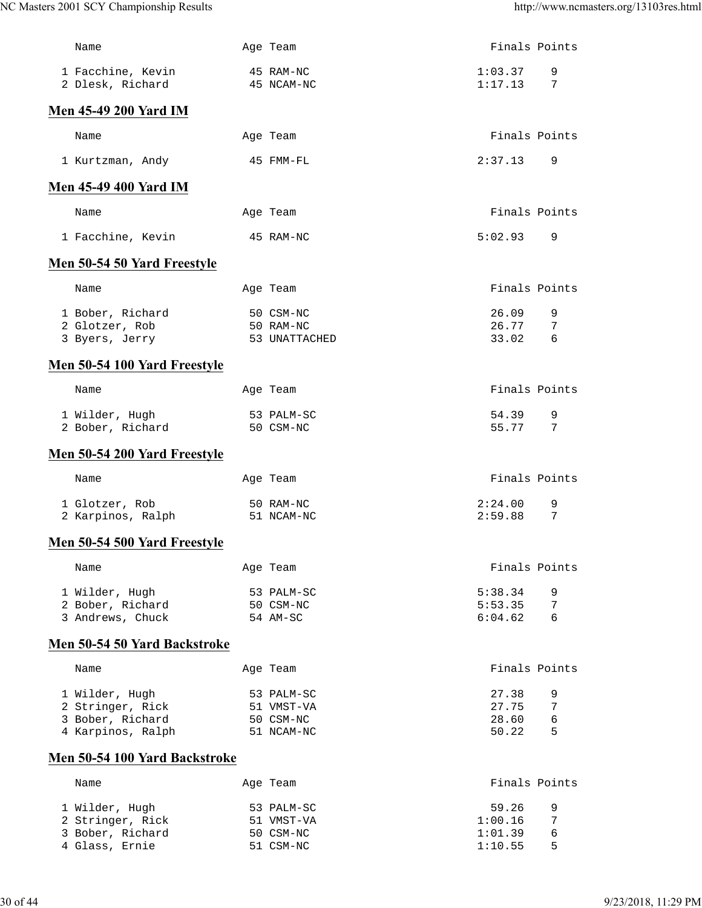| | Name | Age | Team | Finals | Points |
|---|---|---|---|---|---|
| 1 | Facchine, Kevin | 45 | RAM-NC | 1:03.37 | 9 |
| 2 | Dlesk, Richard | 45 | NCAM-NC | 1:17.13 | 7 |

## Men 45-49 200 Yard IM

| | Name | Age | Team | Finals | Points |
|---|---|---|---|---|---|
| 1 | Kurtzman, Andy | 45 | FMM-FL | 2:37.13 | 9 |

## Men 45-49 400 Yard IM

| | Name | Age | Team | Finals | Points |
|---|---|---|---|---|---|
| 1 | Facchine, Kevin | 45 | RAM-NC | 5:02.93 | 9 |

## Men 50-54 50 Yard Freestyle

| | Name | Age | Team | Finals | Points |
|---|---|---|---|---|---|
| 1 | Bober, Richard | 50 | CSM-NC | 26.09 | 9 |
| 2 | Glotzer, Rob | 50 | RAM-NC | 26.77 | 7 |
| 3 | Byers, Jerry | 53 | UNATTACHED | 33.02 | 6 |

## Men 50-54 100 Yard Freestyle

| | Name | Age | Team | Finals | Points |
|---|---|---|---|---|---|
| 1 | Wilder, Hugh | 53 | PALM-SC | 54.39 | 9 |
| 2 | Bober, Richard | 50 | CSM-NC | 55.77 | 7 |

## Men 50-54 200 Yard Freestyle

| | Name | Age | Team | Finals | Points |
|---|---|---|---|---|---|
| 1 | Glotzer, Rob | 50 | RAM-NC | 2:24.00 | 9 |
| 2 | Karpinos, Ralph | 51 | NCAM-NC | 2:59.88 | 7 |

## Men 50-54 500 Yard Freestyle

| | Name | Age | Team | Finals | Points |
|---|---|---|---|---|---|
| 1 | Wilder, Hugh | 53 | PALM-SC | 5:38.34 | 9 |
| 2 | Bober, Richard | 50 | CSM-NC | 5:53.35 | 7 |
| 3 | Andrews, Chuck | 54 | AM-SC | 6:04.62 | 6 |

## Men 50-54 50 Yard Backstroke

| | Name | Age | Team | Finals | Points |
|---|---|---|---|---|---|
| 1 | Wilder, Hugh | 53 | PALM-SC | 27.38 | 9 |
| 2 | Stringer, Rick | 51 | VMST-VA | 27.75 | 7 |
| 3 | Bober, Richard | 50 | CSM-NC | 28.60 | 6 |
| 4 | Karpinos, Ralph | 51 | NCAM-NC | 50.22 | 5 |

## Men 50-54 100 Yard Backstroke

| | Name | Age | Team | Finals | Points |
|---|---|---|---|---|---|
| 1 | Wilder, Hugh | 53 | PALM-SC | 59.26 | 9 |
| 2 | Stringer, Rick | 51 | VMST-VA | 1:00.16 | 7 |
| 3 | Bober, Richard | 50 | CSM-NC | 1:01.39 | 6 |
| 4 | Glass, Ernie | 51 | CSM-NC | 1:10.55 | 5 |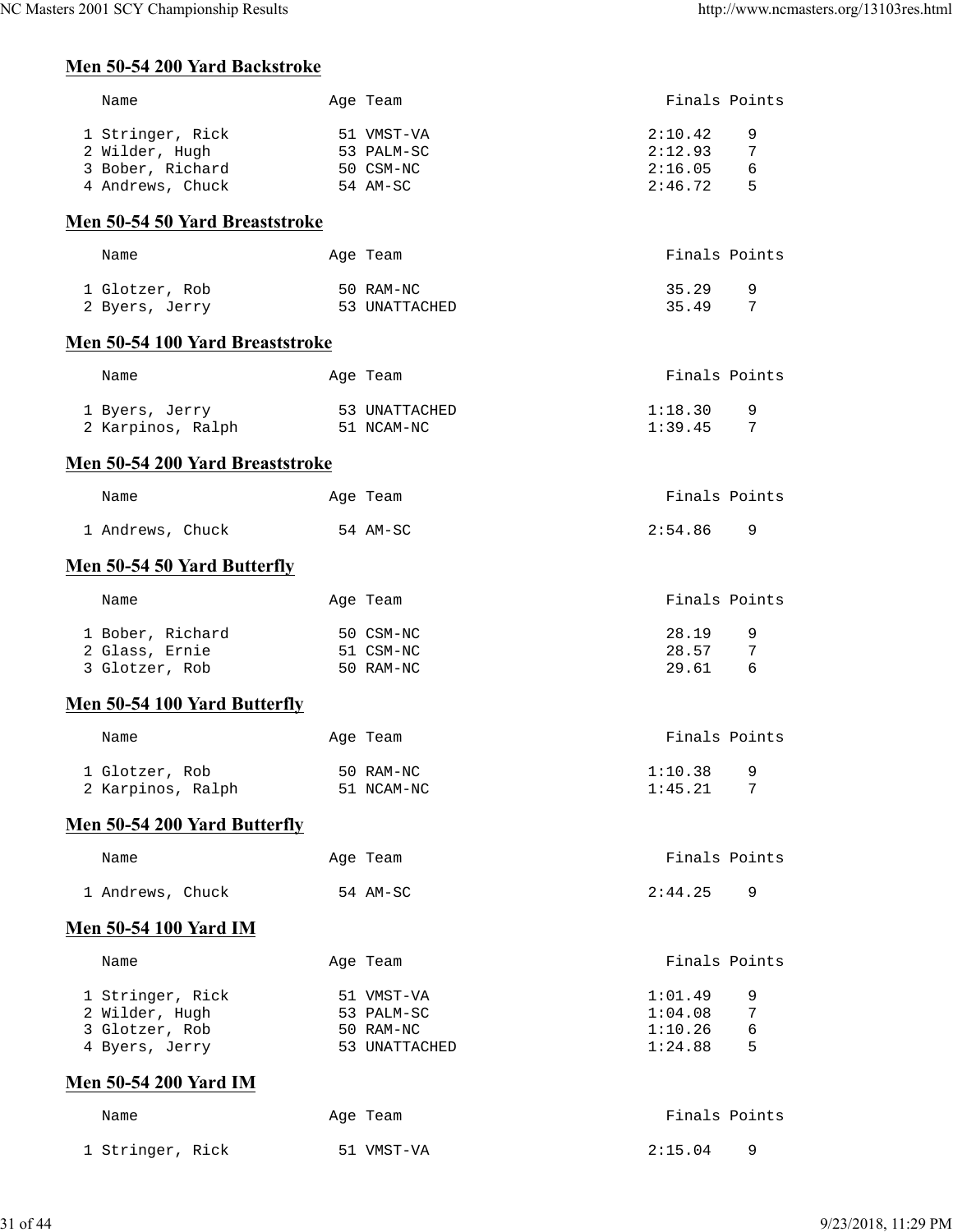### Men 50-54 200 Yard Backstroke

| | Name | Age | Team | Finals | Points |
|---|---|---|---|---|---|
| 1 | Stringer, Rick | 51 | VMST-VA | 2:10.42 | 9 |
| 2 | Wilder, Hugh | 53 | PALM-SC | 2:12.93 | 7 |
| 3 | Bober, Richard | 50 | CSM-NC | 2:16.05 | 6 |
| 4 | Andrews, Chuck | 54 | AM-SC | 2:46.72 | 5 |

### Men 50-54 50 Yard Breaststroke

| | Name | Age | Team | Finals | Points |
|---|---|---|---|---|---|
| 1 | Glotzer, Rob | 50 | RAM-NC | 35.29 | 9 |
| 2 | Byers, Jerry | 53 | UNATTACHED | 35.49 | 7 |

### Men 50-54 100 Yard Breaststroke

| | Name | Age | Team | Finals | Points |
|---|---|---|---|---|---|
| 1 | Byers, Jerry | 53 | UNATTACHED | 1:18.30 | 9 |
| 2 | Karpinos, Ralph | 51 | NCAM-NC | 1:39.45 | 7 |

### Men 50-54 200 Yard Breaststroke

| | Name | Age | Team | Finals | Points |
|---|---|---|---|---|---|
| 1 | Andrews, Chuck | 54 | AM-SC | 2:54.86 | 9 |

### Men 50-54 50 Yard Butterfly

| | Name | Age | Team | Finals | Points |
|---|---|---|---|---|---|
| 1 | Bober, Richard | 50 | CSM-NC | 28.19 | 9 |
| 2 | Glass, Ernie | 51 | CSM-NC | 28.57 | 7 |
| 3 | Glotzer, Rob | 50 | RAM-NC | 29.61 | 6 |

### Men 50-54 100 Yard Butterfly

| | Name | Age | Team | Finals | Points |
|---|---|---|---|---|---|
| 1 | Glotzer, Rob | 50 | RAM-NC | 1:10.38 | 9 |
| 2 | Karpinos, Ralph | 51 | NCAM-NC | 1:45.21 | 7 |

### Men 50-54 200 Yard Butterfly

| | Name | Age | Team | Finals | Points |
|---|---|---|---|---|---|
| 1 | Andrews, Chuck | 54 | AM-SC | 2:44.25 | 9 |

### Men 50-54 100 Yard IM

| | Name | Age | Team | Finals | Points |
|---|---|---|---|---|---|
| 1 | Stringer, Rick | 51 | VMST-VA | 1:01.49 | 9 |
| 2 | Wilder, Hugh | 53 | PALM-SC | 1:04.08 | 7 |
| 3 | Glotzer, Rob | 50 | RAM-NC | 1:10.26 | 6 |
| 4 | Byers, Jerry | 53 | UNATTACHED | 1:24.88 | 5 |

### Men 50-54 200 Yard IM

| | Name | Age | Team | Finals | Points |
|---|---|---|---|---|---|
| 1 | Stringer, Rick | 51 | VMST-VA | 2:15.04 | 9 |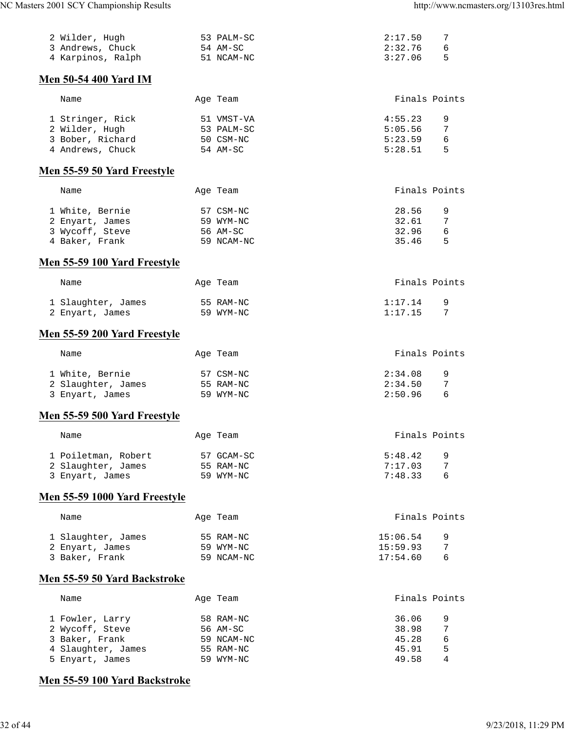| | Name | Age | Team | Finals | Points |
|---|---|---|---|---|---|
| 2 | Wilder, Hugh | 53 | PALM-SC | 2:17.50 | 7 |
| 3 | Andrews, Chuck | 54 | AM-SC | 2:32.76 | 6 |
| 4 | Karpinos, Ralph | 51 | NCAM-NC | 3:27.06 | 5 |

## Men 50-54 400 Yard IM

| | Name | Age | Team | Finals | Points |
|---|---|---|---|---|---|
| 1 | Stringer, Rick | 51 | VMST-VA | 4:55.23 | 9 |
| 2 | Wilder, Hugh | 53 | PALM-SC | 5:05.56 | 7 |
| 3 | Bober, Richard | 50 | CSM-NC | 5:23.59 | 6 |
| 4 | Andrews, Chuck | 54 | AM-SC | 5:28.51 | 5 |

## Men 55-59 50 Yard Freestyle

| | Name | Age | Team | Finals | Points |
|---|---|---|---|---|---|
| 1 | White, Bernie | 57 | CSM-NC | 28.56 | 9 |
| 2 | Enyart, James | 59 | WYM-NC | 32.61 | 7 |
| 3 | Wycoff, Steve | 56 | AM-SC | 32.96 | 6 |
| 4 | Baker, Frank | 59 | NCAM-NC | 35.46 | 5 |

## Men 55-59 100 Yard Freestyle

| | Name | Age | Team | Finals | Points |
|---|---|---|---|---|---|
| 1 | Slaughter, James | 55 | RAM-NC | 1:17.14 | 9 |
| 2 | Enyart, James | 59 | WYM-NC | 1:17.15 | 7 |

## Men 55-59 200 Yard Freestyle

| | Name | Age | Team | Finals | Points |
|---|---|---|---|---|---|
| 1 | White, Bernie | 57 | CSM-NC | 2:34.08 | 9 |
| 2 | Slaughter, James | 55 | RAM-NC | 2:34.50 | 7 |
| 3 | Enyart, James | 59 | WYM-NC | 2:50.96 | 6 |

## Men 55-59 500 Yard Freestyle

| | Name | Age | Team | Finals | Points |
|---|---|---|---|---|---|
| 1 | Poiletman, Robert | 57 | GCAM-SC | 5:48.42 | 9 |
| 2 | Slaughter, James | 55 | RAM-NC | 7:17.03 | 7 |
| 3 | Enyart, James | 59 | WYM-NC | 7:48.33 | 6 |

## Men 55-59 1000 Yard Freestyle

| | Name | Age | Team | Finals | Points |
|---|---|---|---|---|---|
| 1 | Slaughter, James | 55 | RAM-NC | 15:06.54 | 9 |
| 2 | Enyart, James | 59 | WYM-NC | 15:59.93 | 7 |
| 3 | Baker, Frank | 59 | NCAM-NC | 17:54.60 | 6 |

## Men 55-59 50 Yard Backstroke

| | Name | Age | Team | Finals | Points |
|---|---|---|---|---|---|
| 1 | Fowler, Larry | 58 | RAM-NC | 36.06 | 9 |
| 2 | Wycoff, Steve | 56 | AM-SC | 38.98 | 7 |
| 3 | Baker, Frank | 59 | NCAM-NC | 45.28 | 6 |
| 4 | Slaughter, James | 55 | RAM-NC | 45.91 | 5 |
| 5 | Enyart, James | 59 | WYM-NC | 49.58 | 4 |

## Men 55-59 100 Yard Backstroke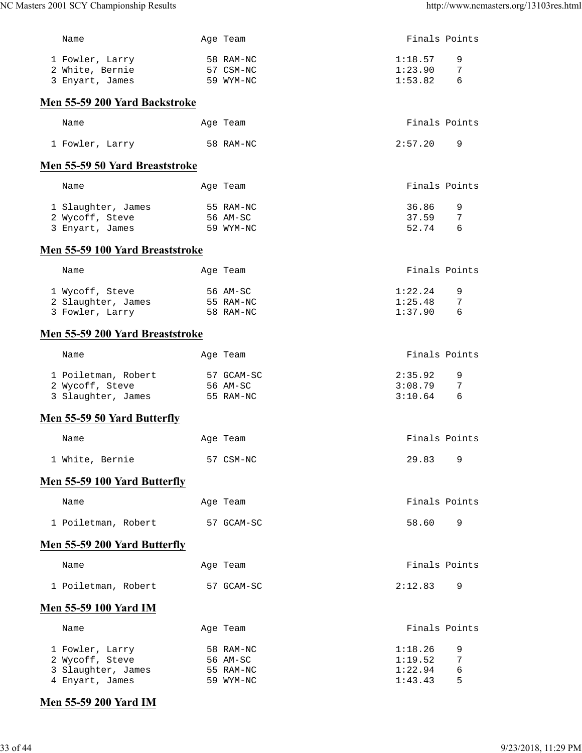| | Name | Age | Team | Finals | Points |
|---|---|---|---|---|---|
| 1 | Fowler, Larry | 58 | RAM-NC | 1:18.57 | 9 |
| 2 | White, Bernie | 57 | CSM-NC | 1:23.90 | 7 |
| 3 | Enyart, James | 59 | WYM-NC | 1:53.82 | 6 |

## Men 55-59 200 Yard Backstroke

| | Name | Age | Team | Finals | Points |
|---|---|---|---|---|---|
| 1 | Fowler, Larry | 58 | RAM-NC | 2:57.20 | 9 |

## Men 55-59 50 Yard Breaststroke

| | Name | Age | Team | Finals | Points |
|---|---|---|---|---|---|
| 1 | Slaughter, James | 55 | RAM-NC | 36.86 | 9 |
| 2 | Wycoff, Steve | 56 | AM-SC | 37.59 | 7 |
| 3 | Enyart, James | 59 | WYM-NC | 52.74 | 6 |

## Men 55-59 100 Yard Breaststroke

| | Name | Age | Team | Finals | Points |
|---|---|---|---|---|---|
| 1 | Wycoff, Steve | 56 | AM-SC | 1:22.24 | 9 |
| 2 | Slaughter, James | 55 | RAM-NC | 1:25.48 | 7 |
| 3 | Fowler, Larry | 58 | RAM-NC | 1:37.90 | 6 |

## Men 55-59 200 Yard Breaststroke

| | Name | Age | Team | Finals | Points |
|---|---|---|---|---|---|
| 1 | Poiletman, Robert | 57 | GCAM-SC | 2:35.92 | 9 |
| 2 | Wycoff, Steve | 56 | AM-SC | 3:08.79 | 7 |
| 3 | Slaughter, James | 55 | RAM-NC | 3:10.64 | 6 |

## Men 55-59 50 Yard Butterfly

| | Name | Age | Team | Finals | Points |
|---|---|---|---|---|---|
| 1 | White, Bernie | 57 | CSM-NC | 29.83 | 9 |

## Men 55-59 100 Yard Butterfly

| | Name | Age | Team | Finals | Points |
|---|---|---|---|---|---|
| 1 | Poiletman, Robert | 57 | GCAM-SC | 58.60 | 9 |

## Men 55-59 200 Yard Butterfly

| | Name | Age | Team | Finals | Points |
|---|---|---|---|---|---|
| 1 | Poiletman, Robert | 57 | GCAM-SC | 2:12.83 | 9 |

## Men 55-59 100 Yard IM

| | Name | Age | Team | Finals | Points |
|---|---|---|---|---|---|
| 1 | Fowler, Larry | 58 | RAM-NC | 1:18.26 | 9 |
| 2 | Wycoff, Steve | 56 | AM-SC | 1:19.52 | 7 |
| 3 | Slaughter, James | 55 | RAM-NC | 1:22.94 | 6 |
| 4 | Enyart, James | 59 | WYM-NC | 1:43.43 | 5 |

## Men 55-59 200 Yard IM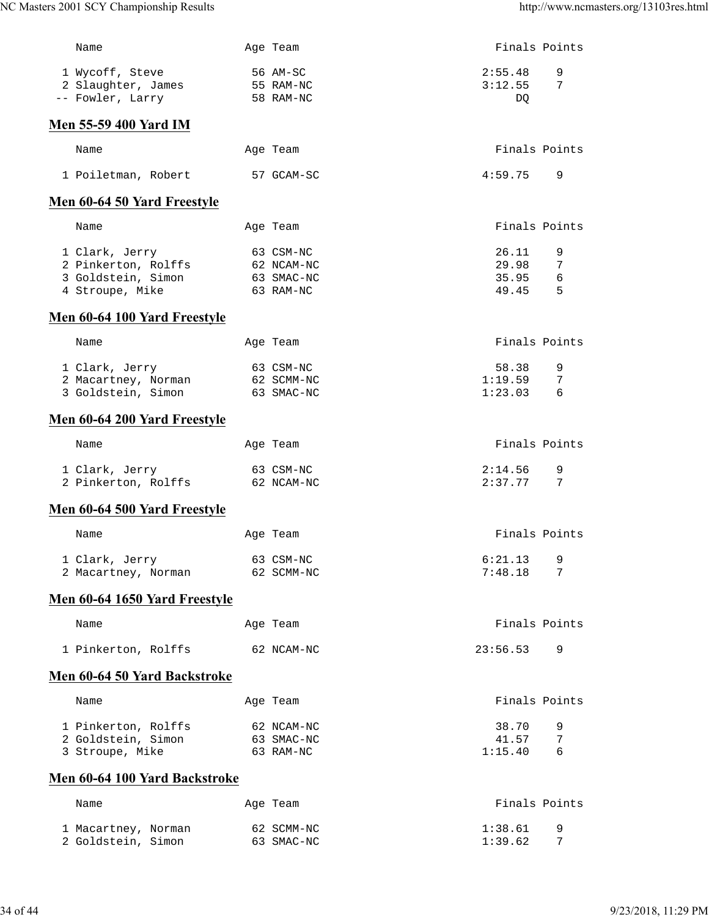| | Name | Age | Team | Finals | Points |
|---|---|---|---|---|---|
| 1 | Wycoff, Steve | 56 | AM-SC | 2:55.48 | 9 |
| 2 | Slaughter, James | 55 | RAM-NC | 3:12.55 | 7 |
| -- | Fowler, Larry | 58 | RAM-NC | DQ | |

## Men 55-59 400 Yard IM

| | Name | Age | Team | Finals | Points |
|---|---|---|---|---|---|
| 1 | Poiletman, Robert | 57 | GCAM-SC | 4:59.75 | 9 |

## Men 60-64 50 Yard Freestyle

| | Name | Age | Team | Finals | Points |
|---|---|---|---|---|---|
| 1 | Clark, Jerry | 63 | CSM-NC | 26.11 | 9 |
| 2 | Pinkerton, Rolffs | 62 | NCAM-NC | 29.98 | 7 |
| 3 | Goldstein, Simon | 63 | SMAC-NC | 35.95 | 6 |
| 4 | Stroupe, Mike | 63 | RAM-NC | 49.45 | 5 |

## Men 60-64 100 Yard Freestyle

| | Name | Age | Team | Finals | Points |
|---|---|---|---|---|---|
| 1 | Clark, Jerry | 63 | CSM-NC | 58.38 | 9 |
| 2 | Macartney, Norman | 62 | SCMM-NC | 1:19.59 | 7 |
| 3 | Goldstein, Simon | 63 | SMAC-NC | 1:23.03 | 6 |

## Men 60-64 200 Yard Freestyle

| | Name | Age | Team | Finals | Points |
|---|---|---|---|---|---|
| 1 | Clark, Jerry | 63 | CSM-NC | 2:14.56 | 9 |
| 2 | Pinkerton, Rolffs | 62 | NCAM-NC | 2:37.77 | 7 |

## Men 60-64 500 Yard Freestyle

| | Name | Age | Team | Finals | Points |
|---|---|---|---|---|---|
| 1 | Clark, Jerry | 63 | CSM-NC | 6:21.13 | 9 |
| 2 | Macartney, Norman | 62 | SCMM-NC | 7:48.18 | 7 |

## Men 60-64 1650 Yard Freestyle

| | Name | Age | Team | Finals | Points |
|---|---|---|---|---|---|
| 1 | Pinkerton, Rolffs | 62 | NCAM-NC | 23:56.53 | 9 |

## Men 60-64 50 Yard Backstroke

| | Name | Age | Team | Finals | Points |
|---|---|---|---|---|---|
| 1 | Pinkerton, Rolffs | 62 | NCAM-NC | 38.70 | 9 |
| 2 | Goldstein, Simon | 63 | SMAC-NC | 41.57 | 7 |
| 3 | Stroupe, Mike | 63 | RAM-NC | 1:15.40 | 6 |

## Men 60-64 100 Yard Backstroke

| | Name | Age | Team | Finals | Points |
|---|---|---|---|---|---|
| 1 | Macartney, Norman | 62 | SCMM-NC | 1:38.61 | 9 |
| 2 | Goldstein, Simon | 63 | SMAC-NC | 1:39.62 | 7 |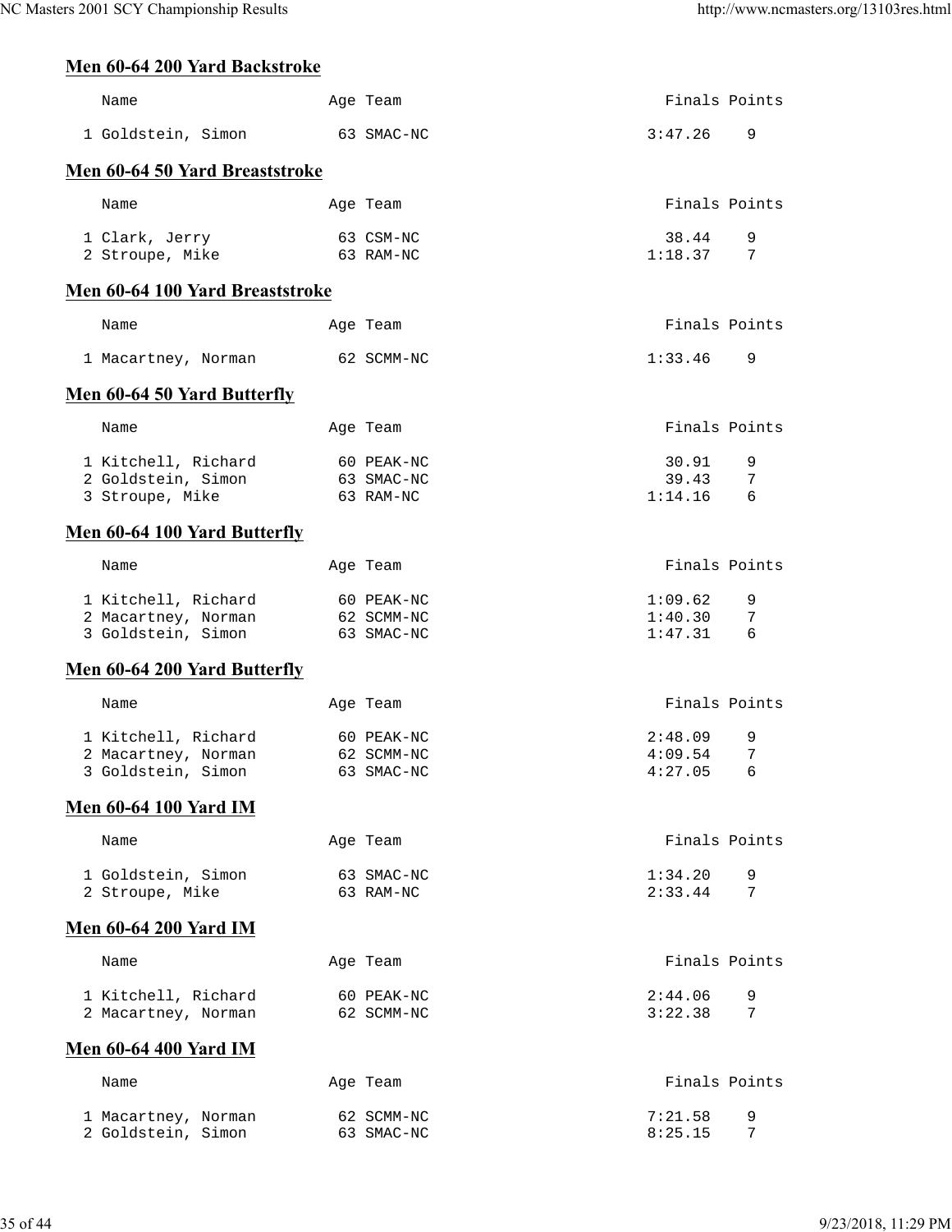## Men 60-64 200 Yard Backstroke

| | Name | Age | Team | Finals | Points |
|---|---|---|---|---|---|
| 1 | Goldstein, Simon | 63 | SMAC-NC | 3:47.26 | 9 |

## Men 60-64 50 Yard Breaststroke

| | Name | Age | Team | Finals | Points |
|---|---|---|---|---|---|
| 1 | Clark, Jerry | 63 | CSM-NC | 38.44 | 9 |
| 2 | Stroupe, Mike | 63 | RAM-NC | 1:18.37 | 7 |

## Men 60-64 100 Yard Breaststroke

| | Name | Age | Team | Finals | Points |
|---|---|---|---|---|---|
| 1 | Macartney, Norman | 62 | SCMM-NC | 1:33.46 | 9 |

## Men 60-64 50 Yard Butterfly

| | Name | Age | Team | Finals | Points |
|---|---|---|---|---|---|
| 1 | Kitchell, Richard | 60 | PEAK-NC | 30.91 | 9 |
| 2 | Goldstein, Simon | 63 | SMAC-NC | 39.43 | 7 |
| 3 | Stroupe, Mike | 63 | RAM-NC | 1:14.16 | 6 |

## Men 60-64 100 Yard Butterfly

| | Name | Age | Team | Finals | Points |
|---|---|---|---|---|---|
| 1 | Kitchell, Richard | 60 | PEAK-NC | 1:09.62 | 9 |
| 2 | Macartney, Norman | 62 | SCMM-NC | 1:40.30 | 7 |
| 3 | Goldstein, Simon | 63 | SMAC-NC | 1:47.31 | 6 |

## Men 60-64 200 Yard Butterfly

| | Name | Age | Team | Finals | Points |
|---|---|---|---|---|---|
| 1 | Kitchell, Richard | 60 | PEAK-NC | 2:48.09 | 9 |
| 2 | Macartney, Norman | 62 | SCMM-NC | 4:09.54 | 7 |
| 3 | Goldstein, Simon | 63 | SMAC-NC | 4:27.05 | 6 |

## Men 60-64 100 Yard IM

| | Name | Age | Team | Finals | Points |
|---|---|---|---|---|---|
| 1 | Goldstein, Simon | 63 | SMAC-NC | 1:34.20 | 9 |
| 2 | Stroupe, Mike | 63 | RAM-NC | 2:33.44 | 7 |

## Men 60-64 200 Yard IM

| | Name | Age | Team | Finals | Points |
|---|---|---|---|---|---|
| 1 | Kitchell, Richard | 60 | PEAK-NC | 2:44.06 | 9 |
| 2 | Macartney, Norman | 62 | SCMM-NC | 3:22.38 | 7 |

## Men 60-64 400 Yard IM

| | Name | Age | Team | Finals | Points |
|---|---|---|---|---|---|
| 1 | Macartney, Norman | 62 | SCMM-NC | 7:21.58 | 9 |
| 2 | Goldstein, Simon | 63 | SMAC-NC | 8:25.15 | 7 |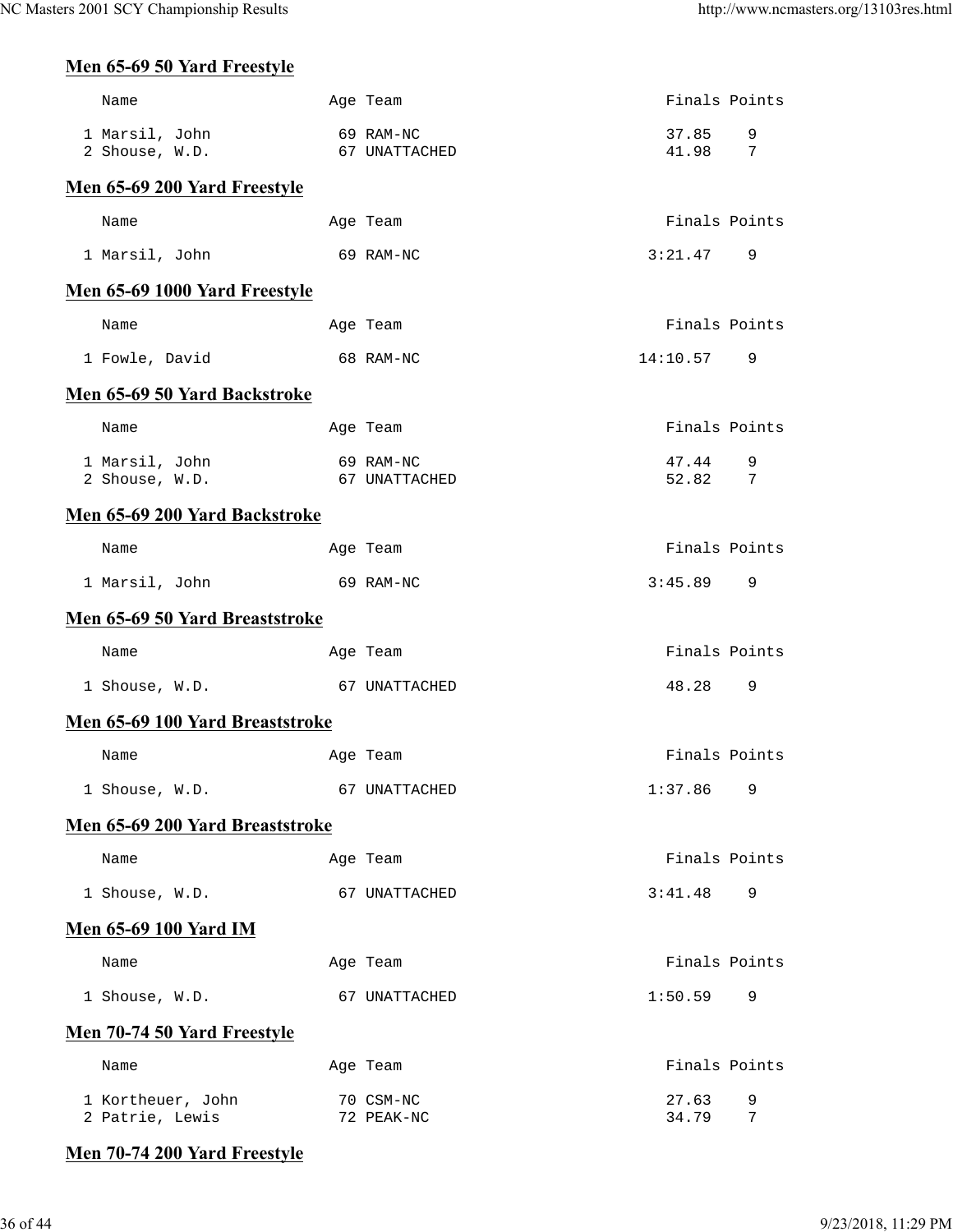### Men 65-69 50 Yard Freestyle

| | Name | Age | Team | Finals | Points |
|---|---|---|---|---|---|
| 1 | Marsil, John | 69 | RAM-NC | 37.85 | 9 |
| 2 | Shouse, W.D. | 67 | UNATTACHED | 41.98 | 7 |

### Men 65-69 200 Yard Freestyle

| | Name | Age | Team | Finals | Points |
|---|---|---|---|---|---|
| 1 | Marsil, John | 69 | RAM-NC | 3:21.47 | 9 |

### Men 65-69 1000 Yard Freestyle

| | Name | Age | Team | Finals | Points |
|---|---|---|---|---|---|
| 1 | Fowle, David | 68 | RAM-NC | 14:10.57 | 9 |

### Men 65-69 50 Yard Backstroke

| | Name | Age | Team | Finals | Points |
|---|---|---|---|---|---|
| 1 | Marsil, John | 69 | RAM-NC | 47.44 | 9 |
| 2 | Shouse, W.D. | 67 | UNATTACHED | 52.82 | 7 |

### Men 65-69 200 Yard Backstroke

| | Name | Age | Team | Finals | Points |
|---|---|---|---|---|---|
| 1 | Marsil, John | 69 | RAM-NC | 3:45.89 | 9 |

### Men 65-69 50 Yard Breaststroke

| | Name | Age | Team | Finals | Points |
|---|---|---|---|---|---|
| 1 | Shouse, W.D. | 67 | UNATTACHED | 48.28 | 9 |

### Men 65-69 100 Yard Breaststroke

| | Name | Age | Team | Finals | Points |
|---|---|---|---|---|---|
| 1 | Shouse, W.D. | 67 | UNATTACHED | 1:37.86 | 9 |

### Men 65-69 200 Yard Breaststroke

| | Name | Age | Team | Finals | Points |
|---|---|---|---|---|---|
| 1 | Shouse, W.D. | 67 | UNATTACHED | 3:41.48 | 9 |

### Men 65-69 100 Yard IM

| | Name | Age | Team | Finals | Points |
|---|---|---|---|---|---|
| 1 | Shouse, W.D. | 67 | UNATTACHED | 1:50.59 | 9 |

### Men 70-74 50 Yard Freestyle

| | Name | Age | Team | Finals | Points |
|---|---|---|---|---|---|
| 1 | Kortheuer, John | 70 | CSM-NC | 27.63 | 9 |
| 2 | Patrie, Lewis | 72 | PEAK-NC | 34.79 | 7 |

### Men 70-74 200 Yard Freestyle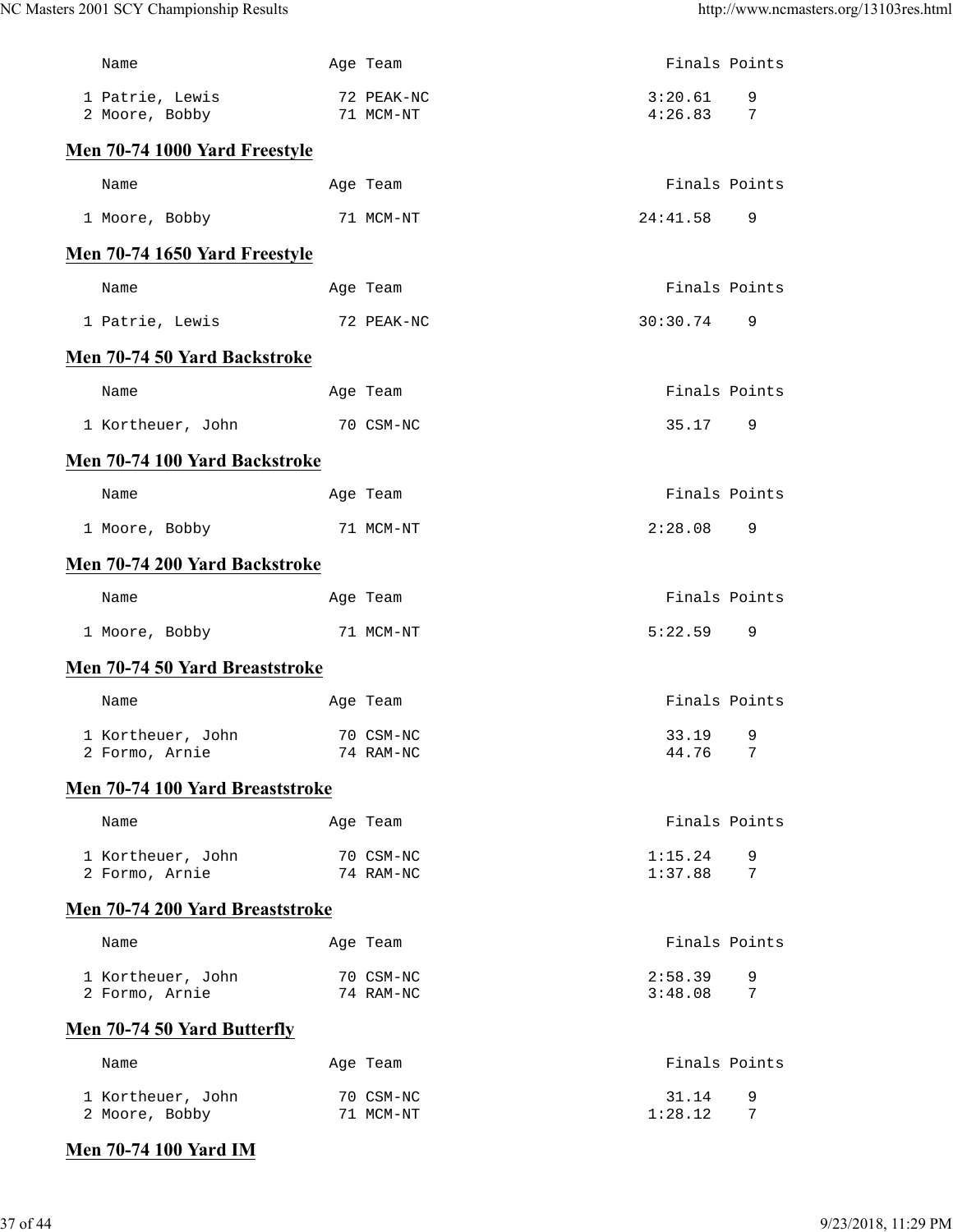| Name | Age | Team | Finals | Points |
|---|---|---|---|---|
| 1 Patrie, Lewis | 72 | PEAK-NC | 3:20.61 | 9 |
| 2 Moore, Bobby | 71 | MCM-NT | 4:26.83 | 7 |

## Men 70-74 1000 Yard Freestyle

| Name | Age | Team | Finals | Points |
|---|---|---|---|---|
| 1 Moore, Bobby | 71 | MCM-NT | 24:41.58 | 9 |

## Men 70-74 1650 Yard Freestyle

| Name | Age | Team | Finals | Points |
|---|---|---|---|---|
| 1 Patrie, Lewis | 72 | PEAK-NC | 30:30.74 | 9 |

## Men 70-74 50 Yard Backstroke

| Name | Age | Team | Finals | Points |
|---|---|---|---|---|
| 1 Kortheuer, John | 70 | CSM-NC | 35.17 | 9 |

## Men 70-74 100 Yard Backstroke

| Name | Age | Team | Finals | Points |
|---|---|---|---|---|
| 1 Moore, Bobby | 71 | MCM-NT | 2:28.08 | 9 |

## Men 70-74 200 Yard Backstroke

| Name | Age | Team | Finals | Points |
|---|---|---|---|---|
| 1 Moore, Bobby | 71 | MCM-NT | 5:22.59 | 9 |

## Men 70-74 50 Yard Breaststroke

| Name | Age | Team | Finals | Points |
|---|---|---|---|---|
| 1 Kortheuer, John | 70 | CSM-NC | 33.19 | 9 |
| 2 Formo, Arnie | 74 | RAM-NC | 44.76 | 7 |

## Men 70-74 100 Yard Breaststroke

| Name | Age | Team | Finals | Points |
|---|---|---|---|---|
| 1 Kortheuer, John | 70 | CSM-NC | 1:15.24 | 9 |
| 2 Formo, Arnie | 74 | RAM-NC | 1:37.88 | 7 |

## Men 70-74 200 Yard Breaststroke

| Name | Age | Team | Finals | Points |
|---|---|---|---|---|
| 1 Kortheuer, John | 70 | CSM-NC | 2:58.39 | 9 |
| 2 Formo, Arnie | 74 | RAM-NC | 3:48.08 | 7 |

## Men 70-74 50 Yard Butterfly

| Name | Age | Team | Finals | Points |
|---|---|---|---|---|
| 1 Kortheuer, John | 70 | CSM-NC | 31.14 | 9 |
| 2 Moore, Bobby | 71 | MCM-NT | 1:28.12 | 7 |

## Men 70-74 100 Yard IM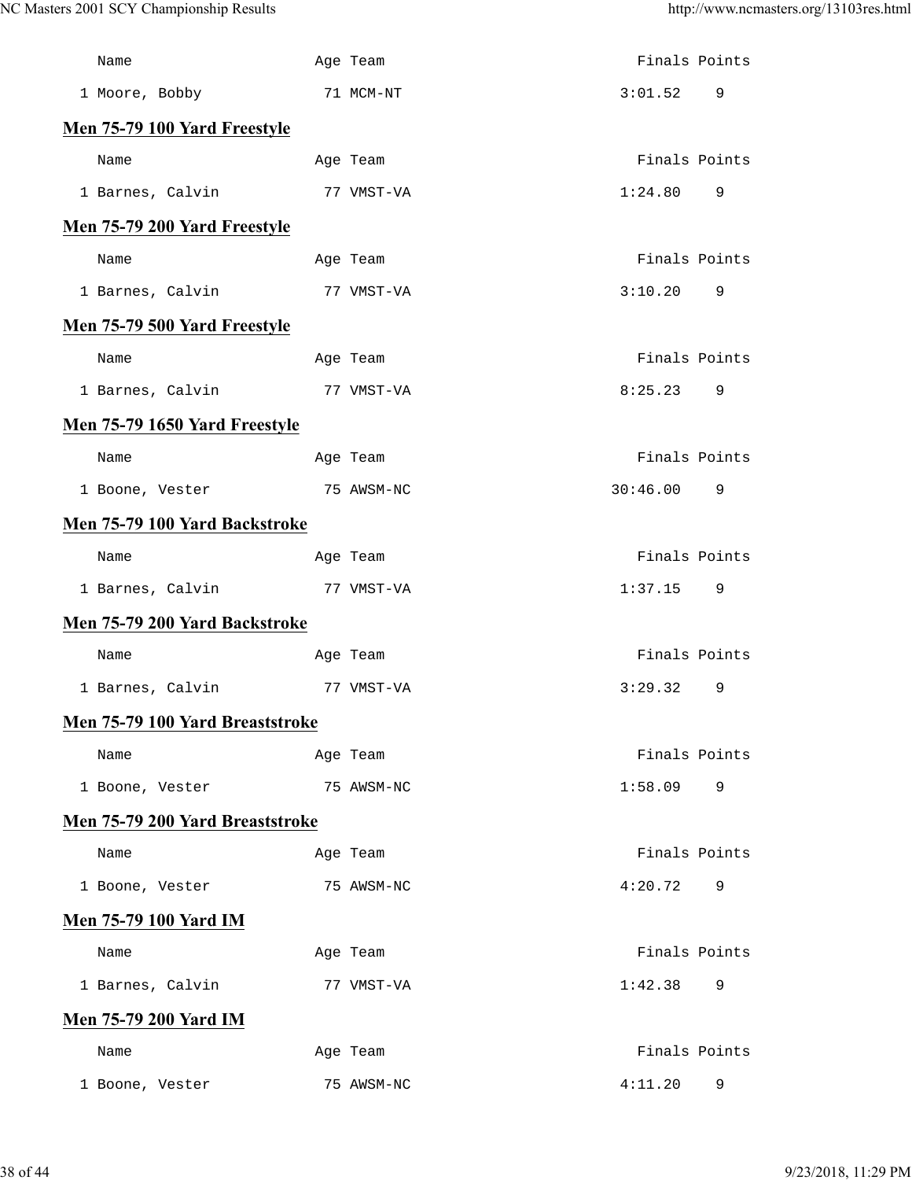| Name | Age | Team | Finals | Points |
|---|---|---|---|---|
| 1 Moore, Bobby | 71 | MCM-NT | 3:01.52 | 9 |

## Men 75-79 100 Yard Freestyle

| Name | Age | Team | Finals | Points |
|---|---|---|---|---|
| 1 Barnes, Calvin | 77 | VMST-VA | 1:24.80 | 9 |

## Men 75-79 200 Yard Freestyle

| Name | Age | Team | Finals | Points |
|---|---|---|---|---|
| 1 Barnes, Calvin | 77 | VMST-VA | 3:10.20 | 9 |

## Men 75-79 500 Yard Freestyle

| Name | Age | Team | Finals | Points |
|---|---|---|---|---|
| 1 Barnes, Calvin | 77 | VMST-VA | 8:25.23 | 9 |

## Men 75-79 1650 Yard Freestyle

| Name | Age | Team | Finals | Points |
|---|---|---|---|---|
| 1 Boone, Vester | 75 | AWSM-NC | 30:46.00 | 9 |

## Men 75-79 100 Yard Backstroke

| Name | Age | Team | Finals | Points |
|---|---|---|---|---|
| 1 Barnes, Calvin | 77 | VMST-VA | 1:37.15 | 9 |

## Men 75-79 200 Yard Backstroke

| Name | Age | Team | Finals | Points |
|---|---|---|---|---|
| 1 Barnes, Calvin | 77 | VMST-VA | 3:29.32 | 9 |

## Men 75-79 100 Yard Breaststroke

| Name | Age | Team | Finals | Points |
|---|---|---|---|---|
| 1 Boone, Vester | 75 | AWSM-NC | 1:58.09 | 9 |

## Men 75-79 200 Yard Breaststroke

| Name | Age | Team | Finals | Points |
|---|---|---|---|---|
| 1 Boone, Vester | 75 | AWSM-NC | 4:20.72 | 9 |

## Men 75-79 100 Yard IM

| Name | Age | Team | Finals | Points |
|---|---|---|---|---|
| 1 Barnes, Calvin | 77 | VMST-VA | 1:42.38 | 9 |

## Men 75-79 200 Yard IM

| Name | Age | Team | Finals | Points |
|---|---|---|---|---|
| 1 Boone, Vester | 75 | AWSM-NC | 4:11.20 | 9 |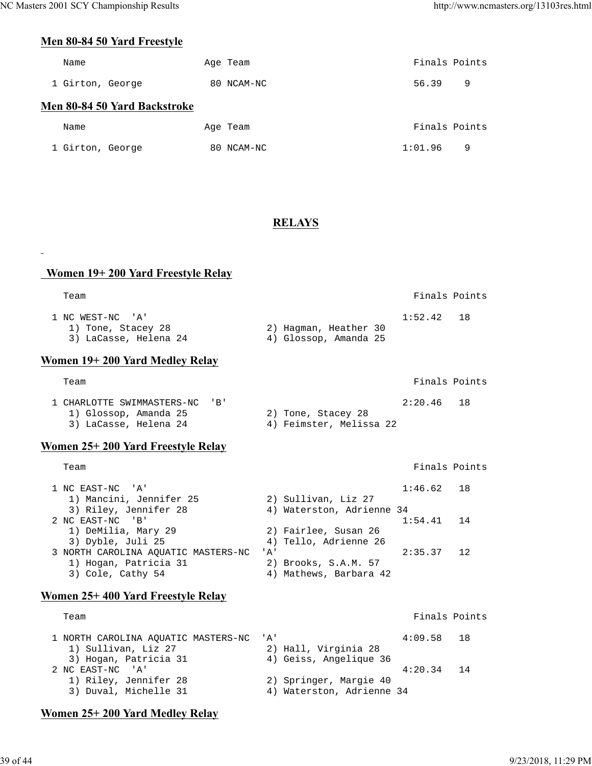### Men 80-84 50 Yard Freestyle

| | Name | Age | Team | Finals | Points |
|---|---|---|---|---|---|
| 1 | Girton, George | 80 | NCAM-NC | 56.39 | 9 |

### Men 80-84 50 Yard Backstroke

| | Name | Age | Team | Finals | Points |
|---|---|---|---|---|---|
| 1 | Girton, George | 80 | NCAM-NC | 1:01.96 | 9 |

## RELAYS

### Women 19+ 200 Yard Freestyle Relay

| | Team | | Finals | Points |
|---|---|---|---|---|
| 1 | NC WEST-NC 'A' | | 1:52.42 | 18 |
| | 1) Tone, Stacey 28 | 2) Hagman, Heather 30 | | |
| | 3) LaCasse, Helena 24 | 4) Glossop, Amanda 25 | | |

### Women 19+ 200 Yard Medley Relay

| | Team | | Finals | Points |
|---|---|---|---|---|
| 1 | CHARLOTTE SWIMMASTERS-NC 'B' | | 2:20.46 | 18 |
| | 1) Glossop, Amanda 25 | 2) Tone, Stacey 28 | | |
| | 3) LaCasse, Helena 24 | 4) Feimster, Melissa 22 | | |

### Women 25+ 200 Yard Freestyle Relay

| | Team | | Finals | Points |
|---|---|---|---|---|
| 1 | NC EAST-NC 'A' | | 1:46.62 | 18 |
| | 1) Mancini, Jennifer 25 | 2) Sullivan, Liz 27 | | |
| | 3) Riley, Jennifer 28 | 4) Waterston, Adrienne 34 | | |
| 2 | NC EAST-NC 'B' | | 1:54.41 | 14 |
| | 1) DeMilia, Mary 29 | 2) Fairlee, Susan 26 | | |
| | 3) Dyble, Juli 25 | 4) Tello, Adrienne 26 | | |
| 3 | NORTH CAROLINA AQUATIC MASTERS-NC 'A' | | 2:35.37 | 12 |
| | 1) Hogan, Patricia 31 | 2) Brooks, S.A.M. 57 | | |
| | 3) Cole, Cathy 54 | 4) Mathews, Barbara 42 | | |

### Women 25+ 400 Yard Freestyle Relay

| | Team | | Finals | Points |
|---|---|---|---|---|
| 1 | NORTH CAROLINA AQUATIC MASTERS-NC 'A' | | 4:09.58 | 18 |
| | 1) Sullivan, Liz 27 | 2) Hall, Virginia 28 | | |
| | 3) Hogan, Patricia 31 | 4) Geiss, Angelique 36 | | |
| 2 | NC EAST-NC 'A' | | 4:20.34 | 14 |
| | 1) Riley, Jennifer 28 | 2) Springer, Margie 40 | | |
| | 3) Duval, Michelle 31 | 4) Waterston, Adrienne 34 | | |

### Women 25+ 200 Yard Medley Relay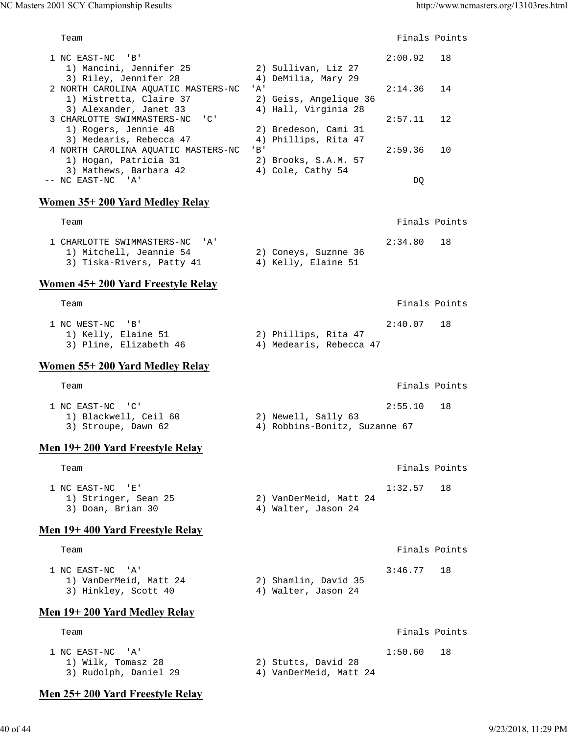```
    Team                                                    Finals Points

  1 NC EAST-NC  'B'                                        2:00.92   18
     1) Mancini, Jennifer 25           2) Sullivan, Liz 27
     3) Riley, Jennifer 28             4) DeMilia, Mary 29
  2 NORTH CAROLINA AQUATIC MASTERS-NC  'A'                 2:14.36   14
     1) Mistretta, Claire 37           2) Geiss, Angelique 36
     3) Alexander, Janet 33            4) Hall, Virginia 28
  3 CHARLOTTE SWIMMASTERS-NC  'C'                          2:57.11   12
     1) Rogers, Jennie 48              2) Bredeson, Cami 31
     3) Medearis, Rebecca 47           4) Phillips, Rita 47
  4 NORTH CAROLINA AQUATIC MASTERS-NC  'B'                 2:59.36   10
     1) Hogan, Patricia 31             2) Brooks, S.A.M. 57
     3) Mathews, Barbara 42            4) Cole, Cathy 54
 -- NC EAST-NC  'A'                                            DQ
```

## Women 35+ 200 Yard Medley Relay

```
    Team                                                    Finals Points

  1 CHARLOTTE SWIMMASTERS-NC  'A'                          2:34.80   18
     1) Mitchell, Jeannie 54           2) Coneys, Suznne 36
     3) Tiska-Rivers, Patty 41         4) Kelly, Elaine 51
```

## Women 45+ 200 Yard Freestyle Relay

```
    Team                                                    Finals Points

  1 NC WEST-NC  'B'                                        2:40.07   18
     1) Kelly, Elaine 51               2) Phillips, Rita 47
     3) Pline, Elizabeth 46            4) Medearis, Rebecca 47
```

## Women 55+ 200 Yard Medley Relay

```
    Team                                                    Finals Points

  1 NC EAST-NC  'C'                                        2:55.10   18
     1) Blackwell, Ceil 60             2) Newell, Sally 63
     3) Stroupe, Dawn 62               4) Robbins-Bonitz, Suzanne 67
```

## Men 19+ 200 Yard Freestyle Relay

```
    Team                                                    Finals Points

  1 NC EAST-NC  'E'                                        1:32.57   18
     1) Stringer, Sean 25              2) VanDerMeid, Matt 24
     3) Doan, Brian 30                 4) Walter, Jason 24
```

## Men 19+ 400 Yard Freestyle Relay

```
    Team                                                    Finals Points

  1 NC EAST-NC  'A'                                        3:46.77   18
     1) VanDerMeid, Matt 24            2) Shamlin, David 35
     3) Hinkley, Scott 40              4) Walter, Jason 24
```

## Men 19+ 200 Yard Medley Relay

```
    Team                                                    Finals Points

  1 NC EAST-NC  'A'                                        1:50.60   18
     1) Wilk, Tomasz 28                2) Stutts, David 28
     3) Rudolph, Daniel 29             4) VanDerMeid, Matt 24
```

## Men 25+ 200 Yard Freestyle Relay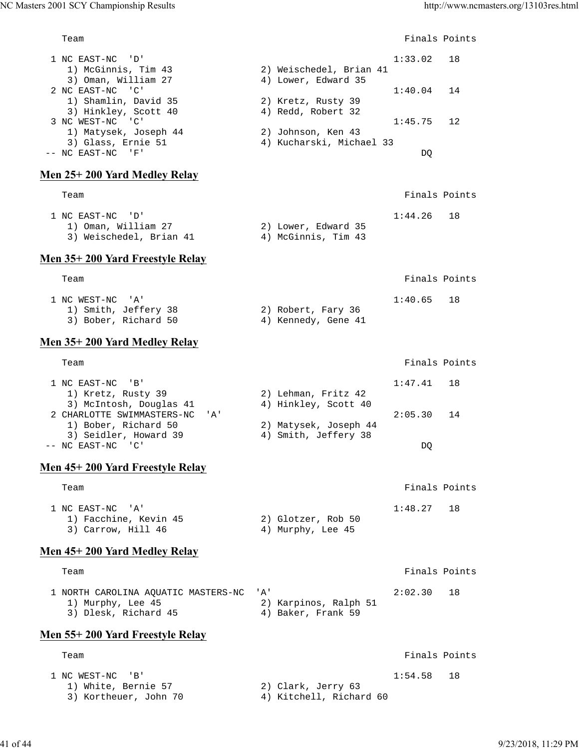```
    Team                                                   Finals Points

  1 NC EAST-NC  'D'                                        1:33.02   18
     1) McGinnis, Tim 43               2) Weischedel, Brian 41
     3) Oman, William 27               4) Lower, Edward 35
  2 NC EAST-NC  'C'                                        1:40.04   14
     1) Shamlin, David 35              2) Kretz, Rusty 39
     3) Hinkley, Scott 40              4) Redd, Robert 32
  3 NC WEST-NC  'C'                                        1:45.75   12
     1) Matysek, Joseph 44             2) Johnson, Ken 43
     3) Glass, Ernie 51                4) Kucharski, Michael 33
 -- NC EAST-NC  'F'                                             DQ
```

## Men 25+ 200 Yard Medley Relay

```
    Team                                                   Finals Points

  1 NC EAST-NC  'D'                                        1:44.26   18
     1) Oman, William 27               2) Lower, Edward 35
     3) Weischedel, Brian 41           4) McGinnis, Tim 43
```

## Men 35+ 200 Yard Freestyle Relay

```
    Team                                                   Finals Points

  1 NC WEST-NC  'A'                                        1:40.65   18
     1) Smith, Jeffery 38              2) Robert, Fary 36
     3) Bober, Richard 50              4) Kennedy, Gene 41
```

## Men 35+ 200 Yard Medley Relay

```
    Team                                                   Finals Points

  1 NC EAST-NC  'B'                                        1:47.41   18
     1) Kretz, Rusty 39                2) Lehman, Fritz 42
     3) McIntosh, Douglas 41           4) Hinkley, Scott 40
  2 CHARLOTTE SWIMMASTERS-NC  'A'                          2:05.30   14
     1) Bober, Richard 50              2) Matysek, Joseph 44
     3) Seidler, Howard 39             4) Smith, Jeffery 38
 -- NC EAST-NC  'C'                                             DQ
```

## Men 45+ 200 Yard Freestyle Relay

```
    Team                                                   Finals Points

  1 NC EAST-NC  'A'                                        1:48.27   18
     1) Facchine, Kevin 45             2) Glotzer, Rob 50
     3) Carrow, Hill 46                4) Murphy, Lee 45
```

## Men 45+ 200 Yard Medley Relay

```
    Team                                                   Finals Points

  1 NORTH CAROLINA AQUATIC MASTERS-NC  'A'                 2:02.30   18
     1) Murphy, Lee 45                 2) Karpinos, Ralph 51
     3) Dlesk, Richard 45              4) Baker, Frank 59
```

## Men 55+ 200 Yard Freestyle Relay

```
    Team                                                   Finals Points

  1 NC WEST-NC  'B'                                        1:54.58   18
     1) White, Bernie 57               2) Clark, Jerry 63
     3) Kortheuer, John 70             4) Kitchell, Richard 60
```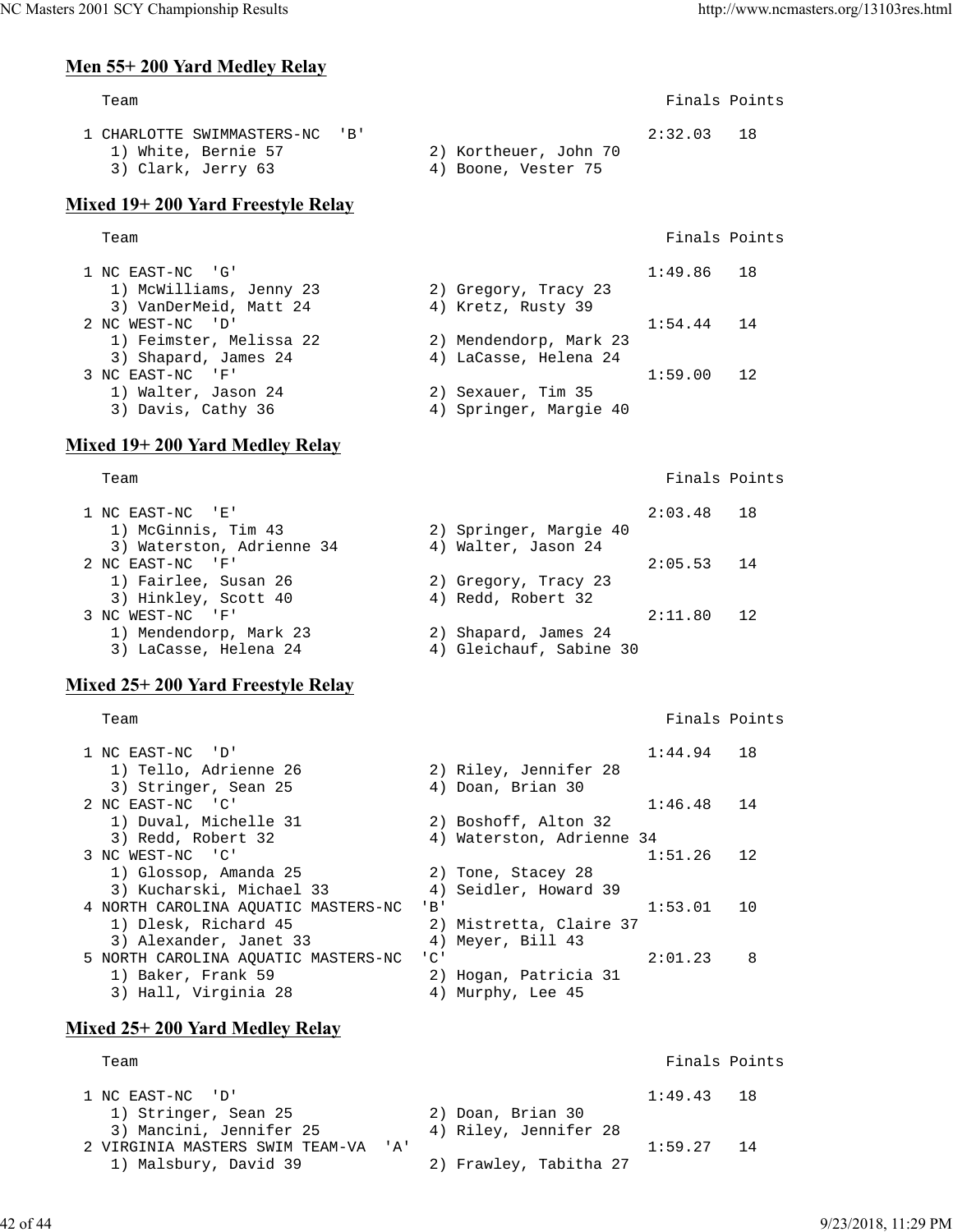## Men 55+ 200 Yard Medley Relay

```
    Team                                                      Finals Points

  1 CHARLOTTE SWIMMASTERS-NC  'B'                             2:32.03   18
     1) White, Bernie 57             2) Kortheuer, John 70
     3) Clark, Jerry 63              4) Boone, Vester 75
```

## Mixed 19+ 200 Yard Freestyle Relay

```
    Team                                                      Finals Points

  1 NC EAST-NC  'G'                                           1:49.86   18
     1) McWilliams, Jenny 23         2) Gregory, Tracy 23
     3) VanDerMeid, Matt 24          4) Kretz, Rusty 39
  2 NC WEST-NC  'D'                                           1:54.44   14
     1) Feimster, Melissa 22         2) Mendendorp, Mark 23
     3) Shapard, James 24            4) LaCasse, Helena 24
  3 NC EAST-NC  'F'                                           1:59.00   12
     1) Walter, Jason 24             2) Sexauer, Tim 35
     3) Davis, Cathy 36              4) Springer, Margie 40
```

## Mixed 19+ 200 Yard Medley Relay

```
    Team                                                      Finals Points

  1 NC EAST-NC  'E'                                           2:03.48   18
     1) McGinnis, Tim 43             2) Springer, Margie 40
     3) Waterston, Adrienne 34       4) Walter, Jason 24
  2 NC EAST-NC  'F'                                           2:05.53   14
     1) Fairlee, Susan 26            2) Gregory, Tracy 23
     3) Hinkley, Scott 40            4) Redd, Robert 32
  3 NC WEST-NC  'F'                                           2:11.80   12
     1) Mendendorp, Mark 23          2) Shapard, James 24
     3) LaCasse, Helena 24           4) Gleichauf, Sabine 30
```

## Mixed 25+ 200 Yard Freestyle Relay

```
    Team                                                      Finals Points

  1 NC EAST-NC  'D'                                           1:44.94   18
     1) Tello, Adrienne 26           2) Riley, Jennifer 28
     3) Stringer, Sean 25            4) Doan, Brian 30
  2 NC EAST-NC  'C'                                           1:46.48   14
     1) Duval, Michelle 31           2) Boshoff, Alton 32
     3) Redd, Robert 32              4) Waterston, Adrienne 34
  3 NC WEST-NC  'C'                                           1:51.26   12
     1) Glossop, Amanda 25           2) Tone, Stacey 28
     3) Kucharski, Michael 33        4) Seidler, Howard 39
  4 NORTH CAROLINA AQUATIC MASTERS-NC  'B'                    1:53.01   10
     1) Dlesk, Richard 45            2) Mistretta, Claire 37
     3) Alexander, Janet 33          4) Meyer, Bill 43
  5 NORTH CAROLINA AQUATIC MASTERS-NC  'C'                    2:01.23    8
     1) Baker, Frank 59              2) Hogan, Patricia 31
     3) Hall, Virginia 28            4) Murphy, Lee 45
```

## Mixed 25+ 200 Yard Medley Relay

```
    Team                                                      Finals Points

  1 NC EAST-NC  'D'                                           1:49.43   18
     1) Stringer, Sean 25            2) Doan, Brian 30
     3) Mancini, Jennifer 25         4) Riley, Jennifer 28
  2 VIRGINIA MASTERS SWIM TEAM-VA  'A'                        1:59.27   14
     1) Malsbury, David 39           2) Frawley, Tabitha 27
```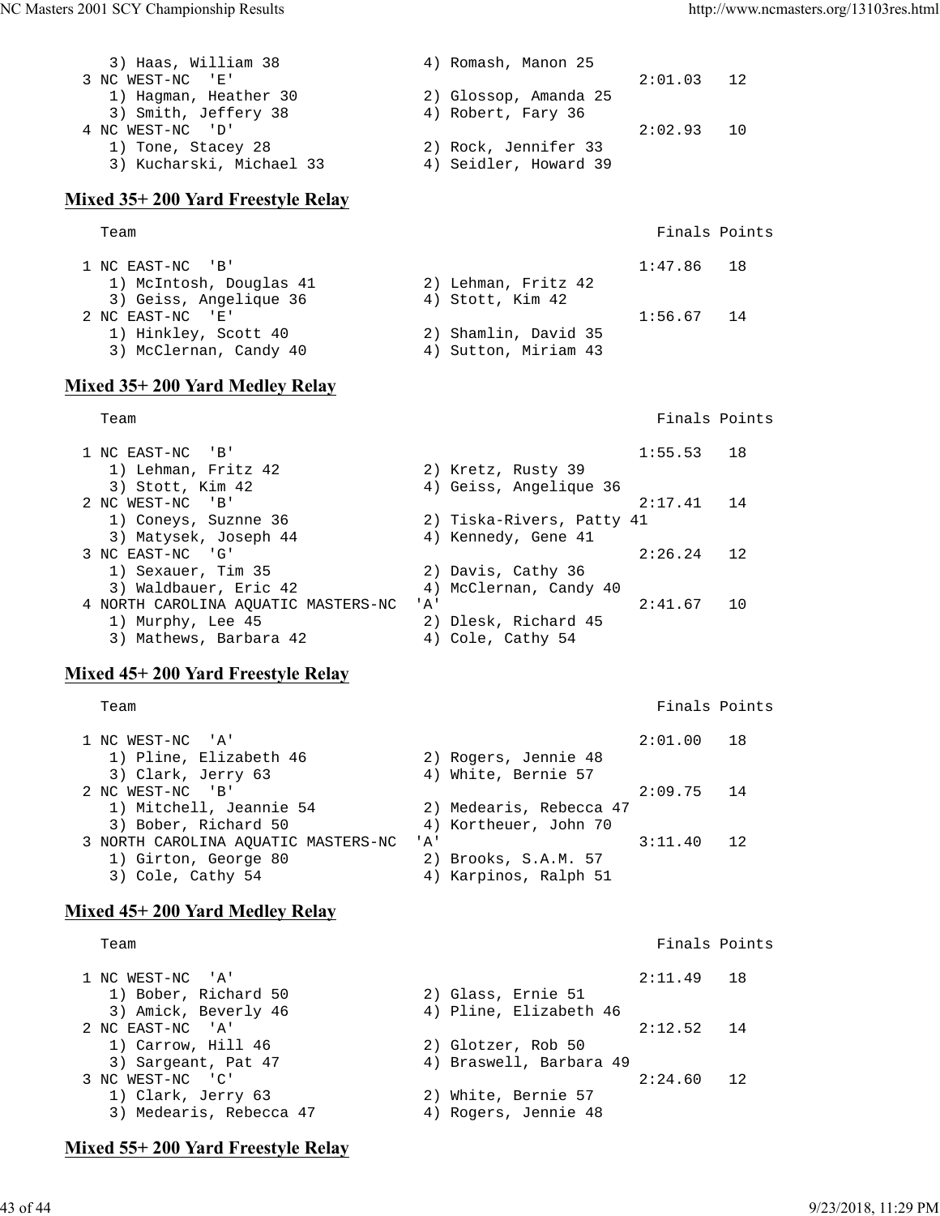```
   3) Haas, William 38             4) Romash, Manon 25
 3 NC WEST-NC  'E'                                       2:01.03   12
   1) Hagman, Heather 30           2) Glossop, Amanda 25
   3) Smith, Jeffery 38            4) Robert, Fary 36
 4 NC WEST-NC  'D'                                       2:02.93   10
   1) Tone, Stacey 28              2) Rock, Jennifer 33
   3) Kucharski, Michael 33        4) Seidler, Howard 39
```

## Mixed 35+ 200 Yard Freestyle Relay

```
   Team                                                 Finals Points

 1 NC EAST-NC  'B'                                       1:47.86   18
   1) McIntosh, Douglas 41         2) Lehman, Fritz 42
   3) Geiss, Angelique 36          4) Stott, Kim 42
 2 NC EAST-NC  'E'                                       1:56.67   14
   1) Hinkley, Scott 40            2) Shamlin, David 35
   3) McClernan, Candy 40          4) Sutton, Miriam 43
```

## Mixed 35+ 200 Yard Medley Relay

```
   Team                                                 Finals Points

 1 NC EAST-NC  'B'                                       1:55.53   18
   1) Lehman, Fritz 42             2) Kretz, Rusty 39
   3) Stott, Kim 42                4) Geiss, Angelique 36
 2 NC WEST-NC  'B'                                       2:17.41   14
   1) Coneys, Suznne 36            2) Tiska-Rivers, Patty 41
   3) Matysek, Joseph 44           4) Kennedy, Gene 41
 3 NC EAST-NC  'G'                                       2:26.24   12
   1) Sexauer, Tim 35              2) Davis, Cathy 36
   3) Waldbauer, Eric 42           4) McClernan, Candy 40
 4 NORTH CAROLINA AQUATIC MASTERS-NC  'A'                2:41.67   10
   1) Murphy, Lee 45               2) Dlesk, Richard 45
   3) Mathews, Barbara 42          4) Cole, Cathy 54
```

## Mixed 45+ 200 Yard Freestyle Relay

```
   Team                                                 Finals Points

 1 NC WEST-NC  'A'                                       2:01.00   18
   1) Pline, Elizabeth 46          2) Rogers, Jennie 48
   3) Clark, Jerry 63              4) White, Bernie 57
 2 NC WEST-NC  'B'                                       2:09.75   14
   1) Mitchell, Jeannie 54         2) Medearis, Rebecca 47
   3) Bober, Richard 50            4) Kortheuer, John 70
 3 NORTH CAROLINA AQUATIC MASTERS-NC  'A'                3:11.40   12
   1) Girton, George 80            2) Brooks, S.A.M. 57
   3) Cole, Cathy 54               4) Karpinos, Ralph 51
```

## Mixed 45+ 200 Yard Medley Relay

```
   Team                                                 Finals Points

 1 NC WEST-NC  'A'                                       2:11.49   18
   1) Bober, Richard 50            2) Glass, Ernie 51
   3) Amick, Beverly 46            4) Pline, Elizabeth 46
 2 NC EAST-NC  'A'                                       2:12.52   14
   1) Carrow, Hill 46              2) Glotzer, Rob 50
   3) Sargeant, Pat 47             4) Braswell, Barbara 49
 3 NC WEST-NC  'C'                                       2:24.60   12
   1) Clark, Jerry 63              2) White, Bernie 57
   3) Medearis, Rebecca 47         4) Rogers, Jennie 48
```

## Mixed 55+ 200 Yard Freestyle Relay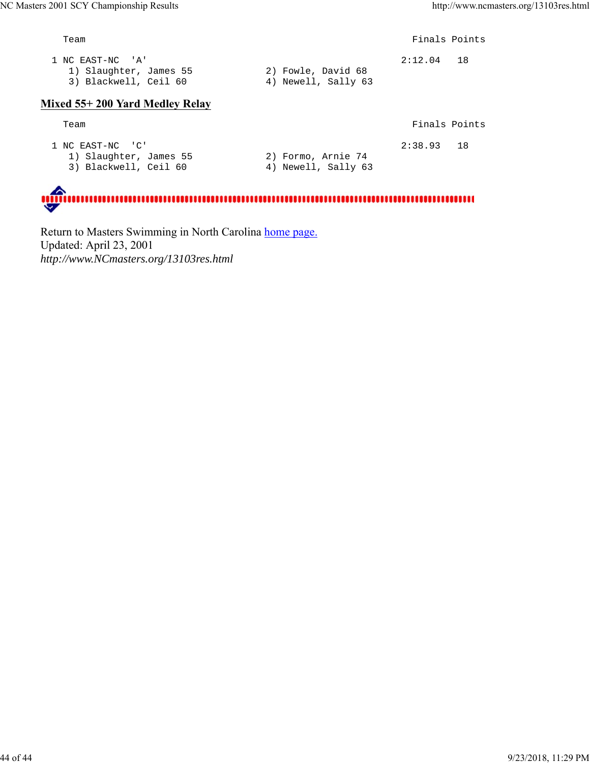```
    Team                                                          Finals Points

  1 NC EAST-NC  'A'                                              2:12.04   18
     1) Slaughter, James 55             2) Fowle, David 68
     3) Blackwell, Ceil 60              4) Newell, Sally 63
```

## Mixed 55+ 200 Yard Medley Relay

```
    Team                                                          Finals Points

  1 NC EAST-NC  'C'                                              2:38.93   18
     1) Slaughter, James 55             2) Formo, Arnie 74
     3) Blackwell, Ceil 60              4) Newell, Sally 63
```

Return to Masters Swimming in North Carolina home page.
Updated: April 23, 2001
*http://www.NCmasters.org/13103res.html*